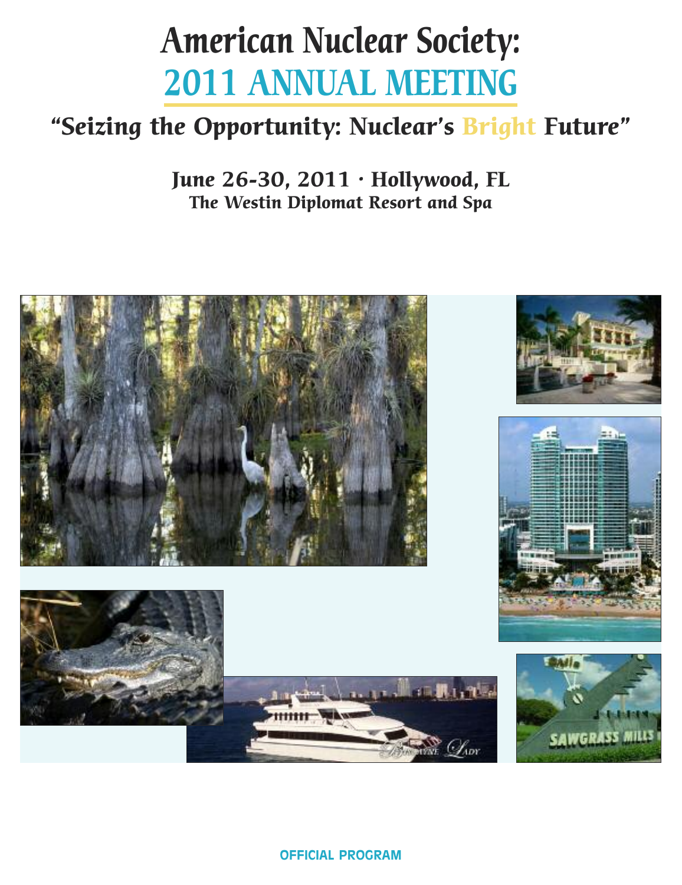# American Nuclear Society:
# 2011 ANNUAL MEETING

## "Seizing the Opportunity: Nuclear's Bright Future"

**June 26-30, 2011 · Hollywood, FL**

***The Westin Diplomat Resort and Spa***

**OFFICIAL PROGRAM**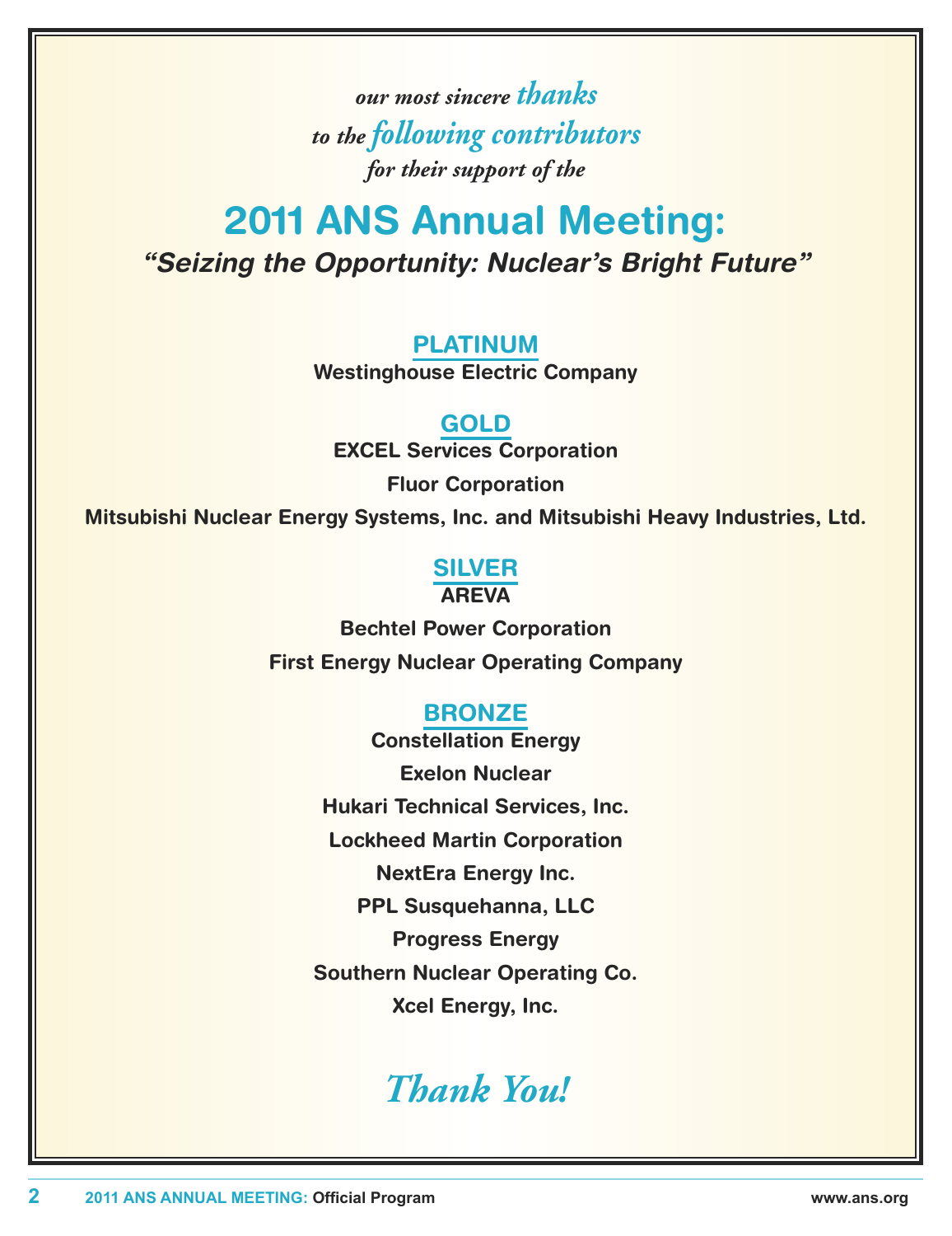*our most sincere thanks*
*to the following contributors*
*for their support of the*

# 2011 ANS Annual Meeting:

## *"Seizing the Opportunity: Nuclear's Bright Future"*

### PLATINUM

**Westinghouse Electric Company**

### GOLD

**EXCEL Services Corporation**

**Fluor Corporation**

**Mitsubishi Nuclear Energy Systems, Inc. and Mitsubishi Heavy Industries, Ltd.**

### SILVER

**AREVA**

**Bechtel Power Corporation**

**First Energy Nuclear Operating Company**

### BRONZE

**Constellation Energy**

**Exelon Nuclear**

**Hukari Technical Services, Inc.**

**Lockheed Martin Corporation**

**NextEra Energy Inc.**

**PPL Susquehanna, LLC**

**Progress Energy**

**Southern Nuclear Operating Co.**

**Xcel Energy, Inc.**

*Thank You!*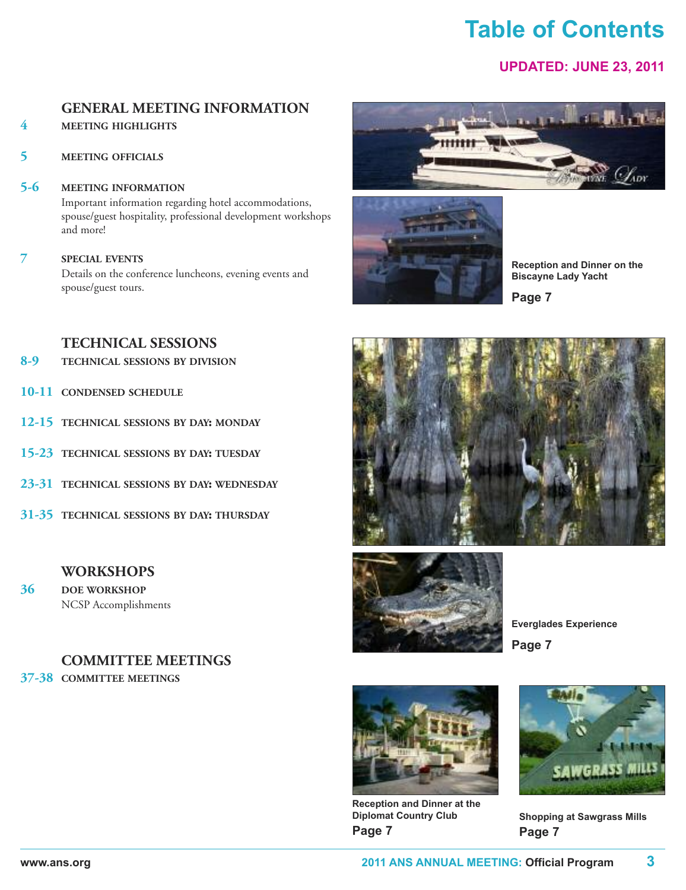# Table of Contents

**UPDATED: JUNE 23, 2011**

## GENERAL MEETING INFORMATION

**4** **MEETING HIGHLIGHTS**

**5** **MEETING OFFICIALS**

**5-6** **MEETING INFORMATION**
Important information regarding hotel accommodations, spouse/guest hospitality, professional development workshops and more!

**7** **SPECIAL EVENTS**
Details on the conference luncheons, evening events and spouse/guest tours.

## TECHNICAL SESSIONS

**8-9** **TECHNICAL SESSIONS BY DIVISION**

**10-11** **CONDENSED SCHEDULE**

**12-15** **TECHNICAL SESSIONS BY DAY: MONDAY**

**15-23** **TECHNICAL SESSIONS BY DAY: TUESDAY**

**23-31** **TECHNICAL SESSIONS BY DAY: WEDNESDAY**

**31-35** **TECHNICAL SESSIONS BY DAY: THURSDAY**

## WORKSHOPS

**36** **DOE WORKSHOP**
NCSP Accomplishments

## COMMITTEE MEETINGS

**37-38** **COMMITTEE MEETINGS**

**Reception and Dinner on the Biscayne Lady Yacht**
**Page 7**

**Everglades Experience**
**Page 7**

**Reception and Dinner at the Diplomat Country Club**
**Page 7**

**Shopping at Sawgrass Mills**
**Page 7**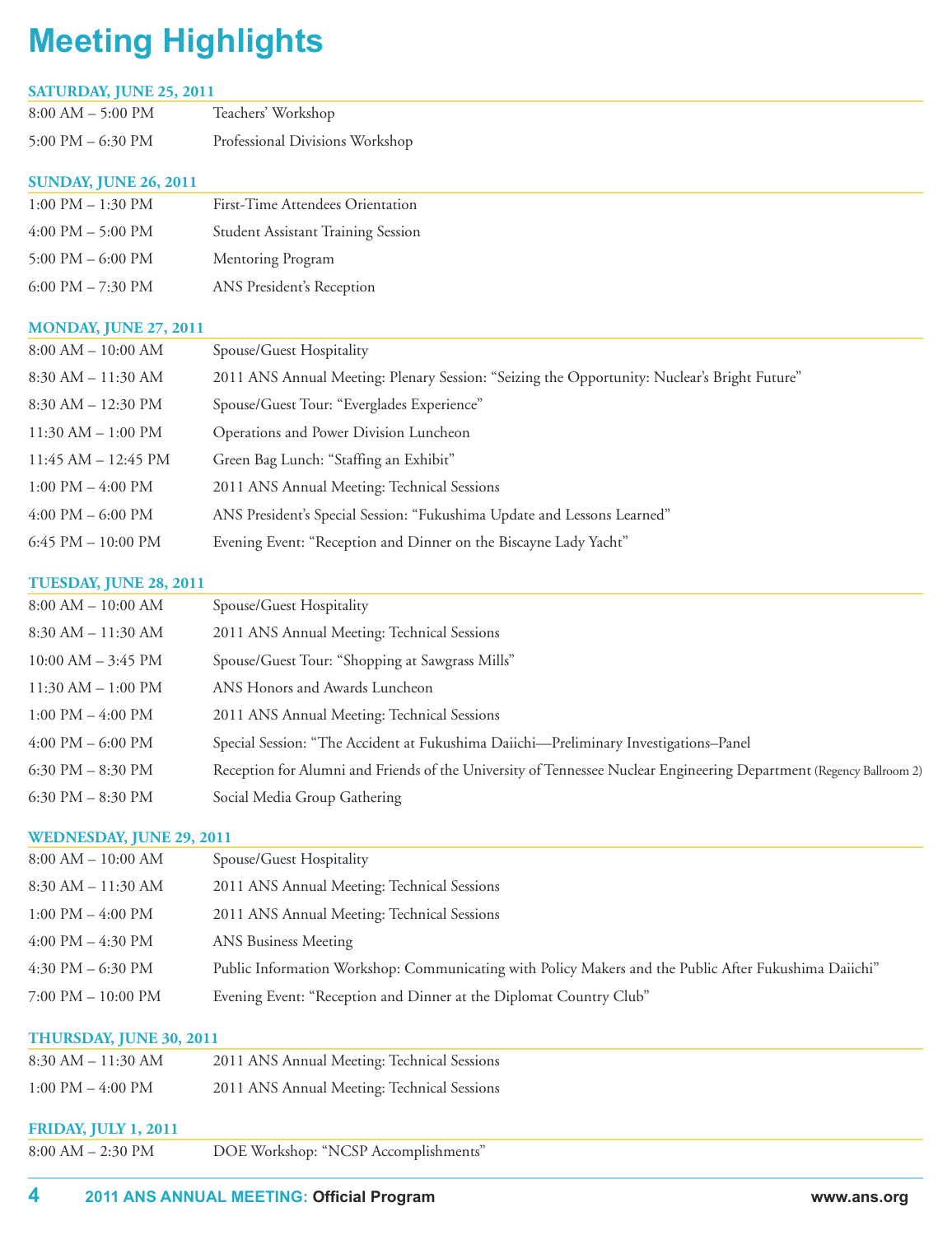# Meeting Highlights

## SATURDAY, JUNE 25, 2011

| | |
|---|---|
| 8:00 AM – 5:00 PM | Teachers' Workshop |
| 5:00 PM – 6:30 PM | Professional Divisions Workshop |

## SUNDAY, JUNE 26, 2011

| | |
|---|---|
| 1:00 PM – 1:30 PM | First-Time Attendees Orientation |
| 4:00 PM – 5:00 PM | Student Assistant Training Session |
| 5:00 PM – 6:00 PM | Mentoring Program |
| 6:00 PM – 7:30 PM | ANS President's Reception |

## MONDAY, JUNE 27, 2011

| | |
|---|---|
| 8:00 AM – 10:00 AM | Spouse/Guest Hospitality |
| 8:30 AM – 11:30 AM | 2011 ANS Annual Meeting: Plenary Session: "Seizing the Opportunity: Nuclear's Bright Future" |
| 8:30 AM – 12:30 PM | Spouse/Guest Tour: "Everglades Experience" |
| 11:30 AM – 1:00 PM | Operations and Power Division Luncheon |
| 11:45 AM – 12:45 PM | Green Bag Lunch: "Staffing an Exhibit" |
| 1:00 PM – 4:00 PM | 2011 ANS Annual Meeting: Technical Sessions |
| 4:00 PM – 6:00 PM | ANS President's Special Session: "Fukushima Update and Lessons Learned" |
| 6:45 PM – 10:00 PM | Evening Event: "Reception and Dinner on the Biscayne Lady Yacht" |

## TUESDAY, JUNE 28, 2011

| | |
|---|---|
| 8:00 AM – 10:00 AM | Spouse/Guest Hospitality |
| 8:30 AM – 11:30 AM | 2011 ANS Annual Meeting: Technical Sessions |
| 10:00 AM – 3:45 PM | Spouse/Guest Tour: "Shopping at Sawgrass Mills" |
| 11:30 AM – 1:00 PM | ANS Honors and Awards Luncheon |
| 1:00 PM – 4:00 PM | 2011 ANS Annual Meeting: Technical Sessions |
| 4:00 PM – 6:00 PM | Special Session: "The Accident at Fukushima Daiichi—Preliminary Investigations–Panel |
| 6:30 PM – 8:30 PM | Reception for Alumni and Friends of the University of Tennessee Nuclear Engineering Department (Regency Ballroom 2) |
| 6:30 PM – 8:30 PM | Social Media Group Gathering |

## WEDNESDAY, JUNE 29, 2011

| | |
|---|---|
| 8:00 AM – 10:00 AM | Spouse/Guest Hospitality |
| 8:30 AM – 11:30 AM | 2011 ANS Annual Meeting: Technical Sessions |
| 1:00 PM – 4:00 PM | 2011 ANS Annual Meeting: Technical Sessions |
| 4:00 PM – 4:30 PM | ANS Business Meeting |
| 4:30 PM – 6:30 PM | Public Information Workshop: Communicating with Policy Makers and the Public After Fukushima Daiichi" |
| 7:00 PM – 10:00 PM | Evening Event: "Reception and Dinner at the Diplomat Country Club" |

## THURSDAY, JUNE 30, 2011

| | |
|---|---|
| 8:30 AM – 11:30 AM | 2011 ANS Annual Meeting: Technical Sessions |
| 1:00 PM – 4:00 PM | 2011 ANS Annual Meeting: Technical Sessions |

## FRIDAY, JULY 1, 2011

| | |
|---|---|
| 8:00 AM – 2:30 PM | DOE Workshop: "NCSP Accomplishments" |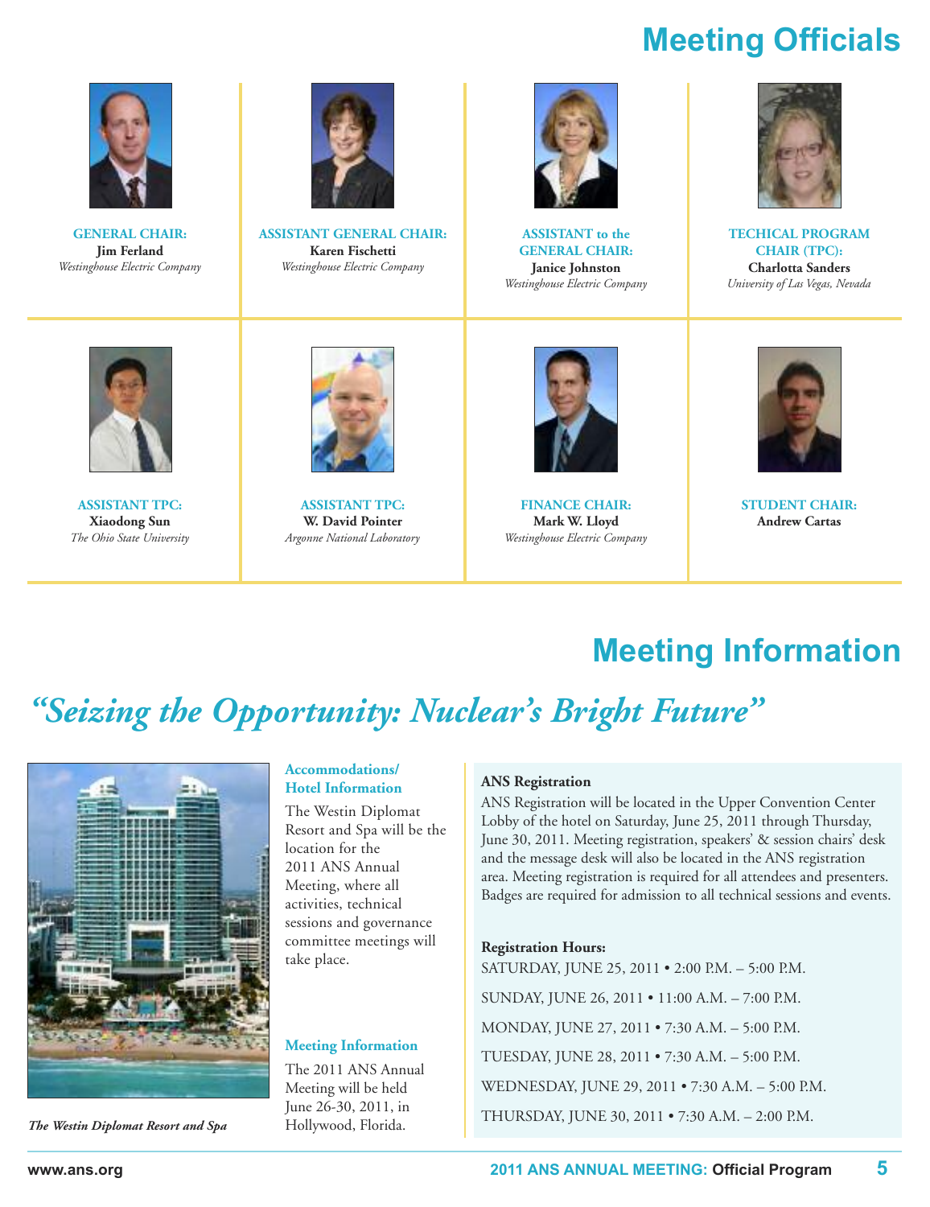# Meeting Officials

**GENERAL CHAIR:**
**Jim Ferland**
*Westinghouse Electric Company*

**ASSISTANT GENERAL CHAIR:**
**Karen Fischetti**
*Westinghouse Electric Company*

**ASSISTANT to the GENERAL CHAIR:**
**Janice Johnston**
*Westinghouse Electric Company*

**TECHICAL PROGRAM CHAIR (TPC):**
**Charlotta Sanders**
*University of Las Vegas, Nevada*

**ASSISTANT TPC:**
**Xiaodong Sun**
*The Ohio State University*

**ASSISTANT TPC:**
**W. David Pointer**
*Argonne National Laboratory*

**FINANCE CHAIR:**
**Mark W. Lloyd**
*Westinghouse Electric Company*

**STUDENT CHAIR:**
**Andrew Cartas**

# Meeting Information

## *"Seizing the Opportunity: Nuclear's Bright Future"*

***The Westin Diplomat Resort and Spa***

### Accommodations/ Hotel Information

The Westin Diplomat Resort and Spa will be the location for the 2011 ANS Annual Meeting, where all activities, technical sessions and governance committee meetings will take place.

### Meeting Information

The 2011 ANS Annual Meeting will be held June 26-30, 2011, in Hollywood, Florida.

### ANS Registration

ANS Registration will be located in the Upper Convention Center Lobby of the hotel on Saturday, June 25, 2011 through Thursday, June 30, 2011. Meeting registration, speakers' & session chairs' desk and the message desk will also be located in the ANS registration area. Meeting registration is required for all attendees and presenters. Badges are required for admission to all technical sessions and events.

**Registration Hours:**

SATURDAY, JUNE 25, 2011 • 2:00 P.M. – 5:00 P.M.

SUNDAY, JUNE 26, 2011 • 11:00 A.M. – 7:00 P.M.

MONDAY, JUNE 27, 2011 • 7:30 A.M. – 5:00 P.M.

TUESDAY, JUNE 28, 2011 • 7:30 A.M. – 5:00 P.M.

WEDNESDAY, JUNE 29, 2011 • 7:30 A.M. – 5:00 P.M.

THURSDAY, JUNE 30, 2011 • 7:30 A.M. – 2:00 P.M.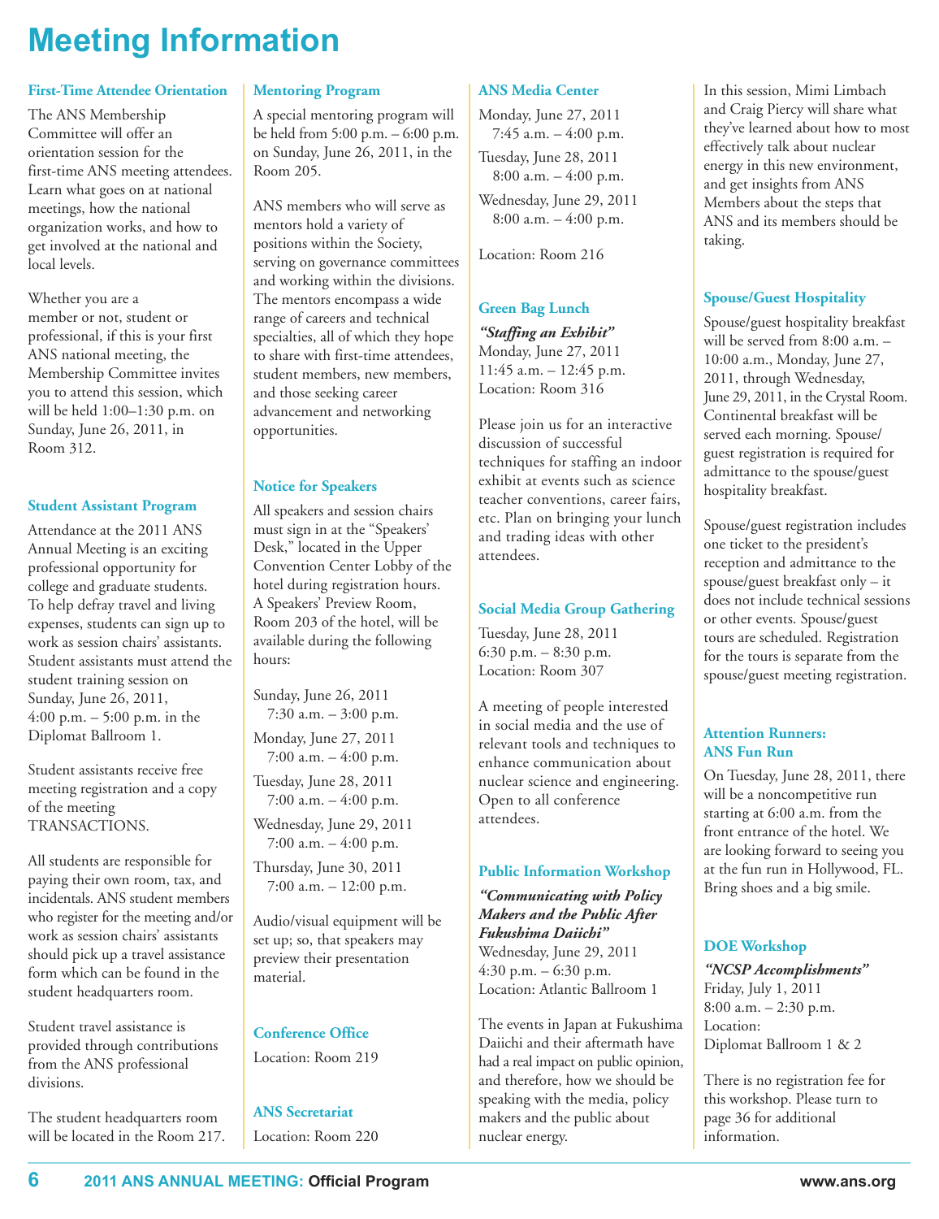# Meeting Information

## First-Time Attendee Orientation

The ANS Membership Committee will offer an orientation session for the first-time ANS meeting attendees. Learn what goes on at national meetings, how the national organization works, and how to get involved at the national and local levels.

Whether you are a member or not, student or professional, if this is your first ANS national meeting, the Membership Committee invites you to attend this session, which will be held 1:00–1:30 p.m. on Sunday, June 26, 2011, in Room 312.

## Student Assistant Program

Attendance at the 2011 ANS Annual Meeting is an exciting professional opportunity for college and graduate students. To help defray travel and living expenses, students can sign up to work as session chairs' assistants. Student assistants must attend the student training session on Sunday, June 26, 2011, 4:00 p.m. – 5:00 p.m. in the Diplomat Ballroom 1.

Student assistants receive free meeting registration and a copy of the meeting TRANSACTIONS.

All students are responsible for paying their own room, tax, and incidentals. ANS student members who register for the meeting and/or work as session chairs' assistants should pick up a travel assistance form which can be found in the student headquarters room.

Student travel assistance is provided through contributions from the ANS professional divisions.

The student headquarters room will be located in the Room 217.

## Mentoring Program

A special mentoring program will be held from 5:00 p.m. – 6:00 p.m. on Sunday, June 26, 2011, in the Room 205.

ANS members who will serve as mentors hold a variety of positions within the Society, serving on governance committees and working within the divisions. The mentors encompass a wide range of careers and technical specialties, all of which they hope to share with first-time attendees, student members, new members, and those seeking career advancement and networking opportunities.

## Notice for Speakers

All speakers and session chairs must sign in at the "Speakers' Desk," located in the Upper Convention Center Lobby of the hotel during registration hours. A Speakers' Preview Room, Room 203 of the hotel, will be available during the following hours:

Sunday, June 26, 2011
7:30 a.m. – 3:00 p.m.

Monday, June 27, 2011
7:00 a.m. – 4:00 p.m.

Tuesday, June 28, 2011
7:00 a.m. – 4:00 p.m.

Wednesday, June 29, 2011
7:00 a.m. – 4:00 p.m.

Thursday, June 30, 2011
7:00 a.m. – 12:00 p.m.

Audio/visual equipment will be set up; so, that speakers may preview their presentation material.

## Conference Office

Location: Room 219

## ANS Secretariat

Location: Room 220

## ANS Media Center

Monday, June 27, 2011
7:45 a.m. – 4:00 p.m.

Tuesday, June 28, 2011
8:00 a.m. – 4:00 p.m.

Wednesday, June 29, 2011
8:00 a.m. – 4:00 p.m.

Location: Room 216

## Green Bag Lunch

***"Staffing an Exhibit"***
Monday, June 27, 2011
11:45 a.m. – 12:45 p.m.
Location: Room 316

Please join us for an interactive discussion of successful techniques for staffing an indoor exhibit at events such as science teacher conventions, career fairs, etc. Plan on bringing your lunch and trading ideas with other attendees.

## Social Media Group Gathering

Tuesday, June 28, 2011
6:30 p.m. – 8:30 p.m.
Location: Room 307

A meeting of people interested in social media and the use of relevant tools and techniques to enhance communication about nuclear science and engineering. Open to all conference attendees.

## Public Information Workshop

***"Communicating with Policy Makers and the Public After Fukushima Daiichi"***
Wednesday, June 29, 2011
4:30 p.m. – 6:30 p.m.
Location: Atlantic Ballroom 1

The events in Japan at Fukushima Daiichi and their aftermath have had a real impact on public opinion, and therefore, how we should be speaking with the media, policy makers and the public about nuclear energy.

In this session, Mimi Limbach and Craig Piercy will share what they've learned about how to most effectively talk about nuclear energy in this new environment, and get insights from ANS Members about the steps that ANS and its members should be taking.

## Spouse/Guest Hospitality

Spouse/guest hospitality breakfast will be served from 8:00 a.m. – 10:00 a.m., Monday, June 27, 2011, through Wednesday, June 29, 2011, in the Crystal Room. Continental breakfast will be served each morning. Spouse/guest registration is required for admittance to the spouse/guest hospitality breakfast.

Spouse/guest registration includes one ticket to the president's reception and admittance to the spouse/guest breakfast only – it does not include technical sessions or other events. Spouse/guest tours are scheduled. Registration for the tours is separate from the spouse/guest meeting registration.

## Attention Runners: ANS Fun Run

On Tuesday, June 28, 2011, there will be a noncompetitive run starting at 6:00 a.m. from the front entrance of the hotel. We are looking forward to seeing you at the fun run in Hollywood, FL. Bring shoes and a big smile.

## DOE Workshop

***"NCSP Accomplishments"***
Friday, July 1, 2011
8:00 a.m. – 2:30 p.m.
Location:
Diplomat Ballroom 1 & 2

There is no registration fee for this workshop. Please turn to page 36 for additional information.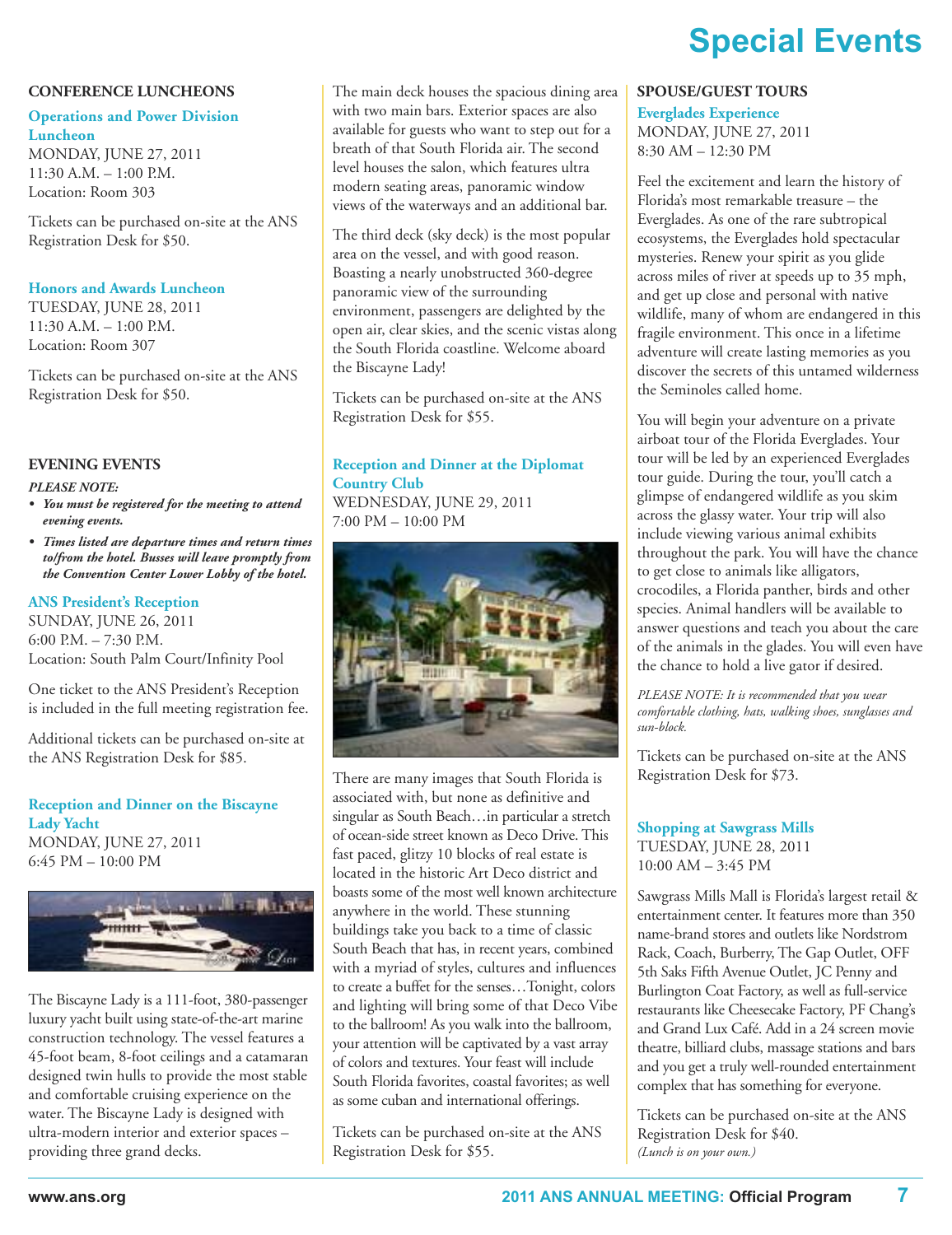# Special Events

## CONFERENCE LUNCHEONS

### Operations and Power Division Luncheon

MONDAY, JUNE 27, 2011
11:30 A.M. – 1:00 P.M.
Location: Room 303

Tickets can be purchased on-site at the ANS Registration Desk for $50.

### Honors and Awards Luncheon

TUESDAY, JUNE 28, 2011
11:30 A.M. – 1:00 P.M.
Location: Room 307

Tickets can be purchased on-site at the ANS Registration Desk for $50.

## EVENING EVENTS

***PLEASE NOTE:***

- ***You must be registered for the meeting to attend evening events.***
- ***Times listed are departure times and return times to/from the hotel. Busses will leave promptly from the Convention Center Lower Lobby of the hotel.***

### ANS President's Reception

SUNDAY, JUNE 26, 2011
6:00 P.M. – 7:30 P.M.
Location: South Palm Court/Infinity Pool

One ticket to the ANS President's Reception is included in the full meeting registration fee.

Additional tickets can be purchased on-site at the ANS Registration Desk for $85.

### Reception and Dinner on the Biscayne Lady Yacht

MONDAY, JUNE 27, 2011
6:45 PM – 10:00 PM

The Biscayne Lady is a 111-foot, 380-passenger luxury yacht built using state-of-the-art marine construction technology. The vessel features a 45-foot beam, 8-foot ceilings and a catamaran designed twin hulls to provide the most stable and comfortable cruising experience on the water. The Biscayne Lady is designed with ultra-modern interior and exterior spaces – providing three grand decks.

The main deck houses the spacious dining area with two main bars. Exterior spaces are also available for guests who want to step out for a breath of that South Florida air. The second level houses the salon, which features ultra modern seating areas, panoramic window views of the waterways and an additional bar.

The third deck (sky deck) is the most popular area on the vessel, and with good reason. Boasting a nearly unobstructed 360-degree panoramic view of the surrounding environment, passengers are delighted by the open air, clear skies, and the scenic vistas along the South Florida coastline. Welcome aboard the Biscayne Lady!

Tickets can be purchased on-site at the ANS Registration Desk for $55.

### Reception and Dinner at the Diplomat Country Club

WEDNESDAY, JUNE 29, 2011
7:00 PM – 10:00 PM

There are many images that South Florida is associated with, but none as definitive and singular as South Beach…in particular a stretch of ocean-side street known as Deco Drive. This fast paced, glitzy 10 blocks of real estate is located in the historic Art Deco district and boasts some of the most well known architecture anywhere in the world. These stunning buildings take you back to a time of classic South Beach that has, in recent years, combined with a myriad of styles, cultures and influences to create a buffet for the senses…Tonight, colors and lighting will bring some of that Deco Vibe to the ballroom! As you walk into the ballroom, your attention will be captivated by a vast array of colors and textures. Your feast will include South Florida favorites, coastal favorites; as well as some cuban and international offerings.

Tickets can be purchased on-site at the ANS Registration Desk for $55.

## SPOUSE/GUEST TOURS

### Everglades Experience

MONDAY, JUNE 27, 2011
8:30 AM – 12:30 PM

Feel the excitement and learn the history of Florida's most remarkable treasure – the Everglades. As one of the rare subtropical ecosystems, the Everglades hold spectacular mysteries. Renew your spirit as you glide across miles of river at speeds up to 35 mph, and get up close and personal with native wildlife, many of whom are endangered in this fragile environment. This once in a lifetime adventure will create lasting memories as you discover the secrets of this untamed wilderness the Seminoles called home.

You will begin your adventure on a private airboat tour of the Florida Everglades. Your tour will be led by an experienced Everglades tour guide. During the tour, you'll catch a glimpse of endangered wildlife as you skim across the glassy water. Your trip will also include viewing various animal exhibits throughout the park. You will have the chance to get close to animals like alligators, crocodiles, a Florida panther, birds and other species. Animal handlers will be available to answer questions and teach you about the care of the animals in the glades. You will even have the chance to hold a live gator if desired.

*PLEASE NOTE: It is recommended that you wear comfortable clothing, hats, walking shoes, sunglasses and sun-block.*

Tickets can be purchased on-site at the ANS Registration Desk for $73.

### Shopping at Sawgrass Mills

TUESDAY, JUNE 28, 2011
10:00 AM – 3:45 PM

Sawgrass Mills Mall is Florida's largest retail & entertainment center. It features more than 350 name-brand stores and outlets like Nordstrom Rack, Coach, Burberry, The Gap Outlet, OFF 5th Saks Fifth Avenue Outlet, JC Penny and Burlington Coat Factory, as well as full-service restaurants like Cheesecake Factory, PF Chang's and Grand Lux Café. Add in a 24 screen movie theatre, billiard clubs, massage stations and bars and you get a truly well-rounded entertainment complex that has something for everyone.

Tickets can be purchased on-site at the ANS Registration Desk for $40.
*(Lunch is on your own.)*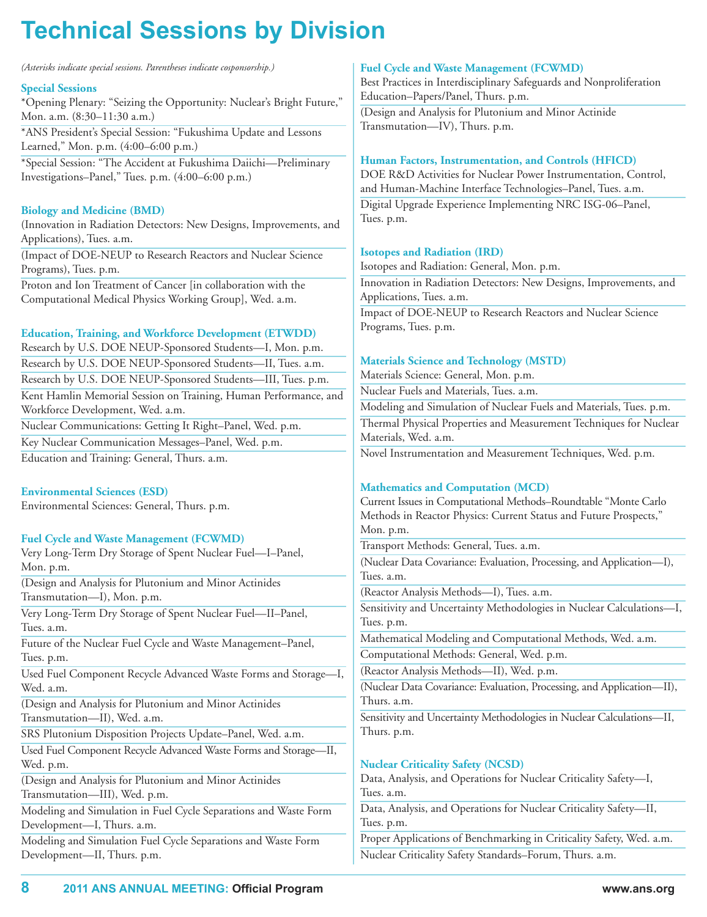# Technical Sessions by Division

*(Asterisks indicate special sessions. Parentheses indicate cosponsorship.)*

### Special Sessions

*Opening Plenary: "Seizing the Opportunity: Nuclear's Bright Future," Mon. a.m. (8:30–11:30 a.m.)

*ANS President's Special Session: "Fukushima Update and Lessons Learned," Mon. p.m. (4:00–6:00 p.m.)

*Special Session: "The Accident at Fukushima Daiichi—Preliminary Investigations–Panel," Tues. p.m. (4:00–6:00 p.m.)

### Biology and Medicine (BMD)

(Innovation in Radiation Detectors: New Designs, Improvements, and Applications), Tues. a.m.

(Impact of DOE-NEUP to Research Reactors and Nuclear Science Programs), Tues. p.m.

Proton and Ion Treatment of Cancer [in collaboration with the Computational Medical Physics Working Group], Wed. a.m.

### Education, Training, and Workforce Development (ETWDD)

Research by U.S. DOE NEUP-Sponsored Students—I, Mon. p.m.

Research by U.S. DOE NEUP-Sponsored Students—II, Tues. a.m.

Research by U.S. DOE NEUP-Sponsored Students—III, Tues. p.m.

Kent Hamlin Memorial Session on Training, Human Performance, and Workforce Development, Wed. a.m.

Nuclear Communications: Getting It Right–Panel, Wed. p.m.

Key Nuclear Communication Messages–Panel, Wed. p.m.

Education and Training: General, Thurs. a.m.

### Environmental Sciences (ESD)

Environmental Sciences: General, Thurs. p.m.

### Fuel Cycle and Waste Management (FCWMD)

Very Long-Term Dry Storage of Spent Nuclear Fuel—I–Panel, Mon. p.m.

(Design and Analysis for Plutonium and Minor Actinides Transmutation—I), Mon. p.m.

Very Long-Term Dry Storage of Spent Nuclear Fuel—II–Panel, Tues. a.m.

Future of the Nuclear Fuel Cycle and Waste Management–Panel, Tues. p.m.

Used Fuel Component Recycle Advanced Waste Forms and Storage—I, Wed. a.m.

(Design and Analysis for Plutonium and Minor Actinides Transmutation—II), Wed. a.m.

SRS Plutonium Disposition Projects Update–Panel, Wed. a.m.

Used Fuel Component Recycle Advanced Waste Forms and Storage—II, Wed. p.m.

(Design and Analysis for Plutonium and Minor Actinides Transmutation—III), Wed. p.m.

Modeling and Simulation in Fuel Cycle Separations and Waste Form Development—I, Thurs. a.m.

Modeling and Simulation Fuel Cycle Separations and Waste Form Development—II, Thurs. p.m.

### Fuel Cycle and Waste Management (FCWMD)

Best Practices in Interdisciplinary Safeguards and Nonproliferation Education–Papers/Panel, Thurs. p.m.

(Design and Analysis for Plutonium and Minor Actinide Transmutation—IV), Thurs. p.m.

### Human Factors, Instrumentation, and Controls (HFICD)

DOE R&D Activities for Nuclear Power Instrumentation, Control, and Human-Machine Interface Technologies–Panel, Tues. a.m.

Digital Upgrade Experience Implementing NRC ISG-06–Panel, Tues. p.m.

### Isotopes and Radiation (IRD)

Isotopes and Radiation: General, Mon. p.m.

Innovation in Radiation Detectors: New Designs, Improvements, and Applications, Tues. a.m.

Impact of DOE-NEUP to Research Reactors and Nuclear Science Programs, Tues. p.m.

### Materials Science and Technology (MSTD)

Materials Science: General, Mon. p.m.

Nuclear Fuels and Materials, Tues. a.m.

Modeling and Simulation of Nuclear Fuels and Materials, Tues. p.m.

Thermal Physical Properties and Measurement Techniques for Nuclear Materials, Wed. a.m.

Novel Instrumentation and Measurement Techniques, Wed. p.m.

### Mathematics and Computation (MCD)

Current Issues in Computational Methods–Roundtable "Monte Carlo Methods in Reactor Physics: Current Status and Future Prospects," Mon. p.m.

Transport Methods: General, Tues. a.m.

(Nuclear Data Covariance: Evaluation, Processing, and Application—I), Tues. a.m.

(Reactor Analysis Methods—I), Tues. a.m.

Sensitivity and Uncertainty Methodologies in Nuclear Calculations—I, Tues. p.m.

Mathematical Modeling and Computational Methods, Wed. a.m.

Computational Methods: General, Wed. p.m.

(Reactor Analysis Methods—II), Wed. p.m.

(Nuclear Data Covariance: Evaluation, Processing, and Application—II), Thurs. a.m.

Sensitivity and Uncertainty Methodologies in Nuclear Calculations—II, Thurs. p.m.

### Nuclear Criticality Safety (NCSD)

Data, Analysis, and Operations for Nuclear Criticality Safety—I, Tues. a.m.

Data, Analysis, and Operations for Nuclear Criticality Safety—II, Tues. p.m.

Proper Applications of Benchmarking in Criticality Safety, Wed. a.m.

Nuclear Criticality Safety Standards–Forum, Thurs. a.m.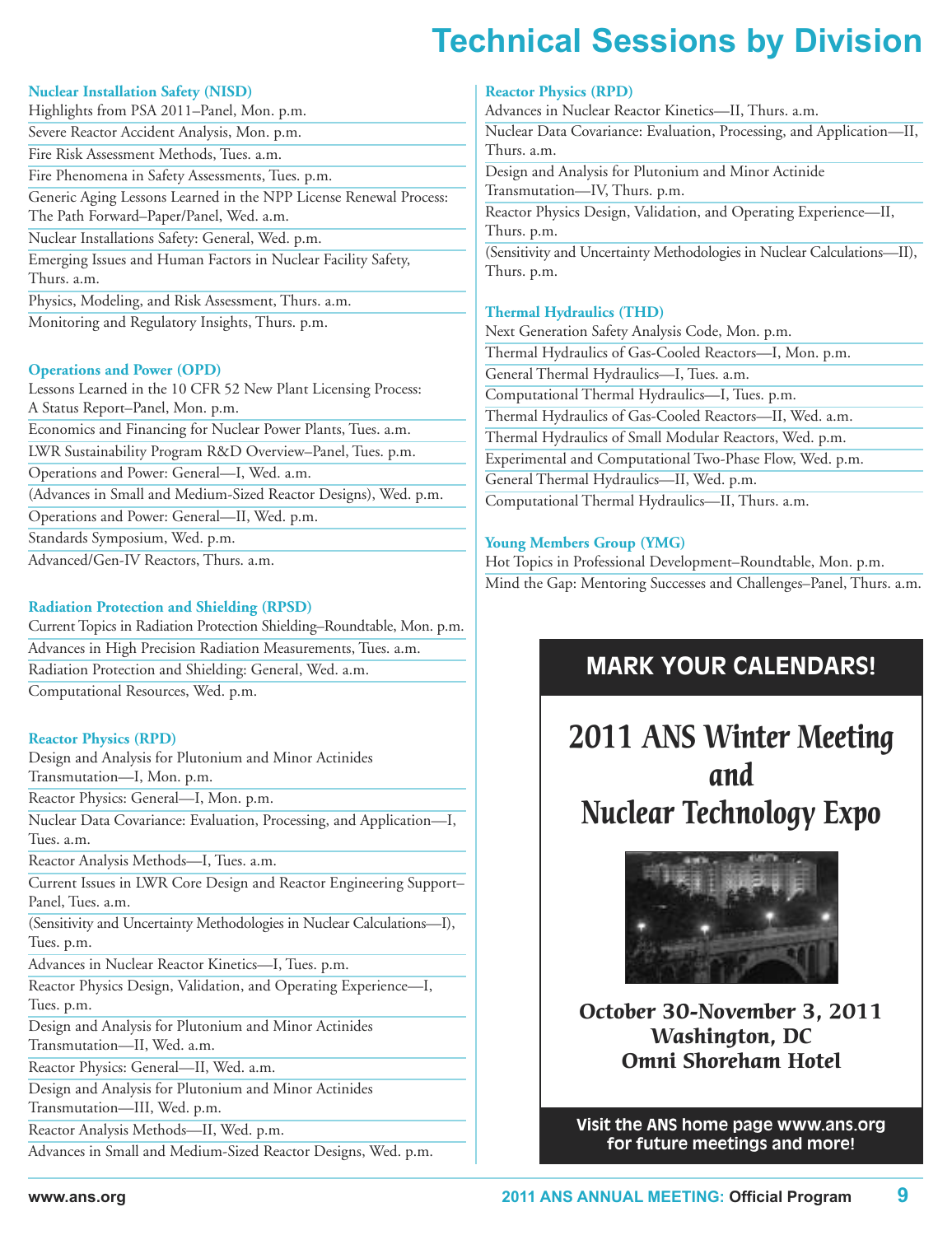# Technical Sessions by Division

### Nuclear Installation Safety (NISD)

Highlights from PSA 2011–Panel, Mon. p.m.

Severe Reactor Accident Analysis, Mon. p.m.

Fire Risk Assessment Methods, Tues. a.m.

Fire Phenomena in Safety Assessments, Tues. p.m.

Generic Aging Lessons Learned in the NPP License Renewal Process: The Path Forward–Paper/Panel, Wed. a.m.

Nuclear Installations Safety: General, Wed. p.m.

Emerging Issues and Human Factors in Nuclear Facility Safety, Thurs. a.m.

Physics, Modeling, and Risk Assessment, Thurs. a.m.

Monitoring and Regulatory Insights, Thurs. p.m.

### Operations and Power (OPD)

Lessons Learned in the 10 CFR 52 New Plant Licensing Process: A Status Report–Panel, Mon. p.m.

Economics and Financing for Nuclear Power Plants, Tues. a.m.

LWR Sustainability Program R&D Overview–Panel, Tues. p.m.

Operations and Power: General—I, Wed. a.m.

(Advances in Small and Medium-Sized Reactor Designs), Wed. p.m.

Operations and Power: General—II, Wed. p.m.

Standards Symposium, Wed. p.m.

Advanced/Gen-IV Reactors, Thurs. a.m.

### Radiation Protection and Shielding (RPSD)

Current Topics in Radiation Protection Shielding–Roundtable, Mon. p.m.

Advances in High Precision Radiation Measurements, Tues. a.m.

Radiation Protection and Shielding: General, Wed. a.m.

Computational Resources, Wed. p.m.

### Reactor Physics (RPD)

Design and Analysis for Plutonium and Minor Actinides Transmutation—I, Mon. p.m.

Reactor Physics: General—I, Mon. p.m.

Nuclear Data Covariance: Evaluation, Processing, and Application—I, Tues. a.m.

Reactor Analysis Methods—I, Tues. a.m.

Current Issues in LWR Core Design and Reactor Engineering Support–Panel, Tues. a.m.

(Sensitivity and Uncertainty Methodologies in Nuclear Calculations—I), Tues. p.m.

Advances in Nuclear Reactor Kinetics—I, Tues. p.m.

Reactor Physics Design, Validation, and Operating Experience—I, Tues. p.m.

Design and Analysis for Plutonium and Minor Actinides Transmutation—II, Wed. a.m.

Reactor Physics: General—II, Wed. a.m.

Design and Analysis for Plutonium and Minor Actinides Transmutation—III, Wed. p.m.

Reactor Analysis Methods—II, Wed. p.m.

Advances in Small and Medium-Sized Reactor Designs, Wed. p.m.

### Reactor Physics (RPD)

Advances in Nuclear Reactor Kinetics—II, Thurs. a.m.

Nuclear Data Covariance: Evaluation, Processing, and Application—II, Thurs. a.m.

Design and Analysis for Plutonium and Minor Actinide Transmutation—IV, Thurs. p.m.

Reactor Physics Design, Validation, and Operating Experience—II, Thurs. p.m.

(Sensitivity and Uncertainty Methodologies in Nuclear Calculations—II), Thurs. p.m.

### Thermal Hydraulics (THD)

Next Generation Safety Analysis Code, Mon. p.m.

Thermal Hydraulics of Gas-Cooled Reactors—I, Mon. p.m.

General Thermal Hydraulics—I, Tues. a.m.

Computational Thermal Hydraulics—I, Tues. p.m.

Thermal Hydraulics of Gas-Cooled Reactors—II, Wed. a.m.

Thermal Hydraulics of Small Modular Reactors, Wed. p.m.

Experimental and Computational Two-Phase Flow, Wed. p.m.

General Thermal Hydraulics—II, Wed. p.m.

Computational Thermal Hydraulics—II, Thurs. a.m.

### Young Members Group (YMG)

Hot Topics in Professional Development–Roundtable, Mon. p.m.

Mind the Gap: Mentoring Successes and Challenges–Panel, Thurs. a.m.

## MARK YOUR CALENDARS!

## *2011 ANS Winter Meeting and Nuclear Technology Expo*

**October 30-November 3, 2011**
**Washington, DC**
**Omni Shoreham Hotel**

**Visit the ANS home page www.ans.org for future meetings and more!**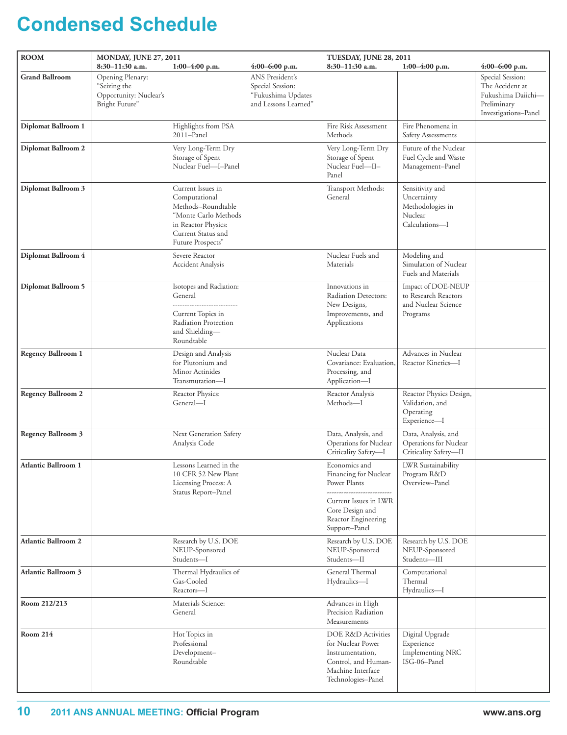# Condensed Schedule

| ROOM | MONDAY, JUNE 27, 2011 8:30–11:30 a.m. | 1:00–4:00 p.m. | 4:00–6:00 p.m. | TUESDAY, JUNE 28, 2011 8:30–11:30 a.m. | 1:00–4:00 p.m. | 4:00–6:00 p.m. |
|---|---|---|---|---|---|---|
| **Grand Ballroom** | Opening Plenary: "Seizing the Opportunity: Nuclear's Bright Future" | | ANS President's Special Session: "Fukushima Updates and Lessons Learned" | | | Special Session: The Accident at Fukushima Daiichi—Preliminary Investigations–Panel |
| **Diplomat Ballroom 1** | | Highlights from PSA 2011–Panel | | Fire Risk Assessment Methods | Fire Phenomena in Safety Assessments | |
| **Diplomat Ballroom 2** | | Very Long-Term Dry Storage of Spent Nuclear Fuel—I–Panel | | Very Long-Term Dry Storage of Spent Nuclear Fuel—II–Panel | Future of the Nuclear Fuel Cycle and Waste Management–Panel | |
| **Diplomat Ballroom 3** | | Current Issues in Computational Methods–Roundtable "Monte Carlo Methods in Reactor Physics: Current Status and Future Prospects" | | Transport Methods: General | Sensitivity and Uncertainty Methodologies in Nuclear Calculations—I | |
| **Diplomat Ballroom 4** | | Severe Reactor Accident Analysis | | Nuclear Fuels and Materials | Modeling and Simulation of Nuclear Fuels and Materials | |
| **Diplomat Ballroom 5** | | Isotopes and Radiation: General / Current Topics in Radiation Protection and Shielding—Roundtable | | Innovations in Radiation Detectors: New Designs, Improvements, and Applications | Impact of DOE-NEUP to Research Reactors and Nuclear Science Programs | |
| **Regency Ballroom 1** | | Design and Analysis for Plutonium and Minor Actinides Transmutation—I | | Nuclear Data Covariance: Evaluation, Processing, and Application—I | Advances in Nuclear Reactor Kinetics—I | |
| **Regency Ballroom 2** | | Reactor Physics: General—I | | Reactor Analysis Methods—I | Reactor Physics Design, Validation, and Operating Experience—I | |
| **Regency Ballroom 3** | | Next Generation Safety Analysis Code | | Data, Analysis, and Operations for Nuclear Criticality Safety—I | Data, Analysis, and Operations for Nuclear Criticality Safety—II | |
| **Atlantic Ballroom 1** | | Lessons Learned in the 10 CFR 52 New Plant Licensing Process: A Status Report–Panel | | Economics and Financing for Nuclear Power Plants / Current Issues in LWR Core Design and Reactor Engineering Support–Panel | LWR Sustainability Program R&D Overview–Panel | |
| **Atlantic Ballroom 2** | | Research by U.S. DOE NEUP-Sponsored Students—I | | Research by U.S. DOE NEUP-Sponsored Students—II | Research by U.S. DOE NEUP-Sponsored Students—III | |
| **Atlantic Ballroom 3** | | Thermal Hydraulics of Gas-Cooled Reactors—I | | General Thermal Hydraulics—I | Computational Thermal Hydraulics—I | |
| **Room 212/213** | | Materials Science: General | | Advances in High Precision Radiation Measurements | | |
| **Room 214** | | Hot Topics in Professional Development–Roundtable | | DOE R&D Activities for Nuclear Power Instrumentation, Control, and Human-Machine Interface Technologies–Panel | Digital Upgrade Experience Implementing NRC ISG-06–Panel | |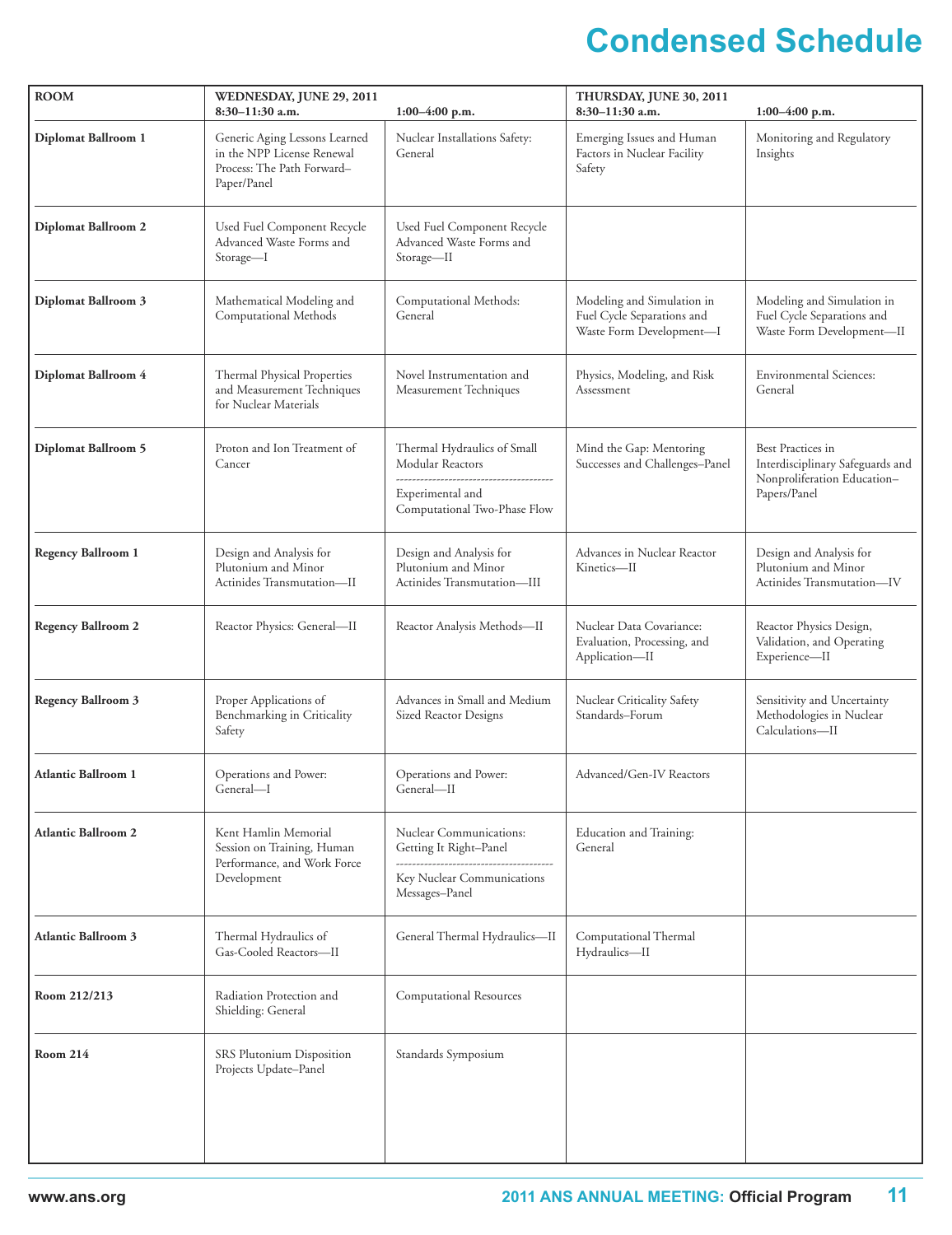# Condensed Schedule

| ROOM | WEDNESDAY, JUNE 29, 2011 8:30–11:30 a.m. | 1:00–4:00 p.m. | THURSDAY, JUNE 30, 2011 8:30–11:30 a.m. | 1:00–4:00 p.m. |
|---|---|---|---|---|
| **Diplomat Ballroom 1** | Generic Aging Lessons Learned in the NPP License Renewal Process: The Path Forward–Paper/Panel | Nuclear Installations Safety: General | Emerging Issues and Human Factors in Nuclear Facility Safety | Monitoring and Regulatory Insights |
| **Diplomat Ballroom 2** | Used Fuel Component Recycle Advanced Waste Forms and Storage—I | Used Fuel Component Recycle Advanced Waste Forms and Storage—II | | |
| **Diplomat Ballroom 3** | Mathematical Modeling and Computational Methods | Computational Methods: General | Modeling and Simulation in Fuel Cycle Separations and Waste Form Development—I | Modeling and Simulation in Fuel Cycle Separations and Waste Form Development—II |
| **Diplomat Ballroom 4** | Thermal Physical Properties and Measurement Techniques for Nuclear Materials | Novel Instrumentation and Measurement Techniques | Physics, Modeling, and Risk Assessment | Environmental Sciences: General |
| **Diplomat Ballroom 5** | Proton and Ion Treatment of Cancer | Thermal Hydraulics of Small Modular Reactors / Experimental and Computational Two-Phase Flow | Mind the Gap: Mentoring Successes and Challenges–Panel | Best Practices in Interdisciplinary Safeguards and Nonproliferation Education–Papers/Panel |
| **Regency Ballroom 1** | Design and Analysis for Plutonium and Minor Actinides Transmutation—II | Design and Analysis for Plutonium and Minor Actinides Transmutation—III | Advances in Nuclear Reactor Kinetics—II | Design and Analysis for Plutonium and Minor Actinides Transmutation—IV |
| **Regency Ballroom 2** | Reactor Physics: General—II | Reactor Analysis Methods—II | Nuclear Data Covariance: Evaluation, Processing, and Application—II | Reactor Physics Design, Validation, and Operating Experience—II |
| **Regency Ballroom 3** | Proper Applications of Benchmarking in Criticality Safety | Advances in Small and Medium Sized Reactor Designs | Nuclear Criticality Safety Standards–Forum | Sensitivity and Uncertainty Methodologies in Nuclear Calculations—II |
| **Atlantic Ballroom 1** | Operations and Power: General—I | Operations and Power: General—II | Advanced/Gen-IV Reactors | |
| **Atlantic Ballroom 2** | Kent Hamlin Memorial Session on Training, Human Performance, and Work Force Development | Nuclear Communications: Getting It Right–Panel / Key Nuclear Communications Messages–Panel | Education and Training: General | |
| **Atlantic Ballroom 3** | Thermal Hydraulics of Gas-Cooled Reactors—II | General Thermal Hydraulics—II | Computational Thermal Hydraulics—II | |
| **Room 212/213** | Radiation Protection and Shielding: General | Computational Resources | | |
| **Room 214** | SRS Plutonium Disposition Projects Update–Panel | Standards Symposium | | |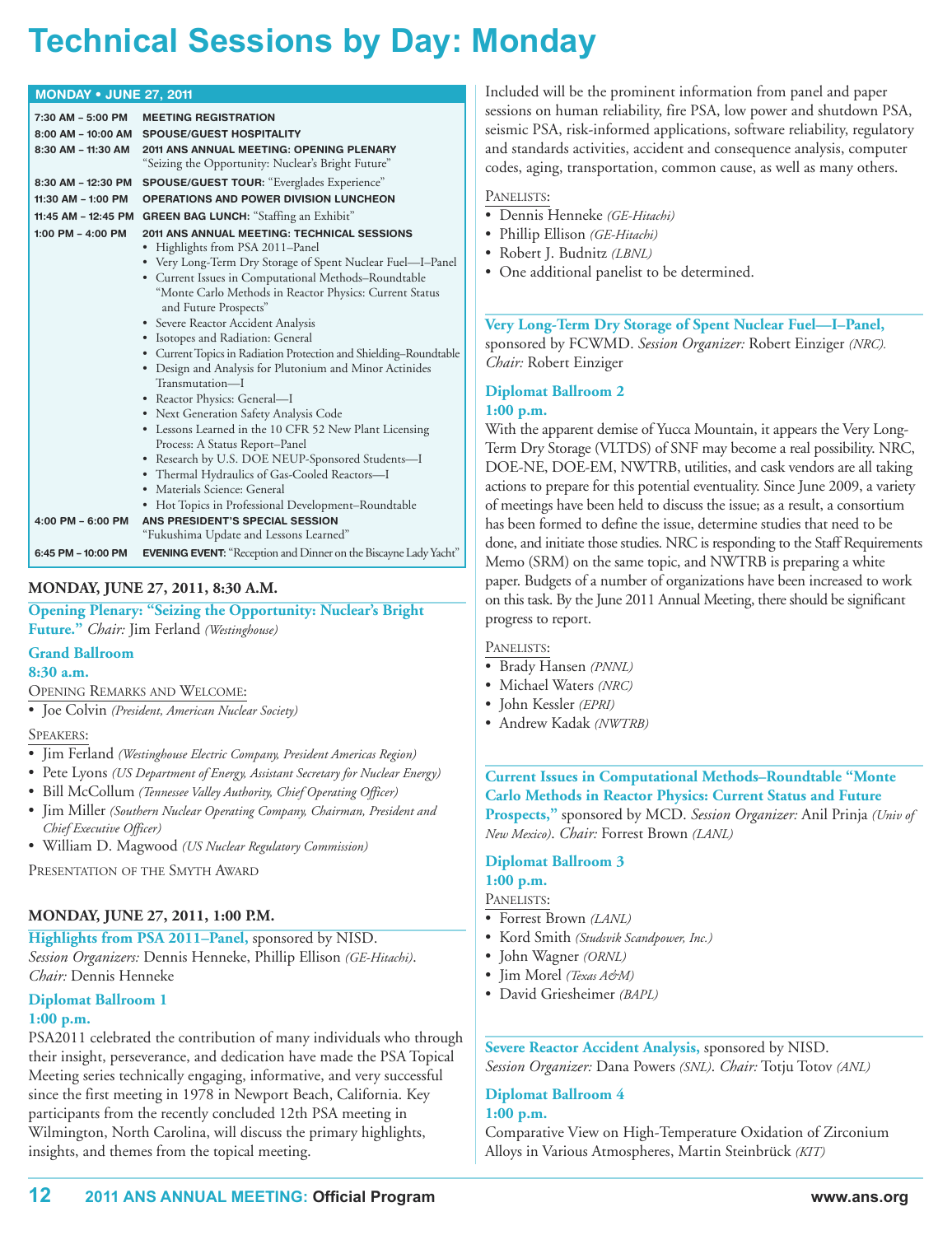# Technical Sessions by Day: Monday

| MONDAY • JUNE 27, 2011 | |
|---|---|
| 7:30 AM – 5:00 PM | **MEETING REGISTRATION** |
| 8:00 AM – 10:00 AM | **SPOUSE/GUEST HOSPITALITY** |
| 8:30 AM – 11:30 AM | **2011 ANS ANNUAL MEETING: OPENING PLENARY** "Seizing the Opportunity: Nuclear's Bright Future" |
| 8:30 AM – 12:30 PM | **SPOUSE/GUEST TOUR:** "Everglades Experience" |
| 11:30 AM – 1:00 PM | **OPERATIONS AND POWER DIVISION LUNCHEON** |
| 11:45 AM – 12:45 PM | **GREEN BAG LUNCH:** "Staffing an Exhibit" |
| 1:00 PM – 4:00 PM | **2011 ANS ANNUAL MEETING: TECHNICAL SESSIONS** • Highlights from PSA 2011–Panel • Very Long-Term Dry Storage of Spent Nuclear Fuel—I–Panel • Current Issues in Computational Methods–Roundtable "Monte Carlo Methods in Reactor Physics: Current Status and Future Prospects" • Severe Reactor Accident Analysis • Isotopes and Radiation: General • Current Topics in Radiation Protection and Shielding–Roundtable • Design and Analysis for Plutonium and Minor Actinides Transmutation—I • Reactor Physics: General—I • Next Generation Safety Analysis Code • Lessons Learned in the 10 CFR 52 New Plant Licensing Process: A Status Report–Panel • Research by U.S. DOE NEUP-Sponsored Students—I • Thermal Hydraulics of Gas-Cooled Reactors—I • Materials Science: General • Hot Topics in Professional Development–Roundtable |
| 4:00 PM – 6:00 PM | **ANS PRESIDENT'S SPECIAL SESSION** "Fukushima Update and Lessons Learned" |
| 6:45 PM – 10:00 PM | **EVENING EVENT:** "Reception and Dinner on the Biscayne Lady Yacht" |

## MONDAY, JUNE 27, 2011, 8:30 A.M.

**Opening Plenary: "Seizing the Opportunity: Nuclear's Bright Future."** *Chair:* Jim Ferland *(Westinghouse)*

**Grand Ballroom**
**8:30 a.m.**

OPENING REMARKS AND WELCOME:
- Joe Colvin *(President, American Nuclear Society)*

SPEAKERS:
- Jim Ferland *(Westinghouse Electric Company, President Americas Region)*
- Pete Lyons *(US Department of Energy, Assistant Secretary for Nuclear Energy)*
- Bill McCollum *(Tennessee Valley Authority, Chief Operating Officer)*
- Jim Miller *(Southern Nuclear Operating Company, Chairman, President and Chief Executive Officer)*
- William D. Magwood *(US Nuclear Regulatory Commission)*

PRESENTATION OF THE SMYTH AWARD

## MONDAY, JUNE 27, 2011, 1:00 P.M.

**Highlights from PSA 2011–Panel,** sponsored by NISD. *Session Organizers:* Dennis Henneke, Phillip Ellison *(GE-Hitachi)*. *Chair:* Dennis Henneke

**Diplomat Ballroom 1**
**1:00 p.m.**

PSA2011 celebrated the contribution of many individuals who through their insight, perseverance, and dedication have made the PSA Topical Meeting series technically engaging, informative, and very successful since the first meeting in 1978 in Newport Beach, California. Key participants from the recently concluded 12th PSA meeting in Wilmington, North Carolina, will discuss the primary highlights, insights, and themes from the topical meeting. Included will be the prominent information from panel and paper sessions on human reliability, fire PSA, low power and shutdown PSA, seismic PSA, risk-informed applications, software reliability, regulatory and standards activities, accident and consequence analysis, computer codes, aging, transportation, common cause, as well as many others.

PANELISTS:
- Dennis Henneke *(GE-Hitachi)*
- Phillip Ellison *(GE-Hitachi)*
- Robert J. Budnitz *(LBNL)*
- One additional panelist to be determined.

**Very Long-Term Dry Storage of Spent Nuclear Fuel—I–Panel,** sponsored by FCWMD. *Session Organizer:* Robert Einziger *(NRC). Chair:* Robert Einziger

**Diplomat Ballroom 2**
**1:00 p.m.**

With the apparent demise of Yucca Mountain, it appears the Very Long-Term Dry Storage (VLTDS) of SNF may become a real possibility. NRC, DOE-NE, DOE-EM, NWTRB, utilities, and cask vendors are all taking actions to prepare for this potential eventuality. Since June 2009, a variety of meetings have been held to discuss the issue; as a result, a consortium has been formed to define the issue, determine studies that need to be done, and initiate those studies. NRC is responding to the Staff Requirements Memo (SRM) on the same topic, and NWTRB is preparing a white paper. Budgets of a number of organizations have been increased to work on this task. By the June 2011 Annual Meeting, there should be significant progress to report.

PANELISTS:
- Brady Hansen *(PNNL)*
- Michael Waters *(NRC)*
- John Kessler *(EPRI)*
- Andrew Kadak *(NWTRB)*

**Current Issues in Computational Methods–Roundtable "Monte Carlo Methods in Reactor Physics: Current Status and Future Prospects,"** sponsored by MCD. *Session Organizer:* Anil Prinja *(Univ of New Mexico)*. *Chair:* Forrest Brown *(LANL)*

**Diplomat Ballroom 3**
**1:00 p.m.**

PANELISTS:
- Forrest Brown *(LANL)*
- Kord Smith *(Studsvik Scandpower, Inc.)*
- John Wagner *(ORNL)*
- Jim Morel *(Texas A&M)*
- David Griesheimer *(BAPL)*

**Severe Reactor Accident Analysis,** sponsored by NISD. *Session Organizer:* Dana Powers *(SNL)*. *Chair:* Totju Totov *(ANL)*

**Diplomat Ballroom 4**
**1:00 p.m.**

Comparative View on High-Temperature Oxidation of Zirconium Alloys in Various Atmospheres, Martin Steinbrück *(KIT)*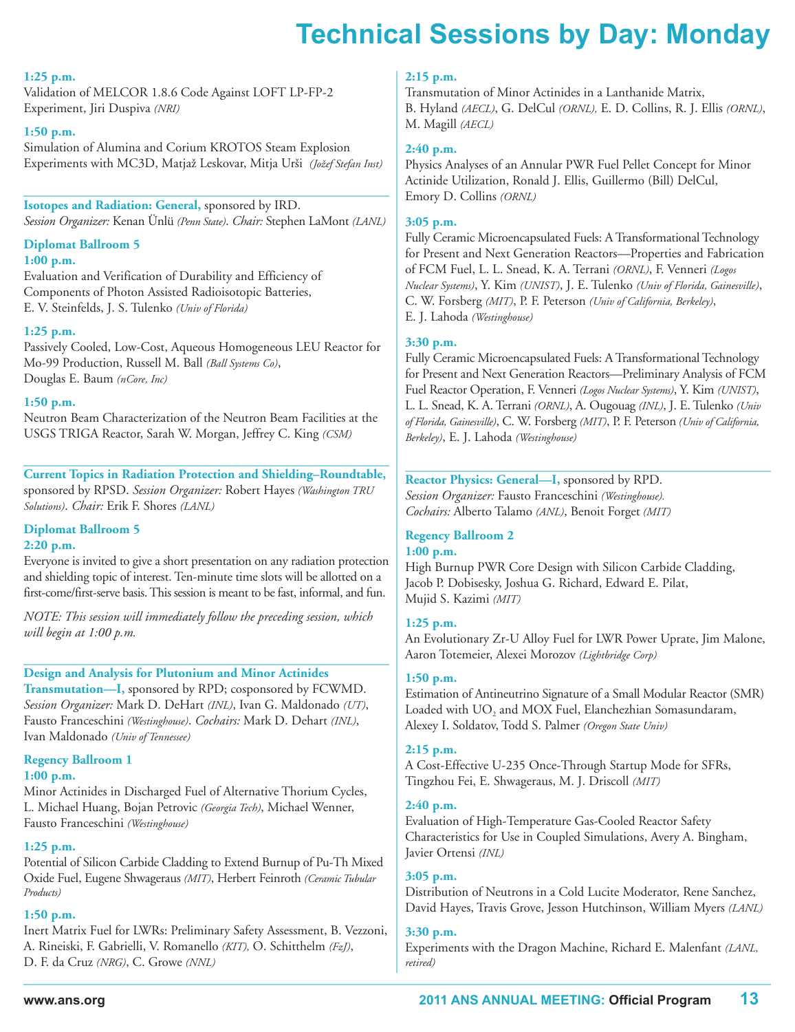# Technical Sessions by Day: Monday

**1:25 p.m.**
Validation of MELCOR 1.8.6 Code Against LOFT LP-FP-2 Experiment, Jiri Duspiva *(NRI)*

**1:50 p.m.**
Simulation of Alumina and Corium KROTOS Steam Explosion Experiments with MC3D, Matjaž Leskovar, Mitja Urši *(Jožef Stefan Inst)*

---

**Isotopes and Radiation: General,** sponsored by IRD.
*Session Organizer:* Kenan Ünlü *(Penn State)*. *Chair:* Stephen LaMont *(LANL)*

**Diplomat Ballroom 5**

**1:00 p.m.**
Evaluation and Verification of Durability and Efficiency of Components of Photon Assisted Radioisotopic Batteries, E. V. Steinfelds, J. S. Tulenko *(Univ of Florida)*

**1:25 p.m.**
Passively Cooled, Low-Cost, Aqueous Homogeneous LEU Reactor for Mo-99 Production, Russell M. Ball *(Ball Systems Co)*, Douglas E. Baum *(nCore, Inc)*

**1:50 p.m.**
Neutron Beam Characterization of the Neutron Beam Facilities at the USGS TRIGA Reactor, Sarah W. Morgan, Jeffrey C. King *(CSM)*

---

**Current Topics in Radiation Protection and Shielding–Roundtable,** sponsored by RPSD. *Session Organizer:* Robert Hayes *(Washington TRU Solutions)*. *Chair:* Erik F. Shores *(LANL)*

**Diplomat Ballroom 5**

**2:20 p.m.**
Everyone is invited to give a short presentation on any radiation protection and shielding topic of interest. Ten-minute time slots will be allotted on a first-come/first-serve basis. This session is meant to be fast, informal, and fun.

*NOTE: This session will immediately follow the preceding session, which will begin at 1:00 p.m.*

---

**Design and Analysis for Plutonium and Minor Actinides Transmutation—I,** sponsored by RPD; cosponsored by FCWMD.
*Session Organizer:* Mark D. DeHart *(INL)*, Ivan G. Maldonado *(UT)*, Fausto Franceschini *(Westinghouse)*. *Cochairs:* Mark D. Dehart *(INL)*, Ivan Maldonado *(Univ of Tennessee)*

**Regency Ballroom 1**

**1:00 p.m.**
Minor Actinides in Discharged Fuel of Alternative Thorium Cycles, L. Michael Huang, Bojan Petrovic *(Georgia Tech)*, Michael Wenner, Fausto Franceschini *(Westinghouse)*

**1:25 p.m.**
Potential of Silicon Carbide Cladding to Extend Burnup of Pu-Th Mixed Oxide Fuel, Eugene Shwageraus *(MIT)*, Herbert Feinroth *(Ceramic Tubular Products)*

**1:50 p.m.**
Inert Matrix Fuel for LWRs: Preliminary Safety Assessment, B. Vezzoni, A. Rineiski, F. Gabrielli, V. Romanello *(KIT),* O. Schitthelm *(FzJ)*, D. F. da Cruz *(NRG)*, C. Growe *(NNL)*

**2:15 p.m.**
Transmutation of Minor Actinides in a Lanthanide Matrix, B. Hyland *(AECL)*, G. DelCul *(ORNL),* E. D. Collins, R. J. Ellis *(ORNL)*, M. Magill *(AECL)*

**2:40 p.m.**
Physics Analyses of an Annular PWR Fuel Pellet Concept for Minor Actinide Utilization, Ronald J. Ellis, Guillermo (Bill) DelCul, Emory D. Collins *(ORNL)*

**3:05 p.m.**
Fully Ceramic Microencapsulated Fuels: A Transformational Technology for Present and Next Generation Reactors—Properties and Fabrication of FCM Fuel, L. L. Snead, K. A. Terrani *(ORNL)*, F. Venneri *(Logos Nuclear Systems)*, Y. Kim *(UNIST)*, J. E. Tulenko *(Univ of Florida, Gainesville)*, C. W. Forsberg *(MIT)*, P. F. Peterson *(Univ of California, Berkeley)*, E. J. Lahoda *(Westinghouse)*

**3:30 p.m.**
Fully Ceramic Microencapsulated Fuels: A Transformational Technology for Present and Next Generation Reactors—Preliminary Analysis of FCM Fuel Reactor Operation, F. Venneri *(Logos Nuclear Systems)*, Y. Kim *(UNIST)*, L. L. Snead, K. A. Terrani *(ORNL)*, A. Ougouag *(INL)*, J. E. Tulenko *(Univ of Florida, Gainesville)*, C. W. Forsberg *(MIT)*, P. F. Peterson *(Univ of California, Berkeley)*, E. J. Lahoda *(Westinghouse)*

---

**Reactor Physics: General—I,** sponsored by RPD.
*Session Organizer:* Fausto Franceschini *(Westinghouse).*
*Cochairs:* Alberto Talamo *(ANL)*, Benoit Forget *(MIT)*

**Regency Ballroom 2**

**1:00 p.m.**
High Burnup PWR Core Design with Silicon Carbide Cladding, Jacob P. Dobisesky, Joshua G. Richard, Edward E. Pilat, Mujid S. Kazimi *(MIT)*

**1:25 p.m.**
An Evolutionary Zr-U Alloy Fuel for LWR Power Uprate, Jim Malone, Aaron Totemeier, Alexei Morozov *(Lightbridge Corp)*

**1:50 p.m.**
Estimation of Antineutrino Signature of a Small Modular Reactor (SMR) Loaded with $UO_2$ and MOX Fuel, Elanchezhian Somasundaram, Alexey I. Soldatov, Todd S. Palmer *(Oregon State Univ)*

**2:15 p.m.**
A Cost-Effective U-235 Once-Through Startup Mode for SFRs, Tingzhou Fei, E. Shwageraus, M. J. Driscoll *(MIT)*

**2:40 p.m.**
Evaluation of High-Temperature Gas-Cooled Reactor Safety Characteristics for Use in Coupled Simulations, Avery A. Bingham, Javier Ortensi *(INL)*

**3:05 p.m.**
Distribution of Neutrons in a Cold Lucite Moderator, Rene Sanchez, David Hayes, Travis Grove, Jesson Hutchinson, William Myers *(LANL)*

**3:30 p.m.**
Experiments with the Dragon Machine, Richard E. Malenfant *(LANL, retired)*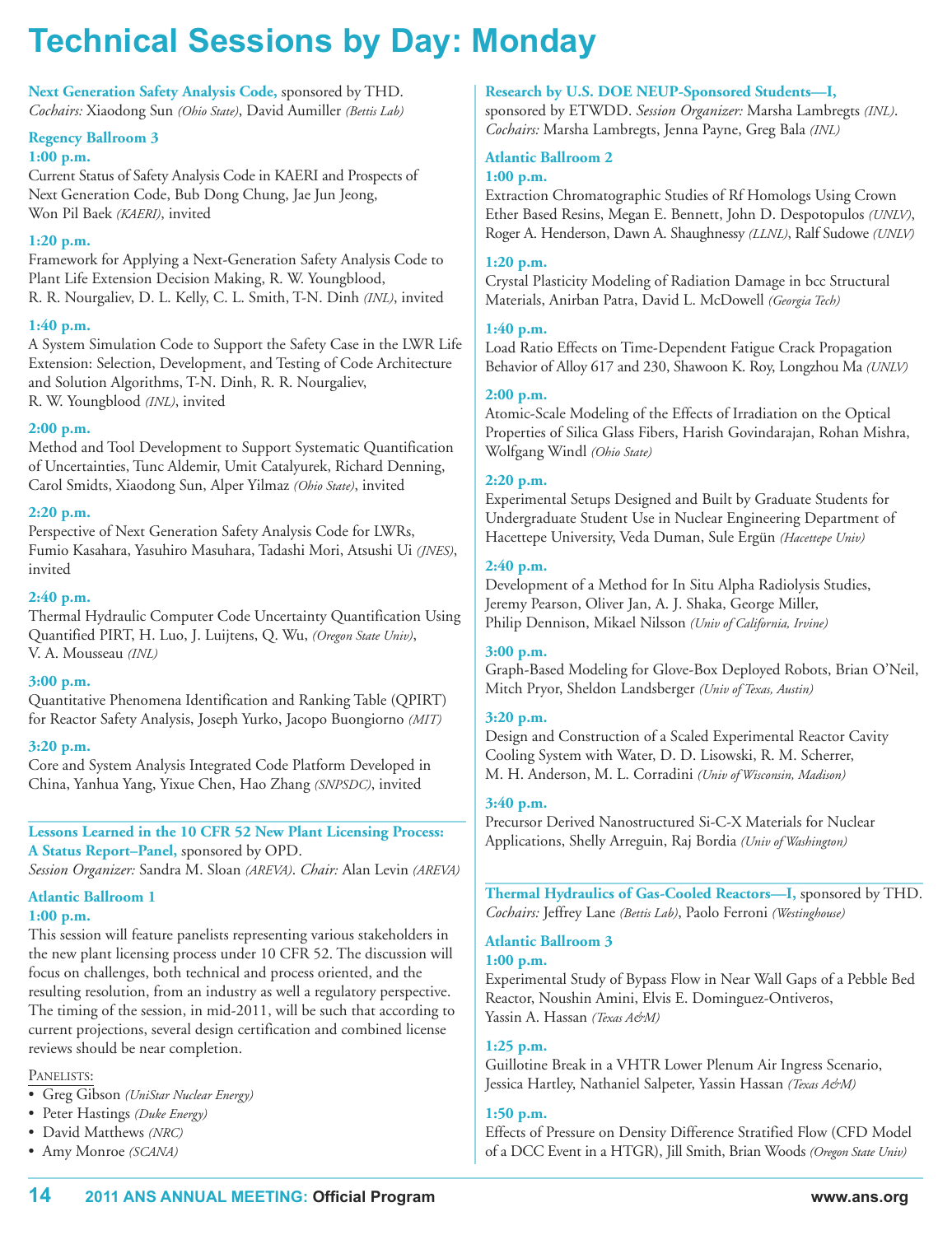# Technical Sessions by Day: Monday

**Next Generation Safety Analysis Code,** sponsored by THD.
*Cochairs:* Xiaodong Sun *(Ohio State)*, David Aumiller *(Bettis Lab)*

**Regency Ballroom 3**

**1:00 p.m.**
Current Status of Safety Analysis Code in KAERI and Prospects of Next Generation Code, Bub Dong Chung, Jae Jun Jeong, Won Pil Baek *(KAERI)*, invited

**1:20 p.m.**
Framework for Applying a Next-Generation Safety Analysis Code to Plant Life Extension Decision Making, R. W. Youngblood, R. R. Nourgaliev, D. L. Kelly, C. L. Smith, T-N. Dinh *(INL)*, invited

**1:40 p.m.**
A System Simulation Code to Support the Safety Case in the LWR Life Extension: Selection, Development, and Testing of Code Architecture and Solution Algorithms, T-N. Dinh, R. R. Nourgaliev, R. W. Youngblood *(INL)*, invited

**2:00 p.m.**
Method and Tool Development to Support Systematic Quantification of Uncertainties, Tunc Aldemir, Umit Catalyurek, Richard Denning, Carol Smidts, Xiaodong Sun, Alper Yilmaz *(Ohio State)*, invited

**2:20 p.m.**
Perspective of Next Generation Safety Analysis Code for LWRs, Fumio Kasahara, Yasuhiro Masuhara, Tadashi Mori, Atsushi Ui *(JNES)*, invited

**2:40 p.m.**
Thermal Hydraulic Computer Code Uncertainty Quantification Using Quantified PIRT, H. Luo, J. Luijtens, Q. Wu, *(Oregon State Univ)*, V. A. Mousseau *(INL)*

**3:00 p.m.**
Quantitative Phenomena Identification and Ranking Table (QPIRT) for Reactor Safety Analysis, Joseph Yurko, Jacopo Buongiorno *(MIT)*

**3:20 p.m.**
Core and System Analysis Integrated Code Platform Developed in China, Yanhua Yang, Yixue Chen, Hao Zhang *(SNPSDC)*, invited

---

**Lessons Learned in the 10 CFR 52 New Plant Licensing Process: A Status Report–Panel,** sponsored by OPD.
*Session Organizer:* Sandra M. Sloan *(AREVA)*. *Chair:* Alan Levin *(AREVA)*

**Atlantic Ballroom 1**

**1:00 p.m.**
This session will feature panelists representing various stakeholders in the new plant licensing process under 10 CFR 52. The discussion will focus on challenges, both technical and process oriented, and the resulting resolution, from an industry as well a regulatory perspective. The timing of the session, in mid-2011, will be such that according to current projections, several design certification and combined license reviews should be near completion.

PANELISTS:
- Greg Gibson *(UniStar Nuclear Energy)*
- Peter Hastings *(Duke Energy)*
- David Matthews *(NRC)*
- Amy Monroe *(SCANA)*

---

**Research by U.S. DOE NEUP-Sponsored Students—I,** sponsored by ETWDD. *Session Organizer:* Marsha Lambregts *(INL)*. *Cochairs:* Marsha Lambregts, Jenna Payne, Greg Bala *(INL)*

**Atlantic Ballroom 2**

**1:00 p.m.**
Extraction Chromatographic Studies of Rf Homologs Using Crown Ether Based Resins, Megan E. Bennett, John D. Despotopulos *(UNLV)*, Roger A. Henderson, Dawn A. Shaughnessy *(LLNL)*, Ralf Sudowe *(UNLV)*

**1:20 p.m.**
Crystal Plasticity Modeling of Radiation Damage in bcc Structural Materials, Anirban Patra, David L. McDowell *(Georgia Tech)*

**1:40 p.m.**
Load Ratio Effects on Time-Dependent Fatigue Crack Propagation Behavior of Alloy 617 and 230, Shawoon K. Roy, Longzhou Ma *(UNLV)*

**2:00 p.m.**
Atomic-Scale Modeling of the Effects of Irradiation on the Optical Properties of Silica Glass Fibers, Harish Govindarajan, Rohan Mishra, Wolfgang Windl *(Ohio State)*

**2:20 p.m.**
Experimental Setups Designed and Built by Graduate Students for Undergraduate Student Use in Nuclear Engineering Department of Hacettepe University, Veda Duman, Sule Ergün *(Hacettepe Univ)*

**2:40 p.m.**
Development of a Method for In Situ Alpha Radiolysis Studies, Jeremy Pearson, Oliver Jan, A. J. Shaka, George Miller, Philip Dennison, Mikael Nilsson *(Univ of California, Irvine)*

**3:00 p.m.**
Graph-Based Modeling for Glove-Box Deployed Robots, Brian O'Neil, Mitch Pryor, Sheldon Landsberger *(Univ of Texas, Austin)*

**3:20 p.m.**
Design and Construction of a Scaled Experimental Reactor Cavity Cooling System with Water, D. D. Lisowski, R. M. Scherrer, M. H. Anderson, M. L. Corradini *(Univ of Wisconsin, Madison)*

**3:40 p.m.**
Precursor Derived Nanostructured Si-C-X Materials for Nuclear Applications, Shelly Arreguin, Raj Bordia *(Univ of Washington)*

---

**Thermal Hydraulics of Gas-Cooled Reactors—I,** sponsored by THD.
*Cochairs:* Jeffrey Lane *(Bettis Lab)*, Paolo Ferroni *(Westinghouse)*

**Atlantic Ballroom 3**

**1:00 p.m.**
Experimental Study of Bypass Flow in Near Wall Gaps of a Pebble Bed Reactor, Noushin Amini, Elvis E. Dominguez-Ontiveros, Yassin A. Hassan *(Texas A&M)*

**1:25 p.m.**
Guillotine Break in a VHTR Lower Plenum Air Ingress Scenario, Jessica Hartley, Nathaniel Salpeter, Yassin Hassan *(Texas A&M)*

**1:50 p.m.**
Effects of Pressure on Density Difference Stratified Flow (CFD Model of a DCC Event in a HTGR), Jill Smith, Brian Woods *(Oregon State Univ)*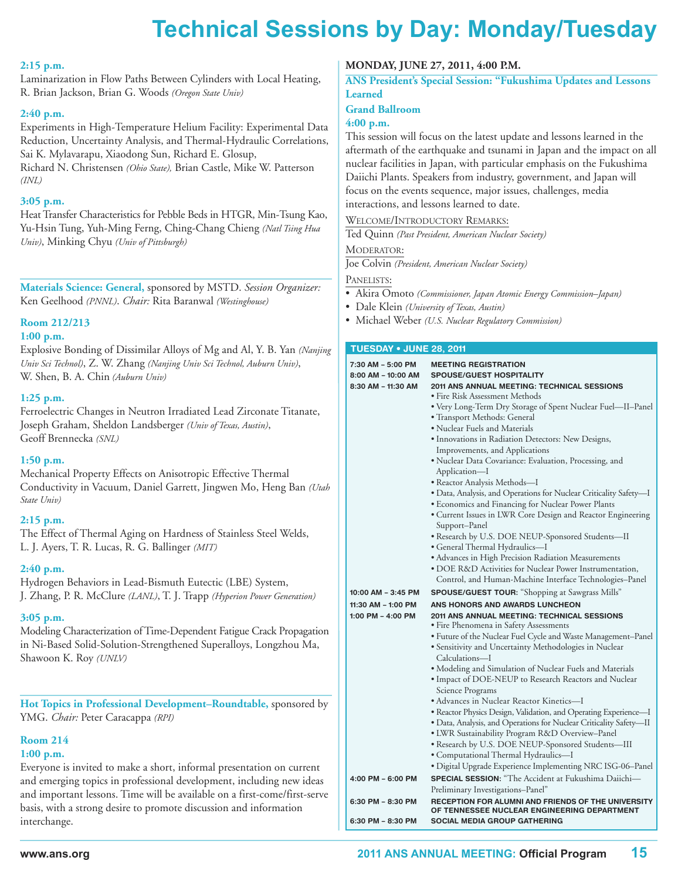# Technical Sessions by Day: Monday/Tuesday

**2:15 p.m.**

Laminarization in Flow Paths Between Cylinders with Local Heating, R. Brian Jackson, Brian G. Woods *(Oregon State Univ)*

**2:40 p.m.**

Experiments in High-Temperature Helium Facility: Experimental Data Reduction, Uncertainty Analysis, and Thermal-Hydraulic Correlations, Sai K. Mylavarapu, Xiaodong Sun, Richard E. Glosup, Richard N. Christensen *(Ohio State),* Brian Castle, Mike W. Patterson *(INL)*

**3:05 p.m.**

Heat Transfer Characteristics for Pebble Beds in HTGR, Min-Tsung Kao, Yu-Hsin Tung, Yuh-Ming Ferng, Ching-Chang Chieng *(Natl Tsing Hua Univ)*, Minking Chyu *(Univ of Pittsburgh)*

---

**Materials Science: General,** sponsored by MSTD. *Session Organizer:* Ken Geelhood *(PNNL)*. *Chair:* Rita Baranwal *(Westinghouse)*

**Room 212/213**

**1:00 p.m.**

Explosive Bonding of Dissimilar Alloys of Mg and Al, Y. B. Yan *(Nanjing Univ Sci Technol)*, Z. W. Zhang *(Nanjing Univ Sci Technol, Auburn Univ)*, W. Shen, B. A. Chin *(Auburn Univ)*

**1:25 p.m.**

Ferroelectric Changes in Neutron Irradiated Lead Zirconate Titanate, Joseph Graham, Sheldon Landsberger *(Univ of Texas, Austin)*, Geoff Brennecka *(SNL)*

**1:50 p.m.**

Mechanical Property Effects on Anisotropic Effective Thermal Conductivity in Vacuum, Daniel Garrett, Jingwen Mo, Heng Ban *(Utah State Univ)*

**2:15 p.m.**

The Effect of Thermal Aging on Hardness of Stainless Steel Welds, L. J. Ayers, T. R. Lucas, R. G. Ballinger *(MIT)*

**2:40 p.m.**

Hydrogen Behaviors in Lead-Bismuth Eutectic (LBE) System, J. Zhang, P. R. McClure *(LANL)*, T. J. Trapp *(Hyperion Power Generation)*

**3:05 p.m.**

Modeling Characterization of Time-Dependent Fatigue Crack Propagation in Ni-Based Solid-Solution-Strengthened Superalloys, Longzhou Ma, Shawoon K. Roy *(UNLV)*

---

**Hot Topics in Professional Development–Roundtable,** sponsored by YMG. *Chair:* Peter Caracappa *(RPI)*

**Room 214**

**1:00 p.m.**

Everyone is invited to make a short, informal presentation on current and emerging topics in professional development, including new ideas and important lessons. Time will be available on a first-come/first-serve basis, with a strong desire to promote discussion and information interchange.

## MONDAY, JUNE 27, 2011, 4:00 P.M.

**ANS President's Special Session: "Fukushima Updates and Lessons Learned**

**Grand Ballroom**

**4:00 p.m.**

This session will focus on the latest update and lessons learned in the aftermath of the earthquake and tsunami in Japan and the impact on all nuclear facilities in Japan, with particular emphasis on the Fukushima Daiichi Plants. Speakers from industry, government, and Japan will focus on the events sequence, major issues, challenges, media interactions, and lessons learned to date.

Welcome/Introductory Remarks:

Ted Quinn *(Past President, American Nuclear Society)*

Moderator:

Joe Colvin *(President, American Nuclear Society)*

Panelists:

- Akira Omoto *(Commissioner, Japan Atomic Energy Commission–Japan)*
- Dale Klein *(University of Texas, Austin)*
- Michael Weber *(U.S. Nuclear Regulatory Commission)*

## TUESDAY • JUNE 28, 2011

| | |
|---|---|
| 7:30 AM – 5:00 PM | MEETING REGISTRATION |
| 8:00 AM – 10:00 AM | SPOUSE/GUEST HOSPITALITY |
| 8:30 AM – 11:30 AM | 2011 ANS ANNUAL MEETING: TECHNICAL SESSIONS<br>• Fire Risk Assessment Methods<br>• Very Long-Term Dry Storage of Spent Nuclear Fuel—II–Panel<br>• Transport Methods: General<br>• Nuclear Fuels and Materials<br>• Innovations in Radiation Detectors: New Designs, Improvements, and Applications<br>• Nuclear Data Covariance: Evaluation, Processing, and Application—I<br>• Reactor Analysis Methods—I<br>• Data, Analysis, and Operations for Nuclear Criticality Safety—I<br>• Economics and Financing for Nuclear Power Plants<br>• Current Issues in LWR Core Design and Reactor Engineering Support–Panel<br>• Research by U.S. DOE NEUP-Sponsored Students—II<br>• General Thermal Hydraulics—I<br>• Advances in High Precision Radiation Measurements<br>• DOE R&D Activities for Nuclear Power Instrumentation, Control, and Human-Machine Interface Technologies–Panel |
| 10:00 AM – 3:45 PM | SPOUSE/GUEST TOUR: "Shopping at Sawgrass Mills" |
| 11:30 AM – 1:00 PM | ANS HONORS AND AWARDS LUNCHEON |
| 1:00 PM – 4:00 PM | 2011 ANS ANNUAL MEETING: TECHNICAL SESSIONS<br>• Fire Phenomena in Safety Assessments<br>• Future of the Nuclear Fuel Cycle and Waste Management–Panel<br>• Sensitivity and Uncertainty Methodologies in Nuclear Calculations—I<br>• Modeling and Simulation of Nuclear Fuels and Materials<br>• Impact of DOE-NEUP to Research Reactors and Nuclear Science Programs<br>• Advances in Nuclear Reactor Kinetics—I<br>• Reactor Physics Design, Validation, and Operating Experience—I<br>• Data, Analysis, and Operations for Nuclear Criticality Safety—II<br>• LWR Sustainability Program R&D Overview–Panel<br>• Research by U.S. DOE NEUP-Sponsored Students—III<br>• Computational Thermal Hydraulics—I<br>• Digital Upgrade Experience Implementing NRC ISG-06–Panel |
| 4:00 PM – 6:00 PM | SPECIAL SESSION: "The Accident at Fukushima Daiichi—Preliminary Investigations–Panel" |
| 6:30 PM – 8:30 PM | RECEPTION FOR ALUMNI AND FRIENDS OF THE UNIVERSITY OF TENNESSEE NUCLEAR ENGINEERING DEPARTMENT |
| 6:30 PM – 8:30 PM | SOCIAL MEDIA GROUP GATHERING |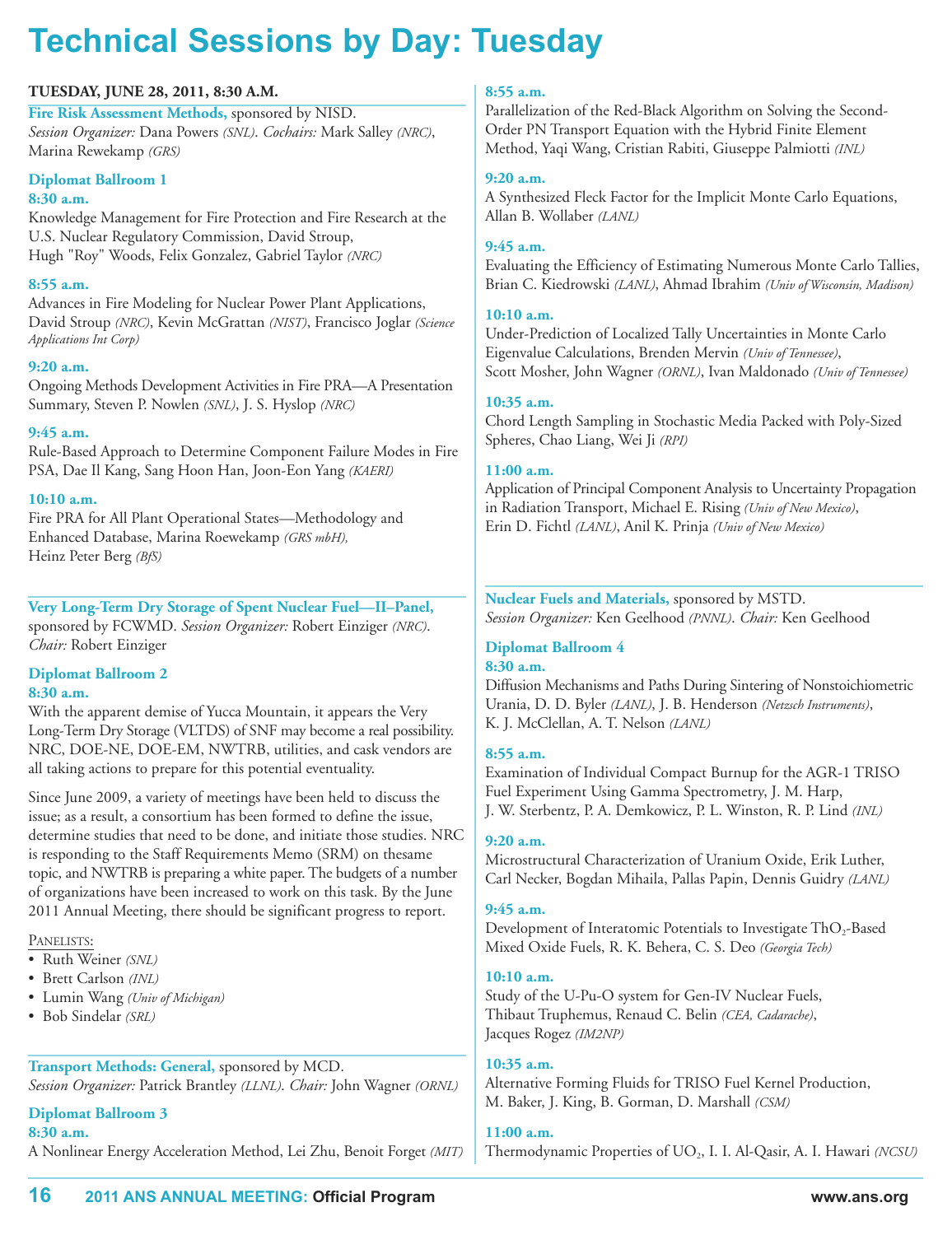# Technical Sessions by Day: Tuesday

**TUESDAY, JUNE 28, 2011, 8:30 A.M.**

**Fire Risk Assessment Methods,** sponsored by NISD.
*Session Organizer:* Dana Powers *(SNL)*. *Cochairs:* Mark Salley *(NRC)*, Marina Rewekamp *(GRS)*

**Diplomat Ballroom 1**

**8:30 a.m.**
Knowledge Management for Fire Protection and Fire Research at the U.S. Nuclear Regulatory Commission, David Stroup, Hugh "Roy" Woods, Felix Gonzalez, Gabriel Taylor *(NRC)*

**8:55 a.m.**
Advances in Fire Modeling for Nuclear Power Plant Applications, David Stroup *(NRC)*, Kevin McGrattan *(NIST)*, Francisco Joglar *(Science Applications Int Corp)*

**9:20 a.m.**
Ongoing Methods Development Activities in Fire PRA—A Presentation Summary, Steven P. Nowlen *(SNL)*, J. S. Hyslop *(NRC)*

**9:45 a.m.**
Rule-Based Approach to Determine Component Failure Modes in Fire PSA, Dae Il Kang, Sang Hoon Han, Joon-Eon Yang *(KAERI)*

**10:10 a.m.**
Fire PRA for All Plant Operational States—Methodology and Enhanced Database, Marina Roewekamp *(GRS mbH)*, Heinz Peter Berg *(BfS)*

**Very Long-Term Dry Storage of Spent Nuclear Fuel—II–Panel,** sponsored by FCWMD. *Session Organizer:* Robert Einziger *(NRC)*. *Chair:* Robert Einziger

**Diplomat Ballroom 2**

**8:30 a.m.**
With the apparent demise of Yucca Mountain, it appears the Very Long-Term Dry Storage (VLTDS) of SNF may become a real possibility. NRC, DOE-NE, DOE-EM, NWTRB, utilities, and cask vendors are all taking actions to prepare for this potential eventuality.

Since June 2009, a variety of meetings have been held to discuss the issue; as a result, a consortium has been formed to define the issue, determine studies that need to be done, and initiate those studies. NRC is responding to the Staff Requirements Memo (SRM) on thesame topic, and NWTRB is preparing a white paper. The budgets of a number of organizations have been increased to work on this task. By the June 2011 Annual Meeting, there should be significant progress to report.

PANELISTS:

- Ruth Weiner *(SNL)*
- Brett Carlson *(INL)*
- Lumin Wang *(Univ of Michigan)*
- Bob Sindelar *(SRL)*

**Transport Methods: General,** sponsored by MCD.
*Session Organizer:* Patrick Brantley *(LLNL)*. *Chair:* John Wagner *(ORNL)*

**Diplomat Ballroom 3**

**8:30 a.m.**
A Nonlinear Energy Acceleration Method, Lei Zhu, Benoit Forget *(MIT)*

**8:55 a.m.**
Parallelization of the Red-Black Algorithm on Solving the Second-Order PN Transport Equation with the Hybrid Finite Element Method, Yaqi Wang, Cristian Rabiti, Giuseppe Palmiotti *(INL)*

**9:20 a.m.**
A Synthesized Fleck Factor for the Implicit Monte Carlo Equations, Allan B. Wollaber *(LANL)*

**9:45 a.m.**
Evaluating the Efficiency of Estimating Numerous Monte Carlo Tallies, Brian C. Kiedrowski *(LANL)*, Ahmad Ibrahim *(Univ of Wisconsin, Madison)*

**10:10 a.m.**
Under-Prediction of Localized Tally Uncertainties in Monte Carlo Eigenvalue Calculations, Brenden Mervin *(Univ of Tennessee)*, Scott Mosher, John Wagner *(ORNL)*, Ivan Maldonado *(Univ of Tennessee)*

**10:35 a.m.**
Chord Length Sampling in Stochastic Media Packed with Poly-Sized Spheres, Chao Liang, Wei Ji *(RPI)*

**11:00 a.m.**
Application of Principal Component Analysis to Uncertainty Propagation in Radiation Transport, Michael E. Rising *(Univ of New Mexico)*, Erin D. Fichtl *(LANL)*, Anil K. Prinja *(Univ of New Mexico)*

**Nuclear Fuels and Materials,** sponsored by MSTD.
*Session Organizer:* Ken Geelhood *(PNNL)*. *Chair:* Ken Geelhood

**Diplomat Ballroom 4**

**8:30 a.m.**
Diffusion Mechanisms and Paths During Sintering of Nonstoichiometric Urania, D. D. Byler *(LANL)*, J. B. Henderson *(Netzsch Instruments)*, K. J. McClellan, A. T. Nelson *(LANL)*

**8:55 a.m.**
Examination of Individual Compact Burnup for the AGR-1 TRISO Fuel Experiment Using Gamma Spectrometry, J. M. Harp, J. W. Sterbentz, P. A. Demkowicz, P. L. Winston, R. P. Lind *(INL)*

**9:20 a.m.**
Microstructural Characterization of Uranium Oxide, Erik Luther, Carl Necker, Bogdan Mihaila, Pallas Papin, Dennis Guidry *(LANL)*

**9:45 a.m.**
Development of Interatomic Potentials to Investigate $ThO_2$-Based Mixed Oxide Fuels, R. K. Behera, C. S. Deo *(Georgia Tech)*

**10:10 a.m.**
Study of the U-Pu-O system for Gen-IV Nuclear Fuels, Thibaut Truphemus, Renaud C. Belin *(CEA, Cadarache)*, Jacques Rogez *(IM2NP)*

**10:35 a.m.**
Alternative Forming Fluids for TRISO Fuel Kernel Production, M. Baker, J. King, B. Gorman, D. Marshall *(CSM)*

**11:00 a.m.**
Thermodynamic Properties of $UO_2$, I. I. Al-Qasir, A. I. Hawari *(NCSU)*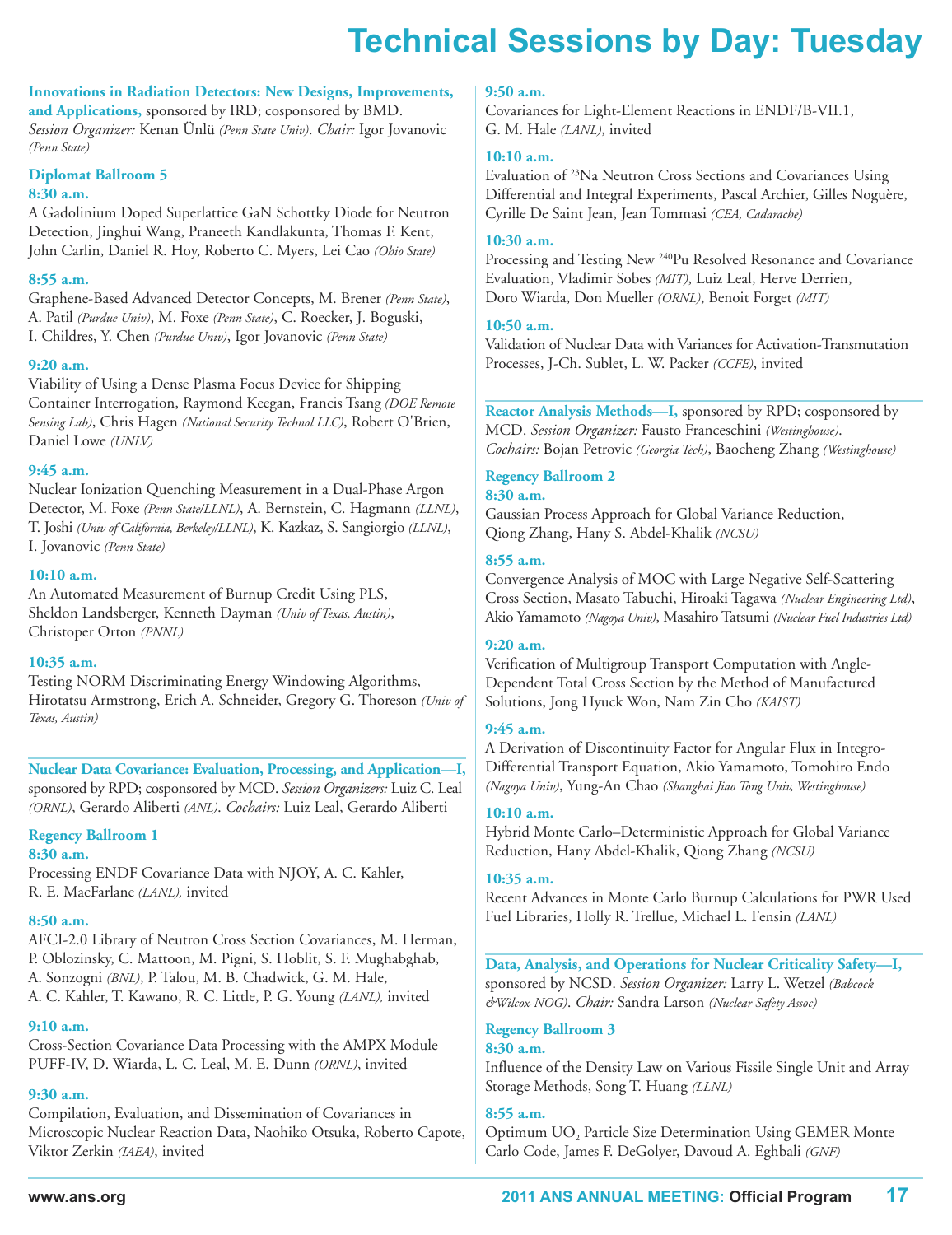# Technical Sessions by Day: Tuesday

**Innovations in Radiation Detectors: New Designs, Improvements, and Applications,** sponsored by IRD; cosponsored by BMD. *Session Organizer:* Kenan Ünlü *(Penn State Univ)*. *Chair:* Igor Jovanovic *(Penn State)*

**Diplomat Ballroom 5**

**8:30 a.m.**
A Gadolinium Doped Superlattice GaN Schottky Diode for Neutron Detection, Jinghui Wang, Praneeth Kandlakunta, Thomas F. Kent, John Carlin, Daniel R. Hoy, Roberto C. Myers, Lei Cao *(Ohio State)*

**8:55 a.m.**
Graphene-Based Advanced Detector Concepts, M. Brener *(Penn State)*, A. Patil *(Purdue Univ)*, M. Foxe *(Penn State)*, C. Roecker, J. Boguski, I. Childres, Y. Chen *(Purdue Univ)*, Igor Jovanovic *(Penn State)*

**9:20 a.m.**
Viability of Using a Dense Plasma Focus Device for Shipping Container Interrogation, Raymond Keegan, Francis Tsang *(DOE Remote Sensing Lab)*, Chris Hagen *(National Security Technol LLC)*, Robert O'Brien, Daniel Lowe *(UNLV)*

**9:45 a.m.**
Nuclear Ionization Quenching Measurement in a Dual-Phase Argon Detector, M. Foxe *(Penn State/LLNL)*, A. Bernstein, C. Hagmann *(LLNL)*, T. Joshi *(Univ of California, Berkeley/LLNL)*, K. Kazkaz, S. Sangiorgio *(LLNL)*, I. Jovanovic *(Penn State)*

**10:10 a.m.**
An Automated Measurement of Burnup Credit Using PLS, Sheldon Landsberger, Kenneth Dayman *(Univ of Texas, Austin)*, Christoper Orton *(PNNL)*

**10:35 a.m.**
Testing NORM Discriminating Energy Windowing Algorithms, Hirotatsu Armstrong, Erich A. Schneider, Gregory G. Thoreson *(Univ of Texas, Austin)*

---

**Nuclear Data Covariance: Evaluation, Processing, and Application—I,** sponsored by RPD; cosponsored by MCD. *Session Organizers:* Luiz C. Leal *(ORNL)*, Gerardo Aliberti *(ANL)*. *Cochairs:* Luiz Leal, Gerardo Aliberti

**Regency Ballroom 1**

**8:30 a.m.**
Processing ENDF Covariance Data with NJOY, A. C. Kahler, R. E. MacFarlane *(LANL)*, invited

**8:50 a.m.**
AFCI-2.0 Library of Neutron Cross Section Covariances, M. Herman, P. Oblozinsky, C. Mattoon, M. Pigni, S. Hoblit, S. F. Mughabghab, A. Sonzogni *(BNL)*, P. Talou, M. B. Chadwick, G. M. Hale, A. C. Kahler, T. Kawano, R. C. Little, P. G. Young *(LANL)*, invited

**9:10 a.m.**
Cross-Section Covariance Data Processing with the AMPX Module PUFF-IV, D. Wiarda, L. C. Leal, M. E. Dunn *(ORNL)*, invited

**9:30 a.m.**
Compilation, Evaluation, and Dissemination of Covariances in Microscopic Nuclear Reaction Data, Naohiko Otsuka, Roberto Capote, Viktor Zerkin *(IAEA)*, invited

**9:50 a.m.**
Covariances for Light-Element Reactions in ENDF/B-VII.1, G. M. Hale *(LANL)*, invited

**10:10 a.m.**
Evaluation of $^{23}$Na Neutron Cross Sections and Covariances Using Differential and Integral Experiments, Pascal Archier, Gilles Noguère, Cyrille De Saint Jean, Jean Tommasi *(CEA, Cadarache)*

**10:30 a.m.**
Processing and Testing New $^{240}$Pu Resolved Resonance and Covariance Evaluation, Vladimir Sobes *(MIT)*, Luiz Leal, Herve Derrien, Doro Wiarda, Don Mueller *(ORNL)*, Benoit Forget *(MIT)*

**10:50 a.m.**
Validation of Nuclear Data with Variances for Activation-Transmutation Processes, J-Ch. Sublet, L. W. Packer *(CCFE)*, invited

---

**Reactor Analysis Methods—I,** sponsored by RPD; cosponsored by MCD. *Session Organizer:* Fausto Franceschini *(Westinghouse)*. *Cochairs:* Bojan Petrovic *(Georgia Tech)*, Baocheng Zhang *(Westinghouse)*

**Regency Ballroom 2**

**8:30 a.m.**
Gaussian Process Approach for Global Variance Reduction, Qiong Zhang, Hany S. Abdel-Khalik *(NCSU)*

**8:55 a.m.**
Convergence Analysis of MOC with Large Negative Self-Scattering Cross Section, Masato Tabuchi, Hiroaki Tagawa *(Nuclear Engineering Ltd)*, Akio Yamamoto *(Nagoya Univ)*, Masahiro Tatsumi *(Nuclear Fuel Industries Ltd)*

**9:20 a.m.**
Verification of Multigroup Transport Computation with Angle-Dependent Total Cross Section by the Method of Manufactured Solutions, Jong Hyuck Won, Nam Zin Cho *(KAIST)*

**9:45 a.m.**
A Derivation of Discontinuity Factor for Angular Flux in Integro-Differential Transport Equation, Akio Yamamoto, Tomohiro Endo *(Nagoya Univ)*, Yung-An Chao *(Shanghai Jiao Tong Univ, Westinghouse)*

**10:10 a.m.**
Hybrid Monte Carlo–Deterministic Approach for Global Variance Reduction, Hany Abdel-Khalik, Qiong Zhang *(NCSU)*

**10:35 a.m.**
Recent Advances in Monte Carlo Burnup Calculations for PWR Used Fuel Libraries, Holly R. Trellue, Michael L. Fensin *(LANL)*

---

**Data, Analysis, and Operations for Nuclear Criticality Safety—I,** sponsored by NCSD. *Session Organizer:* Larry L. Wetzel *(Babcock &Wilcox-NOG)*. *Chair:* Sandra Larson *(Nuclear Safety Assoc)*

**Regency Ballroom 3**

**8:30 a.m.**
Influence of the Density Law on Various Fissile Single Unit and Array Storage Methods, Song T. Huang *(LLNL)*

**8:55 a.m.**
Optimum $UO_2$ Particle Size Determination Using GEMER Monte Carlo Code, James F. DeGolyer, Davoud A. Eghbali *(GNF)*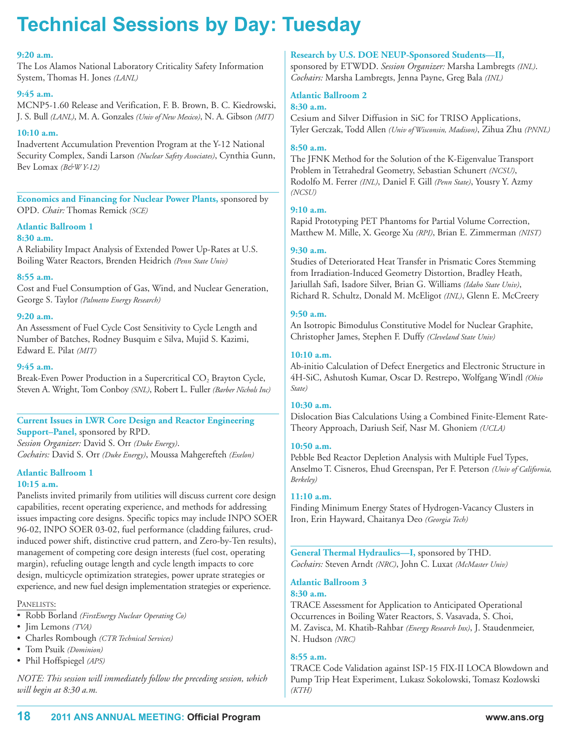# Technical Sessions by Day: Tuesday

**9:20 a.m.**
The Los Alamos National Laboratory Criticality Safety Information System, Thomas H. Jones *(LANL)*

**9:45 a.m.**
MCNP5-1.60 Release and Verification, F. B. Brown, B. C. Kiedrowski, J. S. Bull *(LANL)*, M. A. Gonzales *(Univ of New Mexico)*, N. A. Gibson *(MIT)*

**10:10 a.m.**
Inadvertent Accumulation Prevention Program at the Y-12 National Security Complex, Sandi Larson *(Nuclear Safety Associates)*, Cynthia Gunn, Bev Lomax *(B&W Y-12)*

---

**Economics and Financing for Nuclear Power Plants,** sponsored by OPD. *Chair:* Thomas Remick *(SCE)*

**Atlantic Ballroom 1**

**8:30 a.m.**
A Reliability Impact Analysis of Extended Power Up-Rates at U.S. Boiling Water Reactors, Brenden Heidrich *(Penn State Univ)*

**8:55 a.m.**
Cost and Fuel Consumption of Gas, Wind, and Nuclear Generation, George S. Taylor *(Palmetto Energy Research)*

**9:20 a.m.**
An Assessment of Fuel Cycle Cost Sensitivity to Cycle Length and Number of Batches, Rodney Busquim e Silva, Mujid S. Kazimi, Edward E. Pilat *(MIT)*

**9:45 a.m.**
Break-Even Power Production in a Supercritical $CO_2$ Brayton Cycle, Steven A. Wright, Tom Conboy *(SNL)*, Robert L. Fuller *(Barber Nichols Inc)*

---

**Current Issues in LWR Core Design and Reactor Engineering Support–Panel,** sponsored by RPD.
*Session Organizer:* David S. Orr *(Duke Energy)*.
*Cochairs:* David S. Orr *(Duke Energy)*, Moussa Mahgerefteh *(Exelon)*

**Atlantic Ballroom 1**

**10:15 a.m.**
Panelists invited primarily from utilities will discuss current core design capabilities, recent operating experience, and methods for addressing issues impacting core designs. Specific topics may include INPO SOER 96-02, INPO SOER 03-02, fuel performance (cladding failures, crud-induced power shift, distinctive crud pattern, and Zero-by-Ten results), management of competing core design interests (fuel cost, operating margin), refueling outage length and cycle length impacts to core design, multicycle optimization strategies, power uprate strategies or experience, and new fuel design implementation strategies or experience.

PANELISTS:
- Robb Borland *(FirstEnergy Nuclear Operating Co)*
- Jim Lemons *(TVA)*
- Charles Rombough *(CTR Technical Services)*
- Tom Psuik *(Dominion)*
- Phil Hoffspiegel *(APS)*

*NOTE: This session will immediately follow the preceding session, which will begin at 8:30 a.m.*

---

**Research by U.S. DOE NEUP-Sponsored Students—II,** sponsored by ETWDD. *Session Organizer:* Marsha Lambregts *(INL)*. *Cochairs:* Marsha Lambregts, Jenna Payne, Greg Bala *(INL)*

**Atlantic Ballroom 2**

**8:30 a.m.**
Cesium and Silver Diffusion in SiC for TRISO Applications, Tyler Gerczak, Todd Allen *(Univ of Wisconsin, Madison)*, Zihua Zhu *(PNNL)*

**8:50 a.m.**
The JFNK Method for the Solution of the K-Eigenvalue Transport Problem in Tetrahedral Geometry, Sebastian Schunert *(NCSU)*, Rodolfo M. Ferrer *(INL)*, Daniel F. Gill *(Penn State)*, Yousry Y. Azmy *(NCSU)*

**9:10 a.m.**
Rapid Prototyping PET Phantoms for Partial Volume Correction, Matthew M. Mille, X. George Xu *(RPI)*, Brian E. Zimmerman *(NIST)*

**9:30 a.m.**
Studies of Deteriorated Heat Transfer in Prismatic Cores Stemming from Irradiation-Induced Geometry Distortion, Bradley Heath, Jariullah Safi, Isadore Silver, Brian G. Williams *(Idaho State Univ)*, Richard R. Schultz, Donald M. McEligot *(INL)*, Glenn E. McCreery

**9:50 a.m.**
An Isotropic Bimodulus Constitutive Model for Nuclear Graphite, Christopher James, Stephen F. Duffy *(Cleveland State Univ)*

**10:10 a.m.**
Ab-initio Calculation of Defect Energetics and Electronic Structure in 4H-SiC, Ashutosh Kumar, Oscar D. Restrepo, Wolfgang Windl *(Ohio State)*

**10:30 a.m.**
Dislocation Bias Calculations Using a Combined Finite-Element Rate-Theory Approach, Dariush Seif, Nasr M. Ghoniem *(UCLA)*

**10:50 a.m.**
Pebble Bed Reactor Depletion Analysis with Multiple Fuel Types, Anselmo T. Cisneros, Ehud Greenspan, Per F. Peterson *(Univ of California, Berkeley)*

**11:10 a.m.**
Finding Minimum Energy States of Hydrogen-Vacancy Clusters in Iron, Erin Hayward, Chaitanya Deo *(Georgia Tech)*

---

**General Thermal Hydraulics—I,** sponsored by THD.
*Cochairs:* Steven Arndt *(NRC)*, John C. Luxat *(McMaster Univ)*

**Atlantic Ballroom 3**

**8:30 a.m.**
TRACE Assessment for Application to Anticipated Operational Occurrences in Boiling Water Reactors, S. Vasavada, S. Choi, M. Zavisca, M. Khatib-Rahbar *(Energy Research Inx)*, J. Staudenmeier, N. Hudson *(NRC)*

**8:55 a.m.**
TRACE Code Validation against ISP-15 FIX-II LOCA Blowdown and Pump Trip Heat Experiment, Lukasz Sokolowski, Tomasz Kozlowski *(KTH)*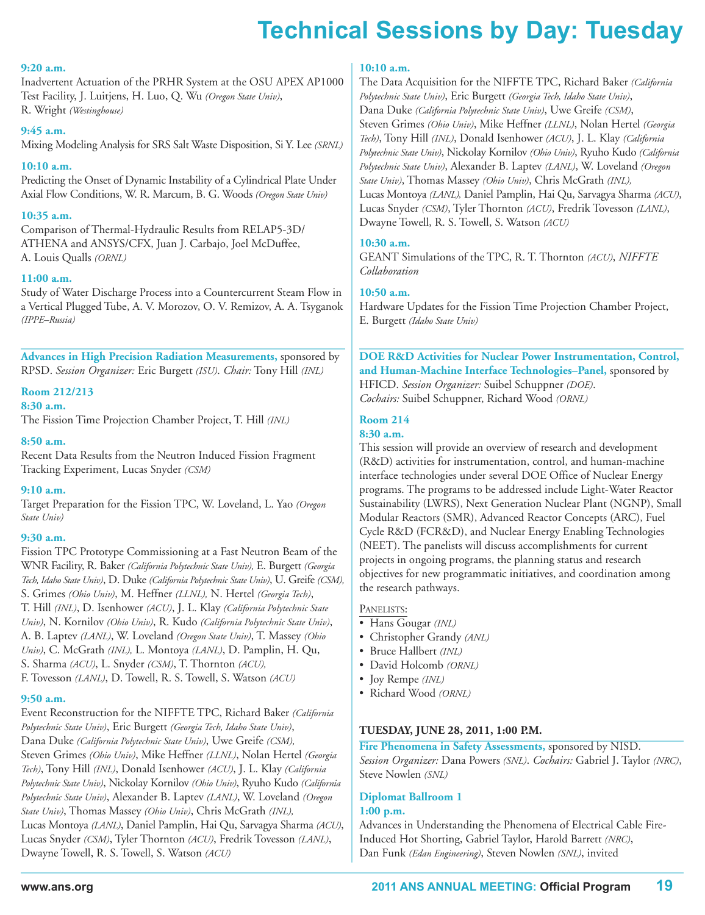# Technical Sessions by Day: Tuesday

**9:20 a.m.**
Inadvertent Actuation of the PRHR System at the OSU APEX AP1000 Test Facility, J. Luitjens, H. Luo, Q. Wu *(Oregon State Univ)*, R. Wright *(Westinghouse)*

**9:45 a.m.**
Mixing Modeling Analysis for SRS Salt Waste Disposition, Si Y. Lee *(SRNL)*

**10:10 a.m.**
Predicting the Onset of Dynamic Instability of a Cylindrical Plate Under Axial Flow Conditions, W. R. Marcum, B. G. Woods *(Oregon State Univ)*

**10:35 a.m.**
Comparison of Thermal-Hydraulic Results from RELAP5-3D/ ATHENA and ANSYS/CFX, Juan J. Carbajo, Joel McDuffee, A. Louis Qualls *(ORNL)*

**11:00 a.m.**
Study of Water Discharge Process into a Countercurrent Steam Flow in a Vertical Plugged Tube, A. V. Morozov, O. V. Remizov, A. A. Tsyganok *(IPPE–Russia)*

**Advances in High Precision Radiation Measurements,** sponsored by RPSD. *Session Organizer:* Eric Burgett *(ISU)*. *Chair:* Tony Hill *(INL)*

**Room 212/213**

**8:30 a.m.**
The Fission Time Projection Chamber Project, T. Hill *(INL)*

**8:50 a.m.**
Recent Data Results from the Neutron Induced Fission Fragment Tracking Experiment, Lucas Snyder *(CSM)*

**9:10 a.m.**
Target Preparation for the Fission TPC, W. Loveland, L. Yao *(Oregon State Univ)*

**9:30 a.m.**
Fission TPC Prototype Commissioning at a Fast Neutron Beam of the WNR Facility, R. Baker *(California Polytechnic State Univ)*, E. Burgett *(Georgia Tech, Idaho State Univ)*, D. Duke *(California Polytechnic State Univ)*, U. Greife *(CSM)*, S. Grimes *(Ohio Univ)*, M. Heffner *(LLNL)*, N. Hertel *(Georgia Tech)*, T. Hill *(INL)*, D. Isenhower *(ACU)*, J. L. Klay *(California Polytechnic State Univ)*, N. Kornilov *(Ohio Univ)*, R. Kudo *(California Polytechnic State Univ)*, A. B. Laptev *(LANL)*, W. Loveland *(Oregon State Univ)*, T. Massey *(Ohio Univ)*, C. McGrath *(INL)*, L. Montoya *(LANL)*, D. Pamplin, H. Qu, S. Sharma *(ACU)*, L. Snyder *(CSM)*, T. Thornton *(ACU)*, F. Tovesson *(LANL)*, D. Towell, R. S. Towell, S. Watson *(ACU)*

**9:50 a.m.**
Event Reconstruction for the NIFFTE TPC, Richard Baker *(California Polytechnic State Univ)*, Eric Burgett *(Georgia Tech, Idaho State Univ)*, Dana Duke *(California Polytechnic State Univ)*, Uwe Greife *(CSM)*, Steven Grimes *(Ohio Univ)*, Mike Heffner *(LLNL)*, Nolan Hertel *(Georgia Tech)*, Tony Hill *(INL)*, Donald Isenhower *(ACU)*, J. L. Klay *(California Polytechnic State Univ)*, Nickolay Kornilov *(Ohio Univ)*, Ryuho Kudo *(California Polytechnic State Univ)*, Alexander B. Laptev *(LANL)*, W. Loveland *(Oregon State Univ)*, Thomas Massey *(Ohio Univ)*, Chris McGrath *(INL)*, Lucas Montoya *(LANL)*, Daniel Pamplin, Hai Qu, Sarvagya Sharma *(ACU)*, Lucas Snyder *(CSM)*, Tyler Thornton *(ACU)*, Fredrik Tovesson *(LANL)*, Dwayne Towell, R. S. Towell, S. Watson *(ACU)*

**10:10 a.m.**
The Data Acquisition for the NIFFTE TPC, Richard Baker *(California Polytechnic State Univ)*, Eric Burgett *(Georgia Tech, Idaho State Univ)*, Dana Duke *(California Polytechnic State Univ)*, Uwe Greife *(CSM)*, Steven Grimes *(Ohio Univ)*, Mike Heffner *(LLNL)*, Nolan Hertel *(Georgia Tech)*, Tony Hill *(INL)*, Donald Isenhower *(ACU)*, J. L. Klay *(California Polytechnic State Univ)*, Nickolay Kornilov *(Ohio Univ)*, Ryuho Kudo *(California Polytechnic State Univ)*, Alexander B. Laptev *(LANL)*, W. Loveland *(Oregon State Univ)*, Thomas Massey *(Ohio Univ)*, Chris McGrath *(INL)*, Lucas Montoya *(LANL)*, Daniel Pamplin, Hai Qu, Sarvagya Sharma *(ACU)*, Lucas Snyder *(CSM)*, Tyler Thornton *(ACU)*, Fredrik Tovesson *(LANL)*, Dwayne Towell, R. S. Towell, S. Watson *(ACU)*

**10:30 a.m.**
GEANT Simulations of the TPC, R. T. Thornton *(ACU)*, *NIFFTE Collaboration*

**10:50 a.m.**
Hardware Updates for the Fission Time Projection Chamber Project, E. Burgett *(Idaho State Univ)*

**DOE R&D Activities for Nuclear Power Instrumentation, Control, and Human-Machine Interface Technologies–Panel,** sponsored by HFICD. *Session Organizer:* Suibel Schuppner *(DOE)*. *Cochairs:* Suibel Schuppner, Richard Wood *(ORNL)*

**Room 214**

**8:30 a.m.**
This session will provide an overview of research and development (R&D) activities for instrumentation, control, and human-machine interface technologies under several DOE Office of Nuclear Energy programs. The programs to be addressed include Light-Water Reactor Sustainability (LWRS), Next Generation Nuclear Plant (NGNP), Small Modular Reactors (SMR), Advanced Reactor Concepts (ARC), Fuel Cycle R&D (FCR&D), and Nuclear Energy Enabling Technologies (NEET). The panelists will discuss accomplishments for current projects in ongoing programs, the planning status and research objectives for new programmatic initiatives, and coordination among the research pathways.

PANELISTS:
- Hans Gougar *(INL)*
- Christopher Grandy *(ANL)*
- Bruce Hallbert *(INL)*
- David Holcomb *(ORNL)*
- Joy Rempe *(INL)*
- Richard Wood *(ORNL)*

**TUESDAY, JUNE 28, 2011, 1:00 P.M.**

**Fire Phenomena in Safety Assessments,** sponsored by NISD. *Session Organizer:* Dana Powers *(SNL)*. *Cochairs:* Gabriel J. Taylor *(NRC)*, Steve Nowlen *(SNL)*

**Diplomat Ballroom 1**

**1:00 p.m.**
Advances in Understanding the Phenomena of Electrical Cable Fire-Induced Hot Shorting, Gabriel Taylor, Harold Barrett *(NRC)*, Dan Funk *(Edan Engineering)*, Steven Nowlen *(SNL)*, invited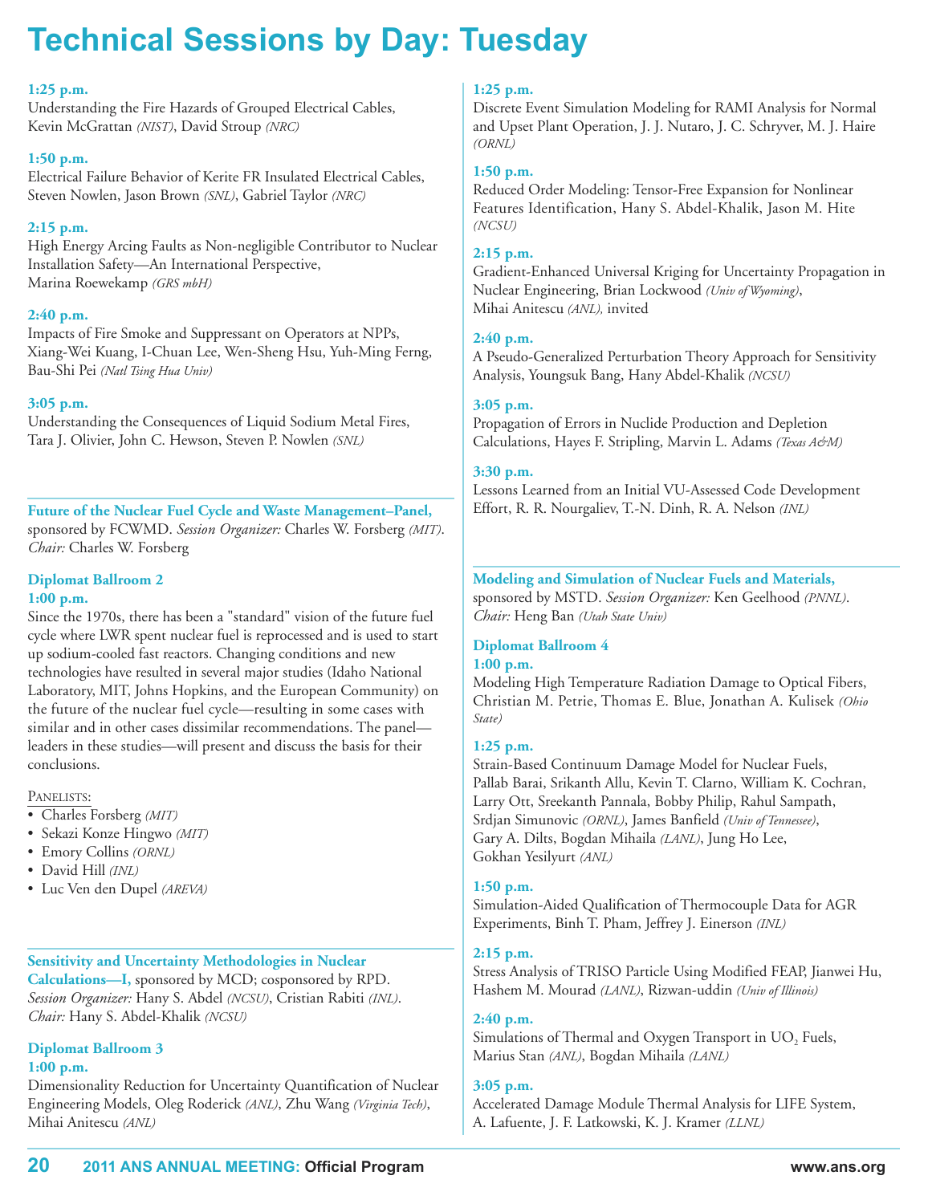# Technical Sessions by Day: Tuesday

**1:25 p.m.**
Understanding the Fire Hazards of Grouped Electrical Cables, Kevin McGrattan *(NIST)*, David Stroup *(NRC)*

**1:50 p.m.**
Electrical Failure Behavior of Kerite FR Insulated Electrical Cables, Steven Nowlen, Jason Brown *(SNL)*, Gabriel Taylor *(NRC)*

**2:15 p.m.**
High Energy Arcing Faults as Non-negligible Contributor to Nuclear Installation Safety—An International Perspective, Marina Roewekamp *(GRS mbH)*

**2:40 p.m.**
Impacts of Fire Smoke and Suppressant on Operators at NPPs, Xiang-Wei Kuang, I-Chuan Lee, Wen-Sheng Hsu, Yuh-Ming Ferng, Bau-Shi Pei *(Natl Tsing Hua Univ)*

**3:05 p.m.**
Understanding the Consequences of Liquid Sodium Metal Fires, Tara J. Olivier, John C. Hewson, Steven P. Nowlen *(SNL)*

---

**Future of the Nuclear Fuel Cycle and Waste Management–Panel,** sponsored by FCWMD. *Session Organizer:* Charles W. Forsberg *(MIT)*. *Chair:* Charles W. Forsberg

**Diplomat Ballroom 2**
**1:00 p.m.**
Since the 1970s, there has been a "standard" vision of the future fuel cycle where LWR spent nuclear fuel is reprocessed and is used to start up sodium-cooled fast reactors. Changing conditions and new technologies have resulted in several major studies (Idaho National Laboratory, MIT, Johns Hopkins, and the European Community) on the future of the nuclear fuel cycle—resulting in some cases with similar and in other cases dissimilar recommendations. The panel—leaders in these studies—will present and discuss the basis for their conclusions.

PANELISTS:
- Charles Forsberg *(MIT)*
- Sekazi Konze Hingwo *(MIT)*
- Emory Collins *(ORNL)*
- David Hill *(INL)*
- Luc Ven den Dupel *(AREVA)*

---

**Sensitivity and Uncertainty Methodologies in Nuclear Calculations—I,** sponsored by MCD; cosponsored by RPD. *Session Organizer:* Hany S. Abdel *(NCSU)*, Cristian Rabiti *(INL)*. *Chair:* Hany S. Abdel-Khalik *(NCSU)*

**Diplomat Ballroom 3**
**1:00 p.m.**
Dimensionality Reduction for Uncertainty Quantification of Nuclear Engineering Models, Oleg Roderick *(ANL)*, Zhu Wang *(Virginia Tech)*, Mihai Anitescu *(ANL)*

**1:25 p.m.**
Discrete Event Simulation Modeling for RAMI Analysis for Normal and Upset Plant Operation, J. J. Nutaro, J. C. Schryver, M. J. Haire *(ORNL)*

**1:50 p.m.**
Reduced Order Modeling: Tensor-Free Expansion for Nonlinear Features Identification, Hany S. Abdel-Khalik, Jason M. Hite *(NCSU)*

**2:15 p.m.**
Gradient-Enhanced Universal Kriging for Uncertainty Propagation in Nuclear Engineering, Brian Lockwood *(Univ of Wyoming)*, Mihai Anitescu *(ANL),* invited

**2:40 p.m.**
A Pseudo-Generalized Perturbation Theory Approach for Sensitivity Analysis, Youngsuk Bang, Hany Abdel-Khalik *(NCSU)*

**3:05 p.m.**
Propagation of Errors in Nuclide Production and Depletion Calculations, Hayes F. Stripling, Marvin L. Adams *(Texas A&M)*

**3:30 p.m.**
Lessons Learned from an Initial VU-Assessed Code Development Effort, R. R. Nourgaliev, T.-N. Dinh, R. A. Nelson *(INL)*

---

**Modeling and Simulation of Nuclear Fuels and Materials,** sponsored by MSTD. *Session Organizer:* Ken Geelhood *(PNNL)*. *Chair:* Heng Ban *(Utah State Univ)*

**Diplomat Ballroom 4**
**1:00 p.m.**
Modeling High Temperature Radiation Damage to Optical Fibers, Christian M. Petrie, Thomas E. Blue, Jonathan A. Kulisek *(Ohio State)*

**1:25 p.m.**
Strain-Based Continuum Damage Model for Nuclear Fuels, Pallab Barai, Srikanth Allu, Kevin T. Clarno, William K. Cochran, Larry Ott, Sreekanth Pannala, Bobby Philip, Rahul Sampath, Srdjan Simunovic *(ORNL)*, James Banfield *(Univ of Tennessee)*, Gary A. Dilts, Bogdan Mihaila *(LANL)*, Jung Ho Lee, Gokhan Yesilyurt *(ANL)*

**1:50 p.m.**
Simulation-Aided Qualification of Thermocouple Data for AGR Experiments, Binh T. Pham, Jeffrey J. Einerson *(INL)*

**2:15 p.m.**
Stress Analysis of TRISO Particle Using Modified FEAP, Jianwei Hu, Hashem M. Mourad *(LANL)*, Rizwan-uddin *(Univ of Illinois)*

**2:40 p.m.**
Simulations of Thermal and Oxygen Transport in $UO_2$ Fuels, Marius Stan *(ANL)*, Bogdan Mihaila *(LANL)*

**3:05 p.m.**
Accelerated Damage Module Thermal Analysis for LIFE System, A. Lafuente, J. F. Latkowski, K. J. Kramer *(LLNL)*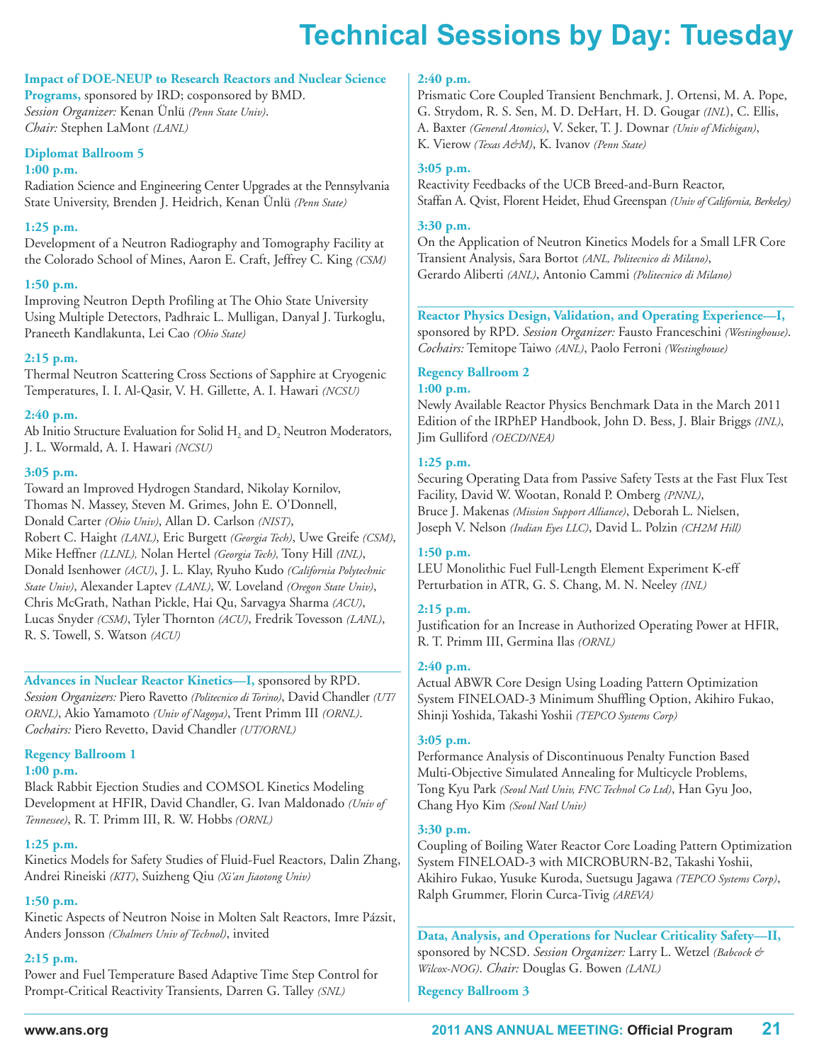# Technical Sessions by Day: Tuesday

**Impact of DOE-NEUP to Research Reactors and Nuclear Science Programs,** sponsored by IRD; cosponsored by BMD.
*Session Organizer:* Kenan Ünlü *(Penn State Univ)*.
*Chair:* Stephen LaMont *(LANL)*

**Diplomat Ballroom 5**

**1:00 p.m.**
Radiation Science and Engineering Center Upgrades at the Pennsylvania State University, Brenden J. Heidrich, Kenan Ünlü *(Penn State)*

**1:25 p.m.**
Development of a Neutron Radiography and Tomography Facility at the Colorado School of Mines, Aaron E. Craft, Jeffrey C. King *(CSM)*

**1:50 p.m.**
Improving Neutron Depth Profiling at The Ohio State University Using Multiple Detectors, Padhraic L. Mulligan, Danyal J. Turkoglu, Praneeth Kandlakunta, Lei Cao *(Ohio State)*

**2:15 p.m.**
Thermal Neutron Scattering Cross Sections of Sapphire at Cryogenic Temperatures, I. I. Al-Qasir, V. H. Gillette, A. I. Hawari *(NCSU)*

**2:40 p.m.**
Ab Initio Structure Evaluation for Solid $H_2$ and $D_2$ Neutron Moderators, J. L. Wormald, A. I. Hawari *(NCSU)*

**3:05 p.m.**
Toward an Improved Hydrogen Standard, Nikolay Kornilov, Thomas N. Massey, Steven M. Grimes, John E. O'Donnell, Donald Carter *(Ohio Univ)*, Allan D. Carlson *(NIST)*, Robert C. Haight *(LANL)*, Eric Burgett *(Georgia Tech)*, Uwe Greife *(CSM)*, Mike Heffner *(LLNL)*, Nolan Hertel *(Georgia Tech)*, Tony Hill *(INL)*, Donald Isenhower *(ACU)*, J. L. Klay, Ryuho Kudo *(California Polytechnic State Univ)*, Alexander Laptev *(LANL)*, W. Loveland *(Oregon State Univ)*, Chris McGrath, Nathan Pickle, Hai Qu, Sarvagya Sharma *(ACU)*, Lucas Snyder *(CSM)*, Tyler Thornton *(ACU)*, Fredrik Tovesson *(LANL)*, R. S. Towell, S. Watson *(ACU)*

---

**Advances in Nuclear Reactor Kinetics—I,** sponsored by RPD.
*Session Organizers:* Piero Ravetto *(Politecnico di Torino)*, David Chandler *(UT/ORNL)*, Akio Yamamoto *(Univ of Nagoya)*, Trent Primm III *(ORNL)*.
*Cochairs:* Piero Revetto, David Chandler *(UT/ORNL)*

**Regency Ballroom 1**

**1:00 p.m.**
Black Rabbit Ejection Studies and COMSOL Kinetics Modeling Development at HFIR, David Chandler, G. Ivan Maldonado *(Univ of Tennessee)*, R. T. Primm III, R. W. Hobbs *(ORNL)*

**1:25 p.m.**
Kinetics Models for Safety Studies of Fluid-Fuel Reactors, Dalin Zhang, Andrei Rineiski *(KIT)*, Suizheng Qiu *(Xi'an Jiaotong Univ)*

**1:50 p.m.**
Kinetic Aspects of Neutron Noise in Molten Salt Reactors, Imre Pázsit, Anders Jonsson *(Chalmers Univ of Technol)*, invited

**2:15 p.m.**
Power and Fuel Temperature Based Adaptive Time Step Control for Prompt-Critical Reactivity Transients, Darren G. Talley *(SNL)*

**2:40 p.m.**
Prismatic Core Coupled Transient Benchmark, J. Ortensi, M. A. Pope, G. Strydom, R. S. Sen, M. D. DeHart, H. D. Gougar *(INL)*, C. Ellis, A. Baxter *(General Atomics)*, V. Seker, T. J. Downar *(Univ of Michigan)*, K. Vierow *(Texas A&M)*, K. Ivanov *(Penn State)*

**3:05 p.m.**
Reactivity Feedbacks of the UCB Breed-and-Burn Reactor, Staffan A. Qvist, Florent Heidet, Ehud Greenspan *(Univ of California, Berkeley)*

**3:30 p.m.**
On the Application of Neutron Kinetics Models for a Small LFR Core Transient Analysis, Sara Bortot *(ANL, Politecnico di Milano)*, Gerardo Aliberti *(ANL)*, Antonio Cammi *(Politecnico di Milano)*

---

**Reactor Physics Design, Validation, and Operating Experience—I,** sponsored by RPD. *Session Organizer:* Fausto Franceschini *(Westinghouse)*. *Cochairs:* Temitope Taiwo *(ANL)*, Paolo Ferroni *(Westinghouse)*

**Regency Ballroom 2**

**1:00 p.m.**
Newly Available Reactor Physics Benchmark Data in the March 2011 Edition of the IRPhEP Handbook, John D. Bess, J. Blair Briggs *(INL)*, Jim Gulliford *(OECD/NEA)*

**1:25 p.m.**
Securing Operating Data from Passive Safety Tests at the Fast Flux Test Facility, David W. Wootan, Ronald P. Omberg *(PNNL)*, Bruce J. Makenas *(Mission Support Alliance)*, Deborah L. Nielsen, Joseph V. Nelson *(Indian Eyes LLC)*, David L. Polzin *(CH2M Hill)*

**1:50 p.m.**
LEU Monolithic Fuel Full-Length Element Experiment K-eff Perturbation in ATR, G. S. Chang, M. N. Neeley *(INL)*

**2:15 p.m.**
Justification for an Increase in Authorized Operating Power at HFIR, R. T. Primm III, Germina Ilas *(ORNL)*

**2:40 p.m.**
Actual ABWR Core Design Using Loading Pattern Optimization System FINELOAD-3 Minimum Shuffling Option, Akihiro Fukao, Shinji Yoshida, Takashi Yoshii *(TEPCO Systems Corp)*

**3:05 p.m.**
Performance Analysis of Discontinuous Penalty Function Based Multi-Objective Simulated Annealing for Multicycle Problems, Tong Kyu Park *(Seoul Natl Univ, FNC Technol Co Ltd)*, Han Gyu Joo, Chang Hyo Kim *(Seoul Natl Univ)*

**3:30 p.m.**
Coupling of Boiling Water Reactor Core Loading Pattern Optimization System FINELOAD-3 with MICROBURN-B2, Takashi Yoshii, Akihiro Fukao, Yusuke Kuroda, Suetsugu Jagawa *(TEPCO Systems Corp)*, Ralph Grummer, Florin Curca-Tivig *(AREVA)*

---

**Data, Analysis, and Operations for Nuclear Criticality Safety—II,** sponsored by NCSD. *Session Organizer:* Larry L. Wetzel *(Babcock & Wilcox-NOG)*. *Chair:* Douglas G. Bowen *(LANL)*

**Regency Ballroom 3**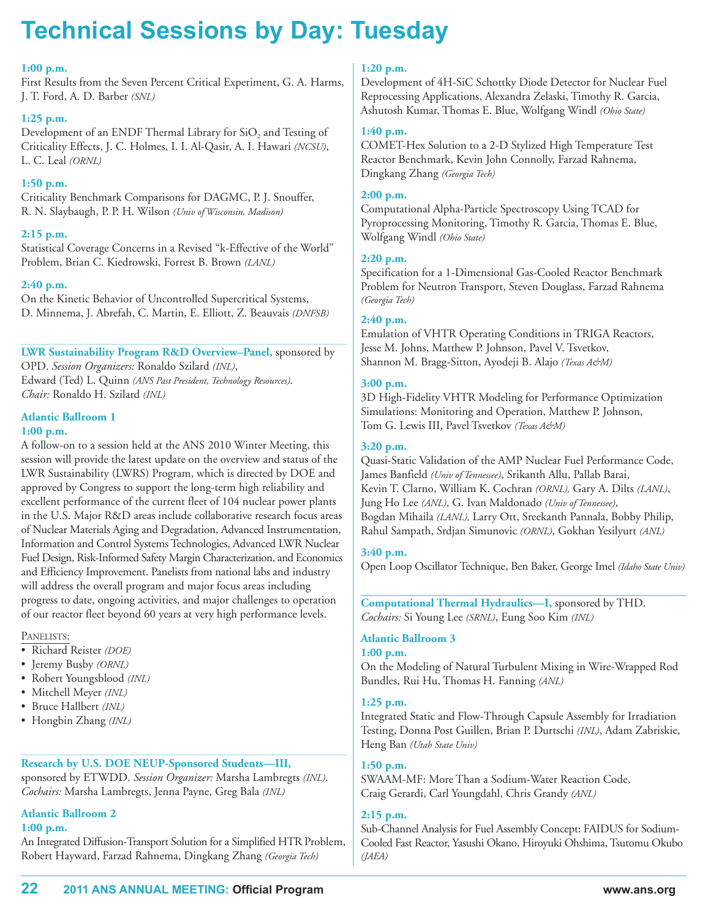# Technical Sessions by Day: Tuesday

**1:00 p.m.**
First Results from the Seven Percent Critical Experiment, G. A. Harms, J. T. Ford, A. D. Barber *(SNL)*

**1:25 p.m.**
Development of an ENDF Thermal Library for $SiO_2$ and Testing of Criticality Effects, J. C. Holmes, I. I. Al-Qasir, A. I. Hawari *(NCSU)*, L. C. Leal *(ORNL)*

**1:50 p.m.**
Criticality Benchmark Comparisons for DAGMC, P. J. Snouffer, R. N. Slaybaugh, P. P. H. Wilson *(Univ of Wisconsin, Madison)*

**2:15 p.m.**
Statistical Coverage Concerns in a Revised "k-Effective of the World" Problem, Brian C. Kiedrowski, Forrest B. Brown *(LANL)*

**2:40 p.m.**
On the Kinetic Behavior of Uncontrolled Supercritical Systems, D. Minnema, J. Abrefah, C. Martin, E. Elliott, Z. Beauvais *(DNFSB)*

---

**LWR Sustainability Program R&D Overview–Panel,** sponsored by OPD. *Session Organizers:* Ronaldo Szilard *(INL)*, Edward (Ted) L. Quinn *(ANS Past President, Technology Resources)*. *Chair:* Ronaldo H. Szilard *(INL)*

**Atlantic Ballroom 1**
**1:00 p.m.**
A follow-on to a session held at the ANS 2010 Winter Meeting, this session will provide the latest update on the overview and status of the LWR Sustainability (LWRS) Program, which is directed by DOE and approved by Congress to support the long-term high reliability and excellent performance of the current fleet of 104 nuclear power plants in the U.S. Major R&D areas include collaborative research focus areas of Nuclear Materials Aging and Degradation, Advanced Instrumentation, Information and Control Systems Technologies, Advanced LWR Nuclear Fuel Design, Risk-Informed Safety Margin Characterization, and Economics and Efficiency Improvement. Panelists from national labs and industry will address the overall program and major focus areas including progress to date, ongoing activities, and major challenges to operation of our reactor fleet beyond 60 years at very high performance levels.

PANELISTS:
- Richard Reister *(DOE)*
- Jeremy Busby *(ORNL)*
- Robert Youngsblood *(INL)*
- Mitchell Meyer *(INL)*
- Bruce Hallbert *(INL)*
- Hongbin Zhang *(INL)*

---

**Research by U.S. DOE NEUP-Sponsored Students—III,** sponsored by ETWDD. *Session Organizer:* Marsha Lambregts *(INL)*. *Cochairs:* Marsha Lambregts, Jenna Payne, Greg Bala *(INL)*

**Atlantic Ballroom 2**
**1:00 p.m.**
An Integrated Diffusion-Transport Solution for a Simplified HTR Problem, Robert Hayward, Farzad Rahnema, Dingkang Zhang *(Georgia Tech)*

**1:20 p.m.**
Development of 4H-SiC Schottky Diode Detector for Nuclear Fuel Reprocessing Applications, Alexandra Zelaski, Timothy R. Garcia, Ashutosh Kumar, Thomas E. Blue, Wolfgang Windl *(Ohio State)*

**1:40 p.m.**
COMET-Hex Solution to a 2-D Stylized High Temperature Test Reactor Benchmark, Kevin John Connolly, Farzad Rahnema, Dingkang Zhang *(Georgia Tech)*

**2:00 p.m.**
Computational Alpha-Particle Spectroscopy Using TCAD for Pyroprocessing Monitoring, Timothy R. Garcia, Thomas E. Blue, Wolfgang Windl *(Ohio State)*

**2:20 p.m.**
Specification for a 1-Dimensional Gas-Cooled Reactor Benchmark Problem for Neutron Transport, Steven Douglass, Farzad Rahnema *(Georgia Tech)*

**2:40 p.m.**
Emulation of VHTR Operating Conditions in TRIGA Reactors, Jesse M. Johns, Matthew P. Johnson, Pavel V. Tsvetkov, Shannon M. Bragg-Sitton, Ayodeji B. Alajo *(Texas A&M)*

**3:00 p.m.**
3D High-Fidelity VHTR Modeling for Performance Optimization Simulations: Monitoring and Operation, Matthew P. Johnson, Tom G. Lewis III, Pavel Tsvetkov *(Texas A&M)*

**3:20 p.m.**
Quasi-Static Validation of the AMP Nuclear Fuel Performance Code, James Banfield *(Univ of Tennessee)*, Srikanth Allu, Pallab Barai, Kevin T. Clarno, William K. Cochran *(ORNL)*, Gary A. Dilts *(LANL)*, Jung Ho Lee *(ANL)*, G. Ivan Maldonado *(Univ of Tennessee)*, Bogdan Mihaila *(LANL)*, Larry Ott, Sreekanth Pannala, Bobby Philip, Rahul Sampath, Srdjan Simunovic *(ORNL)*, Gokhan Yesilyurt *(ANL)*

**3:40 p.m.**
Open Loop Oscillator Technique, Ben Baker, George Imel *(Idaho State Univ)*

---

**Computational Thermal Hydraulics—I,** sponsored by THD. *Cochairs:* Si Young Lee *(SRNL)*, Eung Soo Kim *(INL)*

**Atlantic Ballroom 3**
**1:00 p.m.**
On the Modeling of Natural Turbulent Mixing in Wire-Wrapped Rod Bundles, Rui Hu, Thomas H. Fanning *(ANL)*

**1:25 p.m.**
Integrated Static and Flow-Through Capsule Assembly for Irradiation Testing, Donna Post Guillen, Brian P. Durtschi *(INL)*, Adam Zabriskie, Heng Ban *(Utah State Univ)*

**1:50 p.m.**
SWAAM-MF: More Than a Sodium-Water Reaction Code, Craig Gerardi, Carl Youngdahl, Chris Grandy *(ANL)*

**2:15 p.m.**
Sub-Channel Analysis for Fuel Assembly Concept: FAIDUS for Sodium-Cooled Fast Reactor, Yasushi Okano, Hiroyuki Ohshima, Tsutomu Okubo *(JAEA)*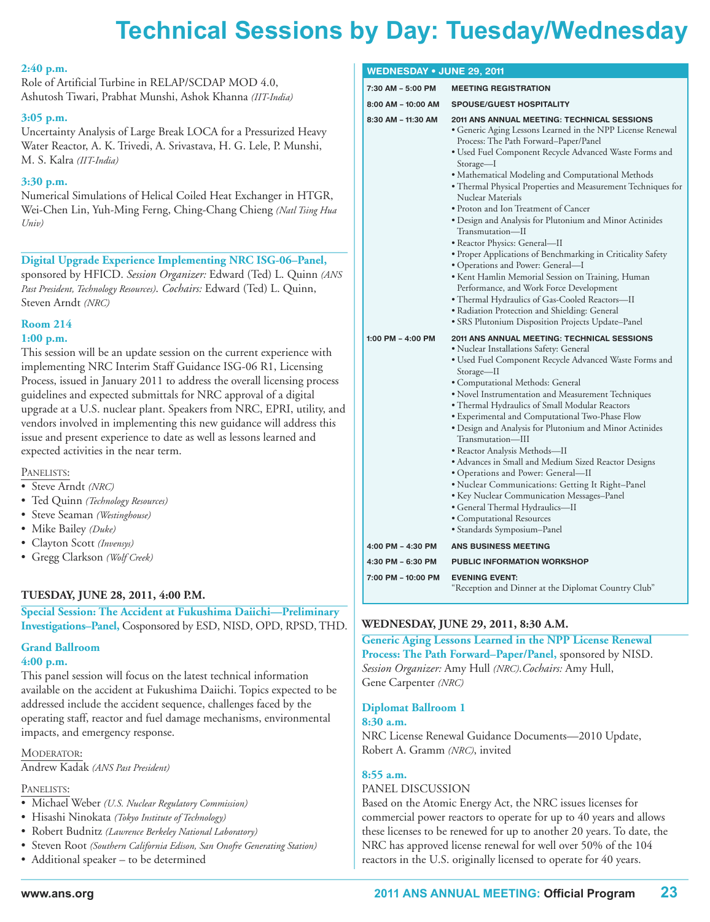# Technical Sessions by Day: Tuesday/Wednesday

**2:40 p.m.**

Role of Artificial Turbine in RELAP/SCDAP MOD 4.0, Ashutosh Tiwari, Prabhat Munshi, Ashok Khanna *(IIT-India)*

**3:05 p.m.**

Uncertainty Analysis of Large Break LOCA for a Pressurized Heavy Water Reactor, A. K. Trivedi, A. Srivastava, H. G. Lele, P. Munshi, M. S. Kalra *(IIT-India)*

**3:30 p.m.**

Numerical Simulations of Helical Coiled Heat Exchanger in HTGR, Wei-Chen Lin, Yuh-Ming Ferng, Ching-Chang Chieng *(Natl Tsing Hua Univ)*

**Digital Upgrade Experience Implementing NRC ISG-06–Panel,** sponsored by HFICD. *Session Organizer:* Edward (Ted) L. Quinn *(ANS Past President, Technology Resources)*. *Cochairs:* Edward (Ted) L. Quinn, Steven Arndt *(NRC)*

**Room 214**

**1:00 p.m.**

This session will be an update session on the current experience with implementing NRC Interim Staff Guidance ISG-06 R1, Licensing Process, issued in January 2011 to address the overall licensing process guidelines and expected submittals for NRC approval of a digital upgrade at a U.S. nuclear plant. Speakers from NRC, EPRI, utility, and vendors involved in implementing this new guidance will address this issue and present experience to date as well as lessons learned and expected activities in the near term.

PANELISTS:

- Steve Arndt *(NRC)*
- Ted Quinn *(Technology Resources)*
- Steve Seaman *(Westinghouse)*
- Mike Bailey *(Duke)*
- Clayton Scott *(Invensys)*
- Gregg Clarkson *(Wolf Creek)*

## TUESDAY, JUNE 28, 2011, 4:00 P.M.

**Special Session: The Accident at Fukushima Daiichi—Preliminary Investigations–Panel,** Cosponsored by ESD, NISD, OPD, RPSD, THD.

**Grand Ballroom**

**4:00 p.m.**

This panel session will focus on the latest technical information available on the accident at Fukushima Daiichi. Topics expected to be addressed include the accident sequence, challenges faced by the operating staff, reactor and fuel damage mechanisms, environmental impacts, and emergency response.

MODERATOR:

Andrew Kadak *(ANS Past President)*

PANELISTS:

- Michael Weber *(U.S. Nuclear Regulatory Commission)*
- Hisashi Ninokata *(Tokyo Institute of Technology)*
- Robert Budnitz *(Lawrence Berkeley National Laboratory)*
- Steven Root *(Southern California Edison, San Onofre Generating Station)*
- Additional speaker – to be determined

| WEDNESDAY • JUNE 29, 2011 | |
|---|---|
| 7:30 AM – 5:00 PM | MEETING REGISTRATION |
| 8:00 AM – 10:00 AM | SPOUSE/GUEST HOSPITALITY |
| 8:30 AM – 11:30 AM | 2011 ANS ANNUAL MEETING: TECHNICAL SESSIONS<br>• Generic Aging Lessons Learned in the NPP License Renewal Process: The Path Forward–Paper/Panel<br>• Used Fuel Component Recycle Advanced Waste Forms and Storage—I<br>• Mathematical Modeling and Computational Methods<br>• Thermal Physical Properties and Measurement Techniques for Nuclear Materials<br>• Proton and Ion Treatment of Cancer<br>• Design and Analysis for Plutonium and Minor Actinides Transmutation—II<br>• Reactor Physics: General—II<br>• Proper Applications of Benchmarking in Criticality Safety<br>• Operations and Power: General—I<br>• Kent Hamlin Memorial Session on Training, Human Performance, and Work Force Development<br>• Thermal Hydraulics of Gas-Cooled Reactors—II<br>• Radiation Protection and Shielding: General<br>• SRS Plutonium Disposition Projects Update–Panel |
| 1:00 PM – 4:00 PM | 2011 ANS ANNUAL MEETING: TECHNICAL SESSIONS<br>• Nuclear Installations Safety: General<br>• Used Fuel Component Recycle Advanced Waste Forms and Storage—II<br>• Computational Methods: General<br>• Novel Instrumentation and Measurement Techniques<br>• Thermal Hydraulics of Small Modular Reactors<br>• Experimental and Computational Two-Phase Flow<br>• Design and Analysis for Plutonium and Minor Actinides Transmutation—III<br>• Reactor Analysis Methods—II<br>• Advances in Small and Medium Sized Reactor Designs<br>• Operations and Power: General—II<br>• Nuclear Communications: Getting It Right–Panel<br>• Key Nuclear Communication Messages–Panel<br>• General Thermal Hydraulics—II<br>• Computational Resources<br>• Standards Symposium–Panel |
| 4:00 PM – 4:30 PM | ANS BUSINESS MEETING |
| 4:30 PM – 6:30 PM | PUBLIC INFORMATION WORKSHOP |
| 7:00 PM – 10:00 PM | EVENING EVENT:<br>"Reception and Dinner at the Diplomat Country Club" |

## WEDNESDAY, JUNE 29, 2011, 8:30 A.M.

**Generic Aging Lessons Learned in the NPP License Renewal Process: The Path Forward–Paper/Panel,** sponsored by NISD. *Session Organizer:* Amy Hull *(NRC)*. *Cochairs:* Amy Hull, Gene Carpenter *(NRC)*

**Diplomat Ballroom 1**

**8:30 a.m.**

NRC License Renewal Guidance Documents—2010 Update, Robert A. Gramm *(NRC)*, invited

**8:55 a.m.**

PANEL DISCUSSION

Based on the Atomic Energy Act, the NRC issues licenses for commercial power reactors to operate for up to 40 years and allows these licenses to be renewed for up to another 20 years. To date, the NRC has approved license renewal for well over 50% of the 104 reactors in the U.S. originally licensed to operate for 40 years.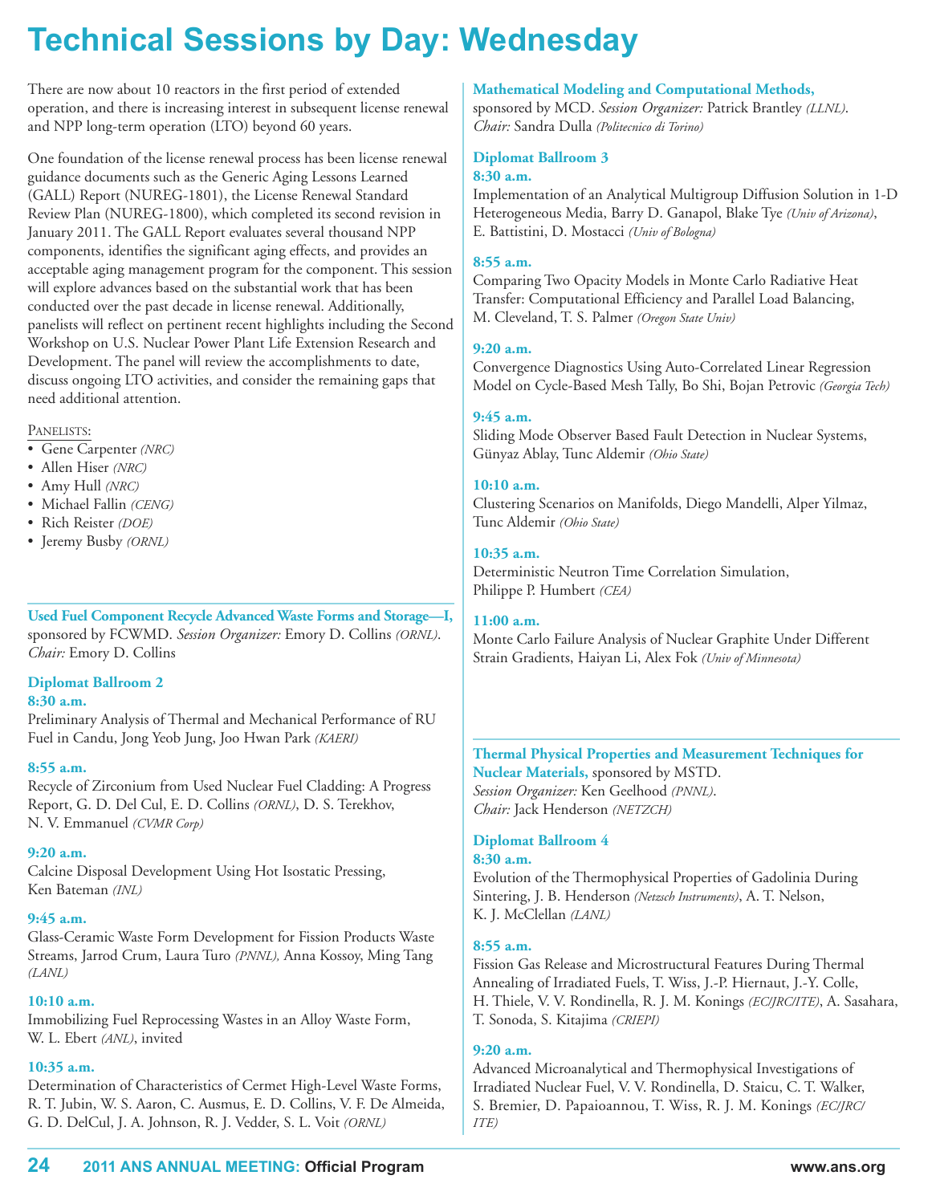# Technical Sessions by Day: Wednesday

There are now about 10 reactors in the first period of extended operation, and there is increasing interest in subsequent license renewal and NPP long-term operation (LTO) beyond 60 years.

One foundation of the license renewal process has been license renewal guidance documents such as the Generic Aging Lessons Learned (GALL) Report (NUREG-1801), the License Renewal Standard Review Plan (NUREG-1800), which completed its second revision in January 2011. The GALL Report evaluates several thousand NPP components, identifies the significant aging effects, and provides an acceptable aging management program for the component. This session will explore advances based on the substantial work that has been conducted over the past decade in license renewal. Additionally, panelists will reflect on pertinent recent highlights including the Second Workshop on U.S. Nuclear Power Plant Life Extension Research and Development. The panel will review the accomplishments to date, discuss ongoing LTO activities, and consider the remaining gaps that need additional attention.

PANELISTS:

- Gene Carpenter *(NRC)*
- Allen Hiser *(NRC)*
- Amy Hull *(NRC)*
- Michael Fallin *(CENG)*
- Rich Reister *(DOE)*
- Jeremy Busby *(ORNL)*

---

**Used Fuel Component Recycle Advanced Waste Forms and Storage—I,** sponsored by FCWMD. *Session Organizer:* Emory D. Collins *(ORNL)*. *Chair:* Emory D. Collins

**Diplomat Ballroom 2**

**8:30 a.m.**
Preliminary Analysis of Thermal and Mechanical Performance of RU Fuel in Candu, Jong Yeob Jung, Joo Hwan Park *(KAERI)*

**8:55 a.m.**
Recycle of Zirconium from Used Nuclear Fuel Cladding: A Progress Report, G. D. Del Cul, E. D. Collins *(ORNL)*, D. S. Terekhov, N. V. Emmanuel *(CVMR Corp)*

**9:20 a.m.**
Calcine Disposal Development Using Hot Isostatic Pressing, Ken Bateman *(INL)*

**9:45 a.m.**
Glass-Ceramic Waste Form Development for Fission Products Waste Streams, Jarrod Crum, Laura Turo *(PNNL)*, Anna Kossoy, Ming Tang *(LANL)*

**10:10 a.m.**
Immobilizing Fuel Reprocessing Wastes in an Alloy Waste Form, W. L. Ebert *(ANL)*, invited

**10:35 a.m.**
Determination of Characteristics of Cermet High-Level Waste Forms, R. T. Jubin, W. S. Aaron, C. Ausmus, E. D. Collins, V. F. De Almeida, G. D. DelCul, J. A. Johnson, R. J. Vedder, S. L. Voit *(ORNL)*

---

**Mathematical Modeling and Computational Methods,** sponsored by MCD. *Session Organizer:* Patrick Brantley *(LLNL)*. *Chair:* Sandra Dulla *(Politecnico di Torino)*

**Diplomat Ballroom 3**

**8:30 a.m.**
Implementation of an Analytical Multigroup Diffusion Solution in 1-D Heterogeneous Media, Barry D. Ganapol, Blake Tye *(Univ of Arizona)*, E. Battistini, D. Mostacci *(Univ of Bologna)*

**8:55 a.m.**
Comparing Two Opacity Models in Monte Carlo Radiative Heat Transfer: Computational Efficiency and Parallel Load Balancing, M. Cleveland, T. S. Palmer *(Oregon State Univ)*

**9:20 a.m.**
Convergence Diagnostics Using Auto-Correlated Linear Regression Model on Cycle-Based Mesh Tally, Bo Shi, Bojan Petrovic *(Georgia Tech)*

**9:45 a.m.**
Sliding Mode Observer Based Fault Detection in Nuclear Systems, Günyaz Ablay, Tunc Aldemir *(Ohio State)*

**10:10 a.m.**
Clustering Scenarios on Manifolds, Diego Mandelli, Alper Yilmaz, Tunc Aldemir *(Ohio State)*

**10:35 a.m.**
Deterministic Neutron Time Correlation Simulation, Philippe P. Humbert *(CEA)*

**11:00 a.m.**
Monte Carlo Failure Analysis of Nuclear Graphite Under Different Strain Gradients, Haiyan Li, Alex Fok *(Univ of Minnesota)*

---

**Thermal Physical Properties and Measurement Techniques for Nuclear Materials,** sponsored by MSTD. *Session Organizer:* Ken Geelhood *(PNNL)*. *Chair:* Jack Henderson *(NETZCH)*

**Diplomat Ballroom 4**

**8:30 a.m.**
Evolution of the Thermophysical Properties of Gadolinia During Sintering, J. B. Henderson *(Netzsch Instruments)*, A. T. Nelson, K. J. McClellan *(LANL)*

**8:55 a.m.**
Fission Gas Release and Microstructural Features During Thermal Annealing of Irradiated Fuels, T. Wiss, J.-P. Hiernaut, J.-Y. Colle, H. Thiele, V. V. Rondinella, R. J. M. Konings *(EC/JRC/ITE)*, A. Sasahara, T. Sonoda, S. Kitajima *(CRIEPI)*

**9:20 a.m.**
Advanced Microanalytical and Thermophysical Investigations of Irradiated Nuclear Fuel, V. V. Rondinella, D. Staicu, C. T. Walker, S. Bremier, D. Papaioannou, T. Wiss, R. J. M. Konings *(EC/JRC/ITE)*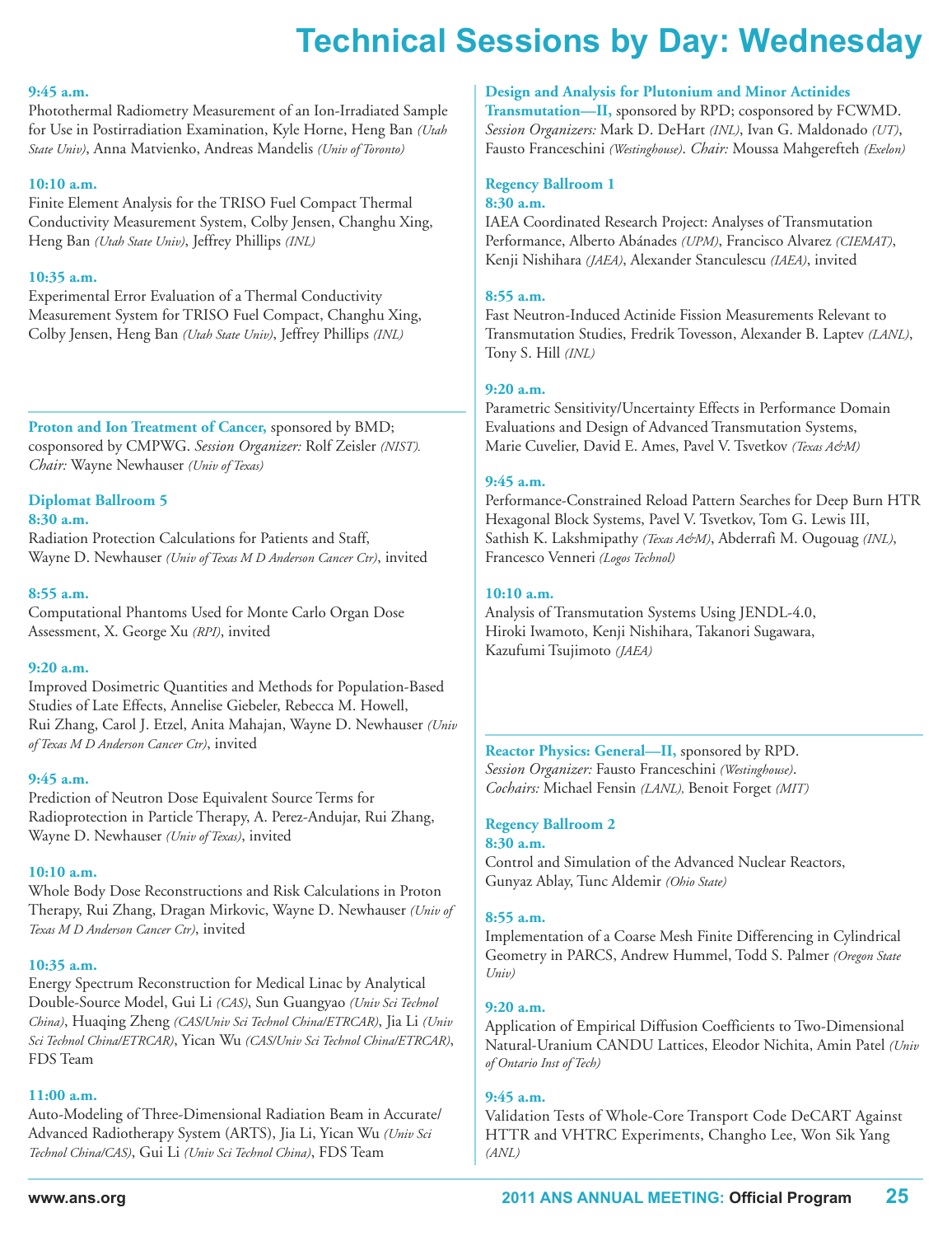# Technical Sessions by Day: Wednesday

**9:45 a.m.**
Photothermal Radiometry Measurement of an Ion-Irradiated Sample for Use in Postirradiation Examination, Kyle Horne, Heng Ban *(Utah State Univ)*, Anna Matvienko, Andreas Mandelis *(Univ of Toronto)*

**10:10 a.m.**
Finite Element Analysis for the TRISO Fuel Compact Thermal Conductivity Measurement System, Colby Jensen, Changhu Xing, Heng Ban *(Utah State Univ)*, Jeffrey Phillips *(INL)*

**10:35 a.m.**
Experimental Error Evaluation of a Thermal Conductivity Measurement System for TRISO Fuel Compact, Changhu Xing, Colby Jensen, Heng Ban *(Utah State Univ)*, Jeffrey Phillips *(INL)*

---

**Proton and Ion Treatment of Cancer,** sponsored by BMD; cosponsored by CMPWG. *Session Organizer:* Rolf Zeisler *(NIST). Chair:* Wayne Newhauser *(Univ of Texas)*

**Diplomat Ballroom 5**

**8:30 a.m.**
Radiation Protection Calculations for Patients and Staff, Wayne D. Newhauser *(Univ of Texas M D Anderson Cancer Ctr)*, invited

**8:55 a.m.**
Computational Phantoms Used for Monte Carlo Organ Dose Assessment, X. George Xu *(RPI)*, invited

**9:20 a.m.**
Improved Dosimetric Quantities and Methods for Population-Based Studies of Late Effects, Annelise Giebeler, Rebecca M. Howell, Rui Zhang, Carol J. Etzel, Anita Mahajan, Wayne D. Newhauser *(Univ of Texas M D Anderson Cancer Ctr)*, invited

**9:45 a.m.**
Prediction of Neutron Dose Equivalent Source Terms for Radioprotection in Particle Therapy, A. Perez-Andujar, Rui Zhang, Wayne D. Newhauser *(Univ of Texas)*, invited

**10:10 a.m.**
Whole Body Dose Reconstructions and Risk Calculations in Proton Therapy, Rui Zhang, Dragan Mirkovic, Wayne D. Newhauser *(Univ of Texas M D Anderson Cancer Ctr)*, invited

**10:35 a.m.**
Energy Spectrum Reconstruction for Medical Linac by Analytical Double-Source Model, Gui Li *(CAS)*, Sun Guangyao *(Univ Sci Technol China)*, Huaqing Zheng *(CAS/Univ Sci Technol China/ETRCAR)*, Jia Li *(Univ Sci Technol China/ETRCAR)*, Yican Wu *(CAS/Univ Sci Technol China/ETRCAR)*, FDS Team

**11:00 a.m.**
Auto-Modeling of Three-Dimensional Radiation Beam in Accurate/Advanced Radiotherapy System (ARTS), Jia Li, Yican Wu *(Univ Sci Technol China/CAS)*, Gui Li *(Univ Sci Technol China)*, FDS Team

---

**Design and Analysis for Plutonium and Minor Actinides Transmutation—II,** sponsored by RPD; cosponsored by FCWMD. *Session Organizers:* Mark D. DeHart *(INL)*, Ivan G. Maldonado *(UT)*, Fausto Franceschini *(Westinghouse)*. *Chair:* Moussa Mahgerefteh *(Exelon)*

**Regency Ballroom 1**

**8:30 a.m.**
IAEA Coordinated Research Project: Analyses of Transmutation Performance, Alberto Abánades *(UPM)*, Francisco Alvarez *(CIEMAT)*, Kenji Nishihara *(JAEA)*, Alexander Stanculescu *(IAEA)*, invited

**8:55 a.m.**
Fast Neutron-Induced Actinide Fission Measurements Relevant to Transmutation Studies, Fredrik Tovesson, Alexander B. Laptev *(LANL)*, Tony S. Hill *(INL)*

**9:20 a.m.**
Parametric Sensitivity/Uncertainty Effects in Performance Domain Evaluations and Design of Advanced Transmutation Systems, Marie Cuvelier, David E. Ames, Pavel V. Tsvetkov *(Texas A&M)*

**9:45 a.m.**
Performance-Constrained Reload Pattern Searches for Deep Burn HTR Hexagonal Block Systems, Pavel V. Tsvetkov, Tom G. Lewis III, Sathish K. Lakshmipathy *(Texas A&M)*, Abderrafi M. Ougouag *(INL)*, Francesco Venneri *(Logos Technol)*

**10:10 a.m.**
Analysis of Transmutation Systems Using JENDL-4.0, Hiroki Iwamoto, Kenji Nishihara, Takanori Sugawara, Kazufumi Tsujimoto *(JAEA)*

---

**Reactor Physics: General—II,** sponsored by RPD. *Session Organizer:* Fausto Franceschini *(Westinghouse)*. *Cochairs:* Michael Fensin *(LANL),* Benoit Forget *(MIT)*

**Regency Ballroom 2**

**8:30 a.m.**
Control and Simulation of the Advanced Nuclear Reactors, Gunyaz Ablay, Tunc Aldemir *(Ohio State)*

**8:55 a.m.**
Implementation of a Coarse Mesh Finite Differencing in Cylindrical Geometry in PARCS, Andrew Hummel, Todd S. Palmer *(Oregon State Univ)*

**9:20 a.m.**
Application of Empirical Diffusion Coefficients to Two-Dimensional Natural-Uranium CANDU Lattices, Eleodor Nichita, Amin Patel *(Univ of Ontario Inst of Tech)*

**9:45 a.m.**
Validation Tests of Whole-Core Transport Code DeCART Against HTTR and VHTRC Experiments, Changho Lee, Won Sik Yang *(ANL)*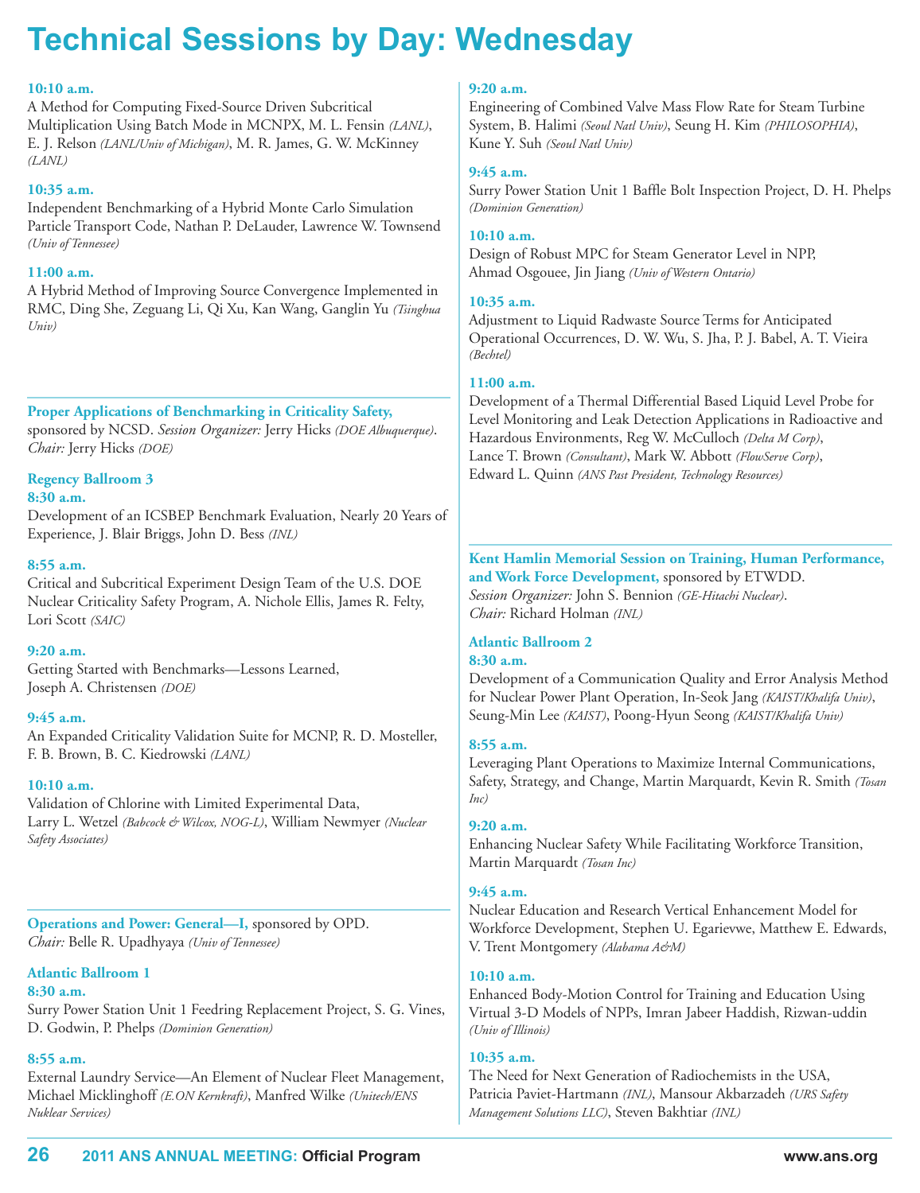# Technical Sessions by Day: Wednesday

**10:10 a.m.**
A Method for Computing Fixed-Source Driven Subcritical Multiplication Using Batch Mode in MCNPX, M. L. Fensin *(LANL)*, E. J. Relson *(LANL/Univ of Michigan)*, M. R. James, G. W. McKinney *(LANL)*

**10:35 a.m.**
Independent Benchmarking of a Hybrid Monte Carlo Simulation Particle Transport Code, Nathan P. DeLauder, Lawrence W. Townsend *(Univ of Tennessee)*

**11:00 a.m.**
A Hybrid Method of Improving Source Convergence Implemented in RMC, Ding She, Zeguang Li, Qi Xu, Kan Wang, Ganglin Yu *(Tsinghua Univ)*

---

**Proper Applications of Benchmarking in Criticality Safety,** sponsored by NCSD. *Session Organizer:* Jerry Hicks *(DOE Albuquerque)*. *Chair:* Jerry Hicks *(DOE)*

**Regency Ballroom 3**

**8:30 a.m.**
Development of an ICSBEP Benchmark Evaluation, Nearly 20 Years of Experience, J. Blair Briggs, John D. Bess *(INL)*

**8:55 a.m.**
Critical and Subcritical Experiment Design Team of the U.S. DOE Nuclear Criticality Safety Program, A. Nichole Ellis, James R. Felty, Lori Scott *(SAIC)*

**9:20 a.m.**
Getting Started with Benchmarks—Lessons Learned, Joseph A. Christensen *(DOE)*

**9:45 a.m.**
An Expanded Criticality Validation Suite for MCNP, R. D. Mosteller, F. B. Brown, B. C. Kiedrowski *(LANL)*

**10:10 a.m.**
Validation of Chlorine with Limited Experimental Data, Larry L. Wetzel *(Babcock & Wilcox, NOG-L)*, William Newmyer *(Nuclear Safety Associates)*

---

**Operations and Power: General—I,** sponsored by OPD. *Chair:* Belle R. Upadhyaya *(Univ of Tennessee)*

**Atlantic Ballroom 1**

**8:30 a.m.**
Surry Power Station Unit 1 Feedring Replacement Project, S. G. Vines, D. Godwin, P. Phelps *(Dominion Generation)*

**8:55 a.m.**
External Laundry Service—An Element of Nuclear Fleet Management, Michael Micklinghoff *(E.ON Kernkraft)*, Manfred Wilke *(Unitech/ENS Nuklear Services)*

**9:20 a.m.**
Engineering of Combined Valve Mass Flow Rate for Steam Turbine System, B. Halimi *(Seoul Natl Univ)*, Seung H. Kim *(PHILOSOPHIA)*, Kune Y. Suh *(Seoul Natl Univ)*

**9:45 a.m.**
Surry Power Station Unit 1 Baffle Bolt Inspection Project, D. H. Phelps *(Dominion Generation)*

**10:10 a.m.**
Design of Robust MPC for Steam Generator Level in NPP, Ahmad Osgouee, Jin Jiang *(Univ of Western Ontario)*

**10:35 a.m.**
Adjustment to Liquid Radwaste Source Terms for Anticipated Operational Occurrences, D. W. Wu, S. Jha, P. J. Babel, A. T. Vieira *(Bechtel)*

**11:00 a.m.**
Development of a Thermal Differential Based Liquid Level Probe for Level Monitoring and Leak Detection Applications in Radioactive and Hazardous Environments, Reg W. McCulloch *(Delta M Corp)*, Lance T. Brown *(Consultant)*, Mark W. Abbott *(FlowServe Corp)*, Edward L. Quinn *(ANS Past President, Technology Resources)*

---

**Kent Hamlin Memorial Session on Training, Human Performance, and Work Force Development,** sponsored by ETWDD. *Session Organizer:* John S. Bennion *(GE-Hitachi Nuclear)*. *Chair:* Richard Holman *(INL)*

**Atlantic Ballroom 2**

**8:30 a.m.**
Development of a Communication Quality and Error Analysis Method for Nuclear Power Plant Operation, In-Seok Jang *(KAIST/Khalifa Univ)*, Seung-Min Lee *(KAIST)*, Poong-Hyun Seong *(KAIST/Khalifa Univ)*

**8:55 a.m.**
Leveraging Plant Operations to Maximize Internal Communications, Safety, Strategy, and Change, Martin Marquardt, Kevin R. Smith *(Tosan Inc)*

**9:20 a.m.**
Enhancing Nuclear Safety While Facilitating Workforce Transition, Martin Marquardt *(Tosan Inc)*

**9:45 a.m.**
Nuclear Education and Research Vertical Enhancement Model for Workforce Development, Stephen U. Egarievwe, Matthew E. Edwards, V. Trent Montgomery *(Alabama A&M)*

**10:10 a.m.**
Enhanced Body-Motion Control for Training and Education Using Virtual 3-D Models of NPPs, Imran Jabeer Haddish, Rizwan-uddin *(Univ of Illinois)*

**10:35 a.m.**
The Need for Next Generation of Radiochemists in the USA, Patricia Paviet-Hartmann *(INL)*, Mansour Akbarzadeh *(URS Safety Management Solutions LLC)*, Steven Bakhtiar *(INL)*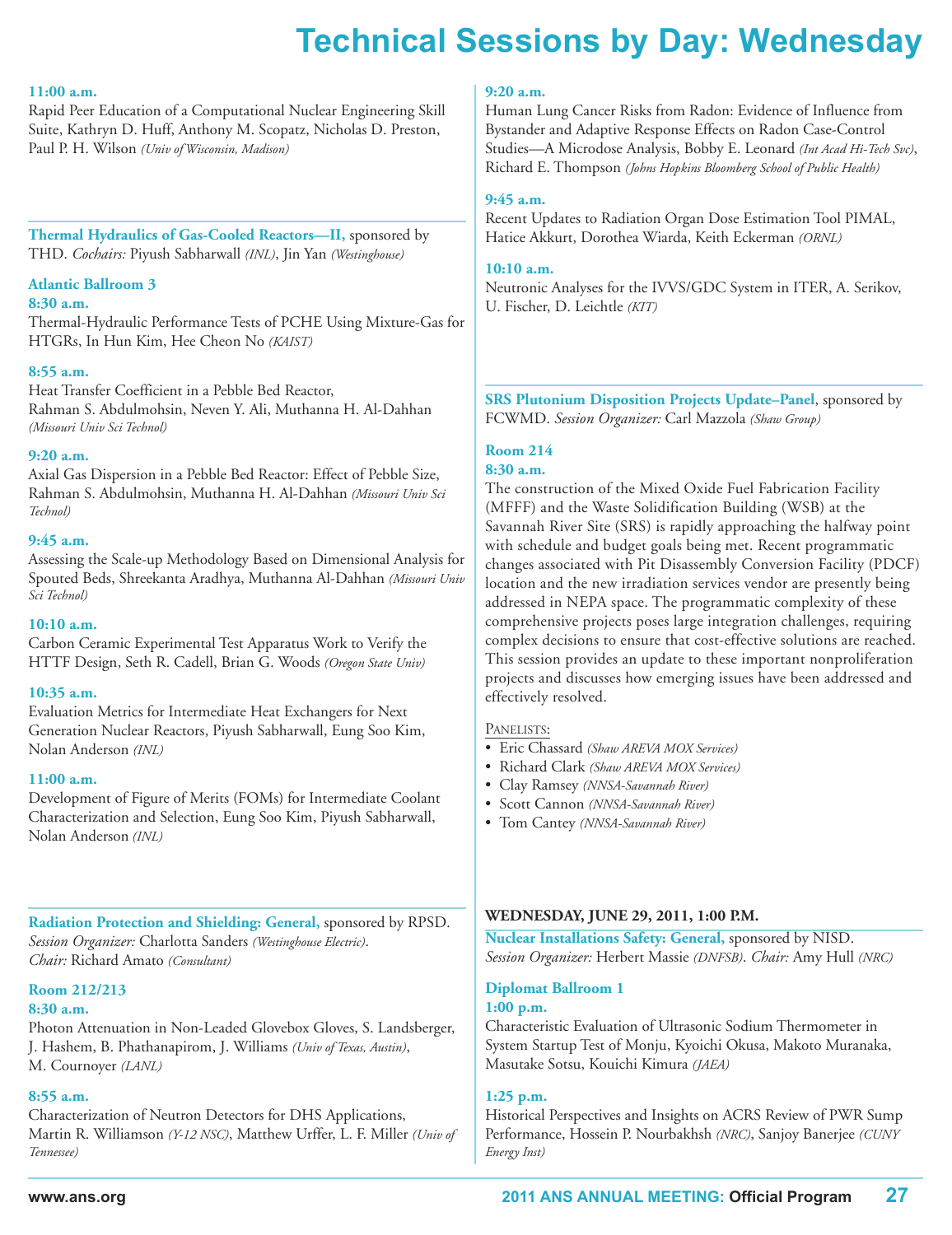# Technical Sessions by Day: Wednesday

**11:00 a.m.**
Rapid Peer Education of a Computational Nuclear Engineering Skill Suite, Kathryn D. Huff, Anthony M. Scopatz, Nicholas D. Preston, Paul P. H. Wilson *(Univ of Wisconsin, Madison)*

---

**Thermal Hydraulics of Gas-Cooled Reactors—II,** sponsored by THD. *Cochairs:* Piyush Sabharwall *(INL)*, Jin Yan *(Westinghouse)*

**Atlantic Ballroom 3**

**8:30 a.m.**
Thermal-Hydraulic Performance Tests of PCHE Using Mixture-Gas for HTGRs, In Hun Kim, Hee Cheon No *(KAIST)*

**8:55 a.m.**
Heat Transfer Coefficient in a Pebble Bed Reactor, Rahman S. Abdulmohsin, Neven Y. Ali, Muthanna H. Al-Dahhan *(Missouri Univ Sci Technol)*

**9:20 a.m.**
Axial Gas Dispersion in a Pebble Bed Reactor: Effect of Pebble Size, Rahman S. Abdulmohsin, Muthanna H. Al-Dahhan *(Missouri Univ Sci Technol)*

**9:45 a.m.**
Assessing the Scale-up Methodology Based on Dimensional Analysis for Spouted Beds, Shreekanta Aradhya, Muthanna Al-Dahhan *(Missouri Univ Sci Technol)*

**10:10 a.m.**
Carbon Ceramic Experimental Test Apparatus Work to Verify the HTTF Design, Seth R. Cadell, Brian G. Woods *(Oregon State Univ)*

**10:35 a.m.**
Evaluation Metrics for Intermediate Heat Exchangers for Next Generation Nuclear Reactors, Piyush Sabharwall, Eung Soo Kim, Nolan Anderson *(INL)*

**11:00 a.m.**
Development of Figure of Merits (FOMs) for Intermediate Coolant Characterization and Selection, Eung Soo Kim, Piyush Sabharwall, Nolan Anderson *(INL)*

---

**Radiation Protection and Shielding: General,** sponsored by RPSD. *Session Organizer:* Charlotta Sanders *(Westinghouse Electric)*. *Chair:* Richard Amato *(Consultant)*

**Room 212/213**

**8:30 a.m.**
Photon Attenuation in Non-Leaded Glovebox Gloves, S. Landsberger, J. Hashem, B. Phathanapirom, J. Williams *(Univ of Texas, Austin)*, M. Cournoyer *(LANL)*

**8:55 a.m.**
Characterization of Neutron Detectors for DHS Applications, Martin R. Williamson *(Y-12 NSC)*, Matthew Urffer, L. F. Miller *(Univ of Tennessee)*

**9:20 a.m.**
Human Lung Cancer Risks from Radon: Evidence of Influence from Bystander and Adaptive Response Effects on Radon Case-Control Studies—A Microdose Analysis, Bobby E. Leonard *(Int Acad Hi-Tech Svc)*, Richard E. Thompson *(Johns Hopkins Bloomberg School of Public Health)*

**9:45 a.m.**
Recent Updates to Radiation Organ Dose Estimation Tool PIMAL, Hatice Akkurt, Dorothea Wiarda, Keith Eckerman *(ORNL)*

**10:10 a.m.**
Neutronic Analyses for the IVVS/GDC System in ITER, A. Serikov, U. Fischer, D. Leichtle *(KIT)*

---

**SRS Plutonium Disposition Projects Update–Panel**, sponsored by FCWMD. *Session Organizer:* Carl Mazzola *(Shaw Group)*

**Room 214**

**8:30 a.m.**
The construction of the Mixed Oxide Fuel Fabrication Facility (MFFF) and the Waste Solidification Building (WSB) at the Savannah River Site (SRS) is rapidly approaching the halfway point with schedule and budget goals being met. Recent programmatic changes associated with Pit Disassembly Conversion Facility (PDCF) location and the new irradiation services vendor are presently being addressed in NEPA space. The programmatic complexity of these comprehensive projects poses large integration challenges, requiring complex decisions to ensure that cost-effective solutions are reached. This session provides an update to these important nonproliferation projects and discusses how emerging issues have been addressed and effectively resolved.

Panelists:

- Eric Chassard *(Shaw AREVA MOX Services)*
- Richard Clark *(Shaw AREVA MOX Services)*
- Clay Ramsey *(NNSA-Savannah River)*
- Scott Cannon *(NNSA-Savannah River)*
- Tom Cantey *(NNSA-Savannah River)*

---

## WEDNESDAY, JUNE 29, 2011, 1:00 P.M.

**Nuclear Installations Safety: General,** sponsored by NISD. *Session Organizer:* Herbert Massie *(DNFSB)*. *Chair:* Amy Hull *(NRC)*

**Diplomat Ballroom 1**

**1:00 p.m.**
Characteristic Evaluation of Ultrasonic Sodium Thermometer in System Startup Test of Monju, Kyoichi Okusa, Makoto Muranaka, Masutake Sotsu, Kouichi Kimura *(JAEA)*

**1:25 p.m.**
Historical Perspectives and Insights on ACRS Review of PWR Sump Performance, Hossein P. Nourbakhsh *(NRC)*, Sanjoy Banerjee *(CUNY Energy Inst)*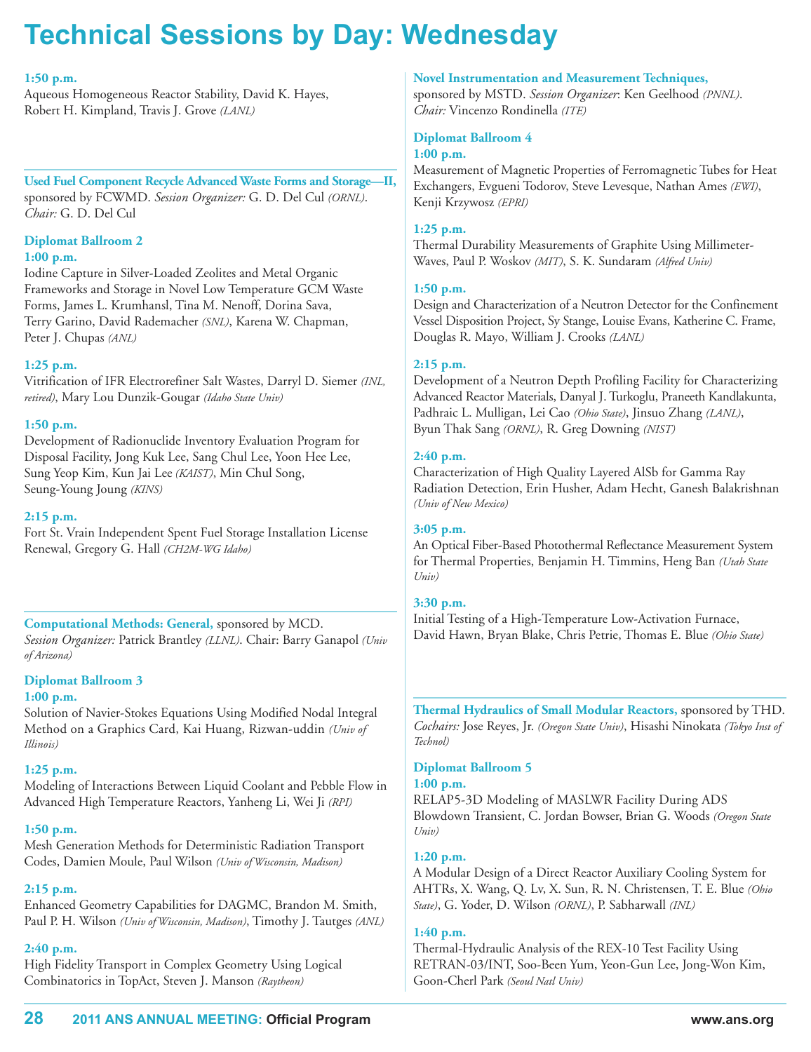# Technical Sessions by Day: Wednesday

**1:50 p.m.**
Aqueous Homogeneous Reactor Stability, David K. Hayes, Robert H. Kimpland, Travis J. Grove *(LANL)*

---

**Used Fuel Component Recycle Advanced Waste Forms and Storage—II,** sponsored by FCWMD. *Session Organizer:* G. D. Del Cul *(ORNL)*. *Chair:* G. D. Del Cul

**Diplomat Ballroom 2**

**1:00 p.m.**
Iodine Capture in Silver-Loaded Zeolites and Metal Organic Frameworks and Storage in Novel Low Temperature GCM Waste Forms, James L. Krumhansl, Tina M. Nenoff, Dorina Sava, Terry Garino, David Rademacher *(SNL)*, Karena W. Chapman, Peter J. Chupas *(ANL)*

**1:25 p.m.**
Vitrification of IFR Electrorefiner Salt Wastes, Darryl D. Siemer *(INL, retired)*, Mary Lou Dunzik-Gougar *(Idaho State Univ)*

**1:50 p.m.**
Development of Radionuclide Inventory Evaluation Program for Disposal Facility, Jong Kuk Lee, Sang Chul Lee, Yoon Hee Lee, Sung Yeop Kim, Kun Jai Lee *(KAIST)*, Min Chul Song, Seung-Young Joung *(KINS)*

**2:15 p.m.**
Fort St. Vrain Independent Spent Fuel Storage Installation License Renewal, Gregory G. Hall *(CH2M-WG Idaho)*

---

**Computational Methods: General,** sponsored by MCD. *Session Organizer:* Patrick Brantley *(LLNL)*. Chair: Barry Ganapol *(Univ of Arizona)*

**Diplomat Ballroom 3**

**1:00 p.m.**
Solution of Navier-Stokes Equations Using Modified Nodal Integral Method on a Graphics Card, Kai Huang, Rizwan-uddin *(Univ of Illinois)*

**1:25 p.m.**
Modeling of Interactions Between Liquid Coolant and Pebble Flow in Advanced High Temperature Reactors, Yanheng Li, Wei Ji *(RPI)*

**1:50 p.m.**
Mesh Generation Methods for Deterministic Radiation Transport Codes, Damien Moule, Paul Wilson *(Univ of Wisconsin, Madison)*

**2:15 p.m.**
Enhanced Geometry Capabilities for DAGMC, Brandon M. Smith, Paul P. H. Wilson *(Univ of Wisconsin, Madison)*, Timothy J. Tautges *(ANL)*

**2:40 p.m.**
High Fidelity Transport in Complex Geometry Using Logical Combinatorics in TopAct, Steven J. Manson *(Raytheon)*

---

**Novel Instrumentation and Measurement Techniques,** sponsored by MSTD. *Session Organizer*: Ken Geelhood *(PNNL)*. *Chair:* Vincenzo Rondinella *(ITE)*

**Diplomat Ballroom 4**

**1:00 p.m.**
Measurement of Magnetic Properties of Ferromagnetic Tubes for Heat Exchangers, Evgueni Todorov, Steve Levesque, Nathan Ames *(EWI)*, Kenji Krzywosz *(EPRI)*

**1:25 p.m.**
Thermal Durability Measurements of Graphite Using Millimeter-Waves, Paul P. Woskov *(MIT)*, S. K. Sundaram *(Alfred Univ)*

**1:50 p.m.**
Design and Characterization of a Neutron Detector for the Confinement Vessel Disposition Project, Sy Stange, Louise Evans, Katherine C. Frame, Douglas R. Mayo, William J. Crooks *(LANL)*

**2:15 p.m.**
Development of a Neutron Depth Profiling Facility for Characterizing Advanced Reactor Materials, Danyal J. Turkoglu, Praneeth Kandlakunta, Padhraic L. Mulligan, Lei Cao *(Ohio State)*, Jinsuo Zhang *(LANL)*, Byun Thak Sang *(ORNL)*, R. Greg Downing *(NIST)*

**2:40 p.m.**
Characterization of High Quality Layered AlSb for Gamma Ray Radiation Detection, Erin Husher, Adam Hecht, Ganesh Balakrishnan *(Univ of New Mexico)*

**3:05 p.m.**
An Optical Fiber-Based Photothermal Reflectance Measurement System for Thermal Properties, Benjamin H. Timmins, Heng Ban *(Utah State Univ)*

**3:30 p.m.**
Initial Testing of a High-Temperature Low-Activation Furnace, David Hawn, Bryan Blake, Chris Petrie, Thomas E. Blue *(Ohio State)*

---

**Thermal Hydraulics of Small Modular Reactors,** sponsored by THD. *Cochairs:* Jose Reyes, Jr. *(Oregon State Univ)*, Hisashi Ninokata *(Tokyo Inst of Technol)*

**Diplomat Ballroom 5**

**1:00 p.m.**
RELAP5-3D Modeling of MASLWR Facility During ADS Blowdown Transient, C. Jordan Bowser, Brian G. Woods *(Oregon State Univ)*

**1:20 p.m.**
A Modular Design of a Direct Reactor Auxiliary Cooling System for AHTRs, X. Wang, Q. Lv, X. Sun, R. N. Christensen, T. E. Blue *(Ohio State)*, G. Yoder, D. Wilson *(ORNL)*, P. Sabharwall *(INL)*

**1:40 p.m.**
Thermal-Hydraulic Analysis of the REX-10 Test Facility Using RETRAN-03/INT, Soo-Been Yum, Yeon-Gun Lee, Jong-Won Kim, Goon-Cherl Park *(Seoul Natl Univ)*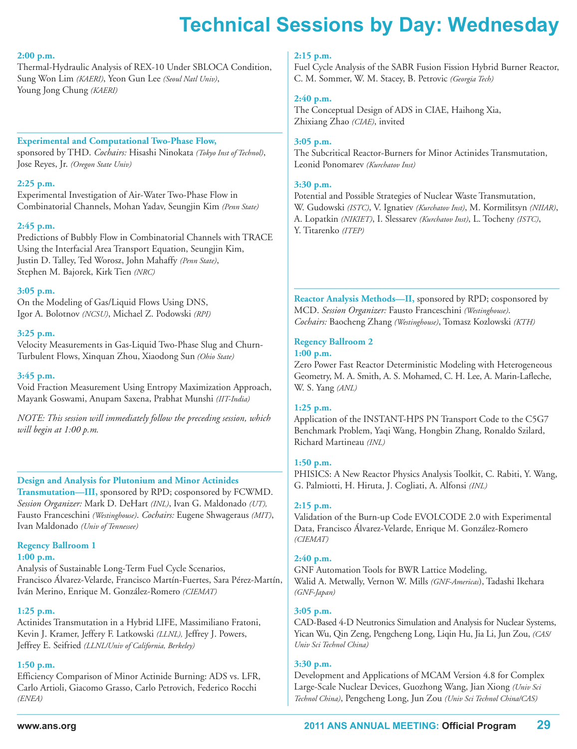# Technical Sessions by Day: Wednesday

**2:00 p.m.**
Thermal-Hydraulic Analysis of REX-10 Under SBLOCA Condition, Sung Won Lim *(KAERI)*, Yeon Gun Lee *(Seoul Natl Univ)*, Young Jong Chung *(KAERI)*

**Experimental and Computational Two-Phase Flow,** sponsored by THD. *Cochairs:* Hisashi Ninokata *(Tokyo Inst of Technol)*, Jose Reyes, Jr. *(Oregon State Univ)*

**2:25 p.m.**
Experimental Investigation of Air-Water Two-Phase Flow in Combinatorial Channels, Mohan Yadav, Seungjin Kim *(Penn State)*

**2:45 p.m.**
Predictions of Bubbly Flow in Combinatorial Channels with TRACE Using the Interfacial Area Transport Equation, Seungjin Kim, Justin D. Talley, Ted Worosz, John Mahaffy *(Penn State)*, Stephen M. Bajorek, Kirk Tien *(NRC)*

**3:05 p.m.**
On the Modeling of Gas/Liquid Flows Using DNS, Igor A. Bolotnov *(NCSU)*, Michael Z. Podowski *(RPI)*

**3:25 p.m.**
Velocity Measurements in Gas-Liquid Two-Phase Slug and Churn-Turbulent Flows, Xinquan Zhou, Xiaodong Sun *(Ohio State)*

**3:45 p.m.**
Void Fraction Measurement Using Entropy Maximization Approach, Mayank Goswami, Anupam Saxena, Prabhat Munshi *(IIT-India)*

*NOTE: This session will immediately follow the preceding session, which will begin at 1:00 p.m.*

**Design and Analysis for Plutonium and Minor Actinides Transmutation—III,** sponsored by RPD; cosponsored by FCWMD. *Session Organizer:* Mark D. DeHart *(INL)*, Ivan G. Maldonado *(UT)*, Fausto Franceschini *(Westinghouse)*. *Cochairs:* Eugene Shwageraus *(MIT)*, Ivan Maldonado *(Univ of Tennessee)*

**Regency Ballroom 1**

**1:00 p.m.**
Analysis of Sustainable Long-Term Fuel Cycle Scenarios, Francisco Álvarez-Velarde, Francisco Martín-Fuertes, Sara Pérez-Martín, Iván Merino, Enrique M. González-Romero *(CIEMAT)*

**1:25 p.m.**
Actinides Transmutation in a Hybrid LIFE, Massimiliano Fratoni, Kevin J. Kramer, Jeffery F. Latkowski *(LLNL)*, Jeffrey J. Powers, Jeffrey E. Seifried *(LLNL/Univ of California, Berkeley)*

**1:50 p.m.**
Efficiency Comparison of Minor Actinide Burning: ADS vs. LFR, Carlo Artioli, Giacomo Grasso, Carlo Petrovich, Federico Rocchi *(ENEA)*

**2:15 p.m.**
Fuel Cycle Analysis of the SABR Fusion Fission Hybrid Burner Reactor, C. M. Sommer, W. M. Stacey, B. Petrovic *(Georgia Tech)*

**2:40 p.m.**
The Conceptual Design of ADS in CIAE, Haihong Xia, Zhixiang Zhao *(CIAE)*, invited

**3:05 p.m.**
The Subcritical Reactor-Burners for Minor Actinides Transmutation, Leonid Ponomarev *(Kurchatov Inst)*

**3:30 p.m.**
Potential and Possible Strategies of Nuclear Waste Transmutation, W. Gudowski *(ISTC)*, V. Ignatiev *(Kurchatov Inst)*, M. Kormilitsyn *(NIIAR)*, A. Lopatkin *(NIKIET)*, I. Slessarev *(Kurchatov Inst)*, L. Tocheny *(ISTC)*, Y. Titarenko *(ITEP)*

**Reactor Analysis Methods—II,** sponsored by RPD; cosponsored by MCD. *Session Organizer:* Fausto Franceschini *(Westinghouse)*. *Cochairs:* Baocheng Zhang *(Westinghouse)*, Tomasz Kozlowski *(KTH)*

**Regency Ballroom 2**

**1:00 p.m.**
Zero Power Fast Reactor Deterministic Modeling with Heterogeneous Geometry, M. A. Smith, A. S. Mohamed, C. H. Lee, A. Marin-Lafleche, W. S. Yang *(ANL)*

**1:25 p.m.**
Application of the INSTANT-HPS PN Transport Code to the C5G7 Benchmark Problem, Yaqi Wang, Hongbin Zhang, Ronaldo Szilard, Richard Martineau *(INL)*

**1:50 p.m.**
PHISICS: A New Reactor Physics Analysis Toolkit, C. Rabiti, Y. Wang, G. Palmiotti, H. Hiruta, J. Cogliati, A. Alfonsi *(INL)*

**2:15 p.m.**
Validation of the Burn-up Code EVOLCODE 2.0 with Experimental Data, Francisco Álvarez-Velarde, Enrique M. González-Romero *(CIEMAT)*

**2:40 p.m.**
GNF Automation Tools for BWR Lattice Modeling, Walid A. Metwally, Vernon W. Mills *(GNF-Americas)*, Tadashi Ikehara *(GNF-Japan)*

**3:05 p.m.**
CAD-Based 4-D Neutronics Simulation and Analysis for Nuclear Systems, Yican Wu, Qin Zeng, Pengcheng Long, Liqin Hu, Jia Li, Jun Zou, *(CAS/Univ Sci Technol China)*

**3:30 p.m.**
Development and Applications of MCAM Version 4.8 for Complex Large-Scale Nuclear Devices, Guozhong Wang, Jian Xiong *(Univ Sci Technol China)*, Pengcheng Long, Jun Zou *(Univ Sci Technol China/CAS)*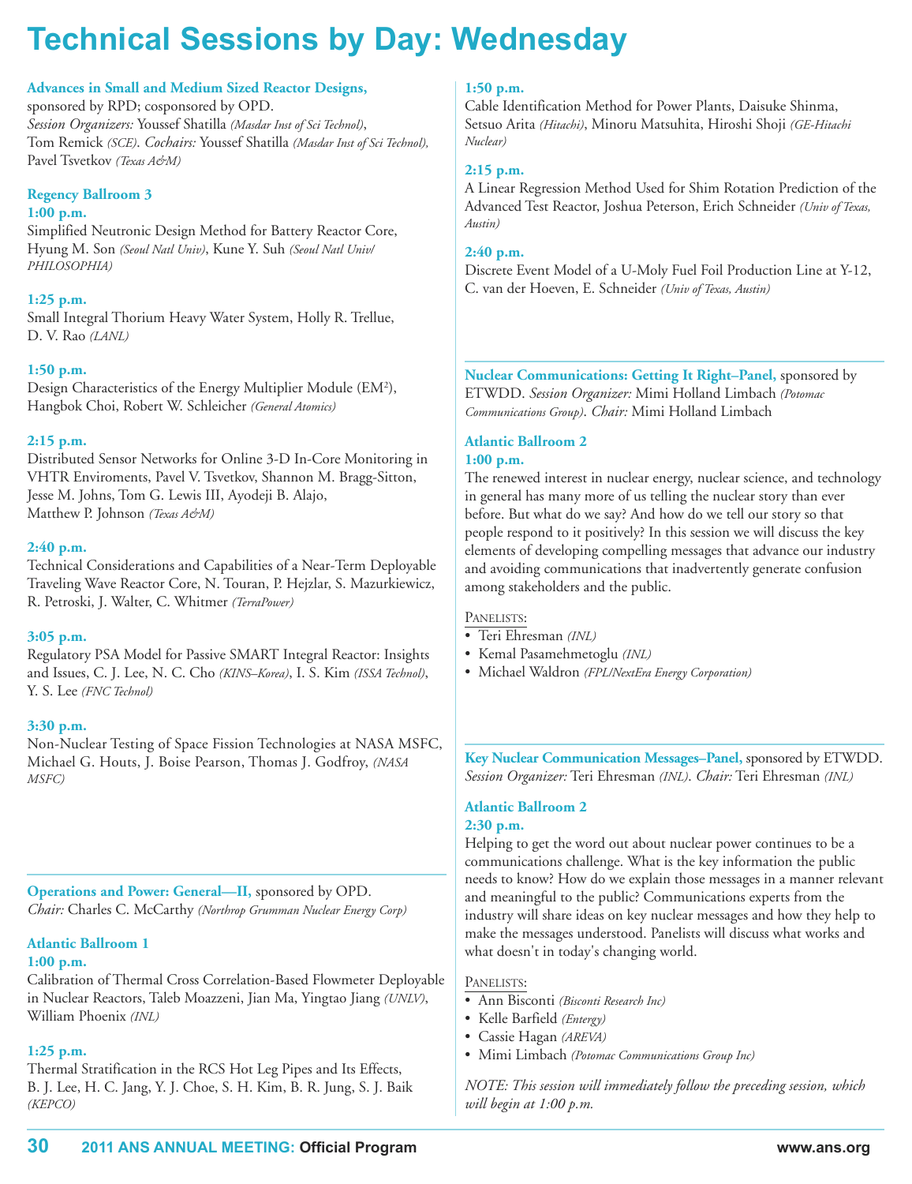# Technical Sessions by Day: Wednesday

**Advances in Small and Medium Sized Reactor Designs,** sponsored by RPD; cosponsored by OPD. *Session Organizers:* Youssef Shatilla *(Masdar Inst of Sci Technol)*, Tom Remick *(SCE)*. *Cochairs:* Youssef Shatilla *(Masdar Inst of Sci Technol)*, Pavel Tsvetkov *(Texas A&M)*

**Regency Ballroom 3**

**1:00 p.m.**
Simplified Neutronic Design Method for Battery Reactor Core, Hyung M. Son *(Seoul Natl Univ)*, Kune Y. Suh *(Seoul Natl Univ/PHILOSOPHIA)*

**1:25 p.m.**
Small Integral Thorium Heavy Water System, Holly R. Trellue, D. V. Rao *(LANL)*

**1:50 p.m.**
Design Characteristics of the Energy Multiplier Module (EM$^2$), Hangbok Choi, Robert W. Schleicher *(General Atomics)*

**2:15 p.m.**
Distributed Sensor Networks for Online 3-D In-Core Monitoring in VHTR Enviroments, Pavel V. Tsvetkov, Shannon M. Bragg-Sitton, Jesse M. Johns, Tom G. Lewis III, Ayodeji B. Alajo, Matthew P. Johnson *(Texas A&M)*

**2:40 p.m.**
Technical Considerations and Capabilities of a Near-Term Deployable Traveling Wave Reactor Core, N. Touran, P. Hejzlar, S. Mazurkiewicz, R. Petroski, J. Walter, C. Whitmer *(TerraPower)*

**3:05 p.m.**
Regulatory PSA Model for Passive SMART Integral Reactor: Insights and Issues, C. J. Lee, N. C. Cho *(KINS–Korea)*, I. S. Kim *(ISSA Technol)*, Y. S. Lee *(FNC Technol)*

**3:30 p.m.**
Non-Nuclear Testing of Space Fission Technologies at NASA MSFC, Michael G. Houts, J. Boise Pearson, Thomas J. Godfroy, *(NASA MSFC)*

---

**Operations and Power: General—II,** sponsored by OPD. *Chair:* Charles C. McCarthy *(Northrop Grumman Nuclear Energy Corp)*

**Atlantic Ballroom 1**

**1:00 p.m.**
Calibration of Thermal Cross Correlation-Based Flowmeter Deployable in Nuclear Reactors, Taleb Moazzeni, Jian Ma, Yingtao Jiang *(UNLV)*, William Phoenix *(INL)*

**1:25 p.m.**
Thermal Stratification in the RCS Hot Leg Pipes and Its Effects, B. J. Lee, H. C. Jang, Y. J. Choe, S. H. Kim, B. R. Jung, S. J. Baik *(KEPCO)*

**1:50 p.m.**
Cable Identification Method for Power Plants, Daisuke Shinma, Setsuo Arita *(Hitachi)*, Minoru Matsuhita, Hiroshi Shoji *(GE-Hitachi Nuclear)*

**2:15 p.m.**
A Linear Regression Method Used for Shim Rotation Prediction of the Advanced Test Reactor, Joshua Peterson, Erich Schneider *(Univ of Texas, Austin)*

**2:40 p.m.**
Discrete Event Model of a U-Moly Fuel Foil Production Line at Y-12, C. van der Hoeven, E. Schneider *(Univ of Texas, Austin)*

---

**Nuclear Communications: Getting It Right–Panel,** sponsored by ETWDD. *Session Organizer:* Mimi Holland Limbach *(Potomac Communications Group)*. *Chair:* Mimi Holland Limbach

**Atlantic Ballroom 2**

**1:00 p.m.**
The renewed interest in nuclear energy, nuclear science, and technology in general has many more of us telling the nuclear story than ever before. But what do we say? And how do we tell our story so that people respond to it positively? In this session we will discuss the key elements of developing compelling messages that advance our industry and avoiding communications that inadvertently generate confusion among stakeholders and the public.

PANELISTS:
- Teri Ehresman *(INL)*
- Kemal Pasamehmetoglu *(INL)*
- Michael Waldron *(FPL/NextEra Energy Corporation)*

---

**Key Nuclear Communication Messages–Panel,** sponsored by ETWDD. *Session Organizer:* Teri Ehresman *(INL)*. *Chair:* Teri Ehresman *(INL)*

**Atlantic Ballroom 2**

**2:30 p.m.**
Helping to get the word out about nuclear power continues to be a communications challenge. What is the key information the public needs to know? How do we explain those messages in a manner relevant and meaningful to the public? Communications experts from the industry will share ideas on key nuclear messages and how they help to make the messages understood. Panelists will discuss what works and what doesn't in today's changing world.

PANELISTS:
- Ann Bisconti *(Bisconti Research Inc)*
- Kelle Barfield *(Entergy)*
- Cassie Hagan *(AREVA)*
- Mimi Limbach *(Potomac Communications Group Inc)*

*NOTE: This session will immediately follow the preceding session, which will begin at 1:00 p.m.*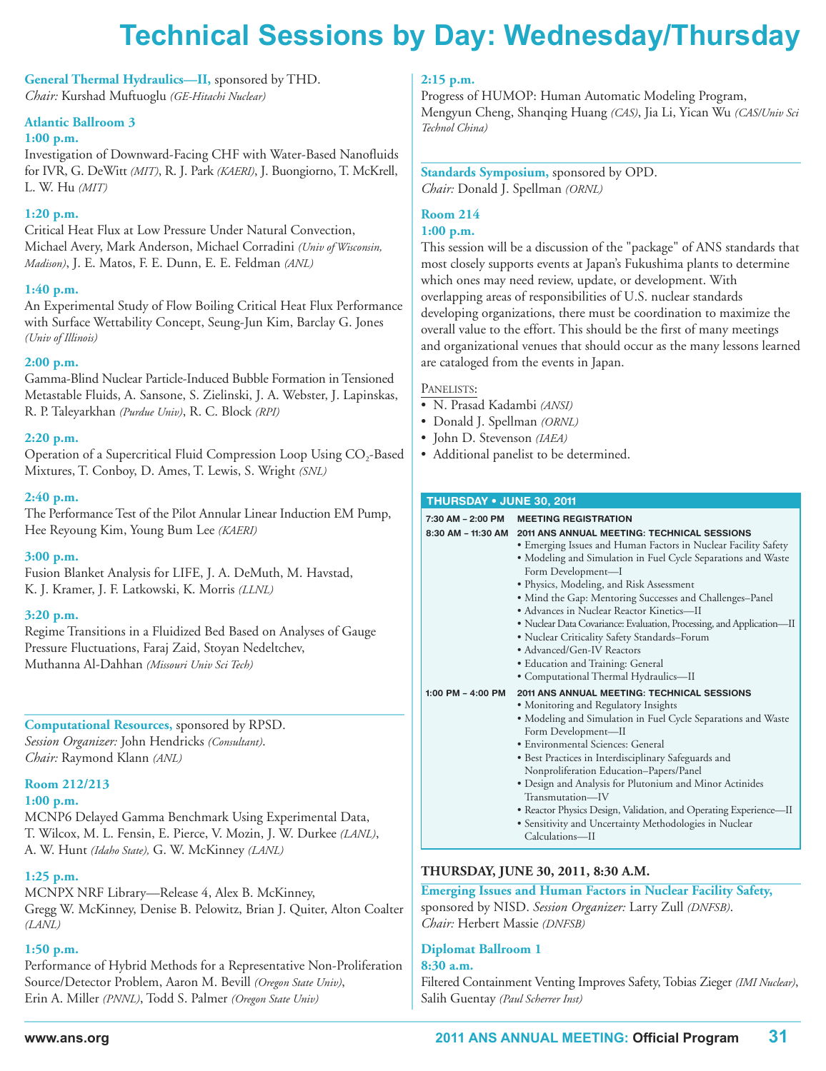# Technical Sessions by Day: Wednesday/Thursday

**General Thermal Hydraulics—II,** sponsored by THD.
*Chair:* Kurshad Muftuoglu *(GE-Hitachi Nuclear)*

**Atlantic Ballroom 3**

**1:00 p.m.**
Investigation of Downward-Facing CHF with Water-Based Nanofluids for IVR, G. DeWitt *(MIT)*, R. J. Park *(KAERI)*, J. Buongiorno, T. McKrell, L. W. Hu *(MIT)*

**1:20 p.m.**
Critical Heat Flux at Low Pressure Under Natural Convection, Michael Avery, Mark Anderson, Michael Corradini *(Univ of Wisconsin, Madison)*, J. E. Matos, F. E. Dunn, E. E. Feldman *(ANL)*

**1:40 p.m.**
An Experimental Study of Flow Boiling Critical Heat Flux Performance with Surface Wettability Concept, Seung-Jun Kim, Barclay G. Jones *(Univ of Illinois)*

**2:00 p.m.**
Gamma-Blind Nuclear Particle-Induced Bubble Formation in Tensioned Metastable Fluids, A. Sansone, S. Zielinski, J. A. Webster, J. Lapinskas, R. P. Taleyarkhan *(Purdue Univ)*, R. C. Block *(RPI)*

**2:20 p.m.**
Operation of a Supercritical Fluid Compression Loop Using $CO_2$-Based Mixtures, T. Conboy, D. Ames, T. Lewis, S. Wright *(SNL)*

**2:40 p.m.**
The Performance Test of the Pilot Annular Linear Induction EM Pump, Hee Reyoung Kim, Young Bum Lee *(KAERI)*

**3:00 p.m.**
Fusion Blanket Analysis for LIFE, J. A. DeMuth, M. Havstad, K. J. Kramer, J. F. Latkowski, K. Morris *(LLNL)*

**3:20 p.m.**
Regime Transitions in a Fluidized Bed Based on Analyses of Gauge Pressure Fluctuations, Faraj Zaid, Stoyan Nedeltchev, Muthanna Al-Dahhan *(Missouri Univ Sci Tech)*

**Computational Resources,** sponsored by RPSD.
*Session Organizer:* John Hendricks *(Consultant)*.
*Chair:* Raymond Klann *(ANL)*

**Room 212/213**

**1:00 p.m.**
MCNP6 Delayed Gamma Benchmark Using Experimental Data, T. Wilcox, M. L. Fensin, E. Pierce, V. Mozin, J. W. Durkee *(LANL)*, A. W. Hunt *(Idaho State)*, G. W. McKinney *(LANL)*

**1:25 p.m.**
MCNPX NRF Library—Release 4, Alex B. McKinney, Gregg W. McKinney, Denise B. Pelowitz, Brian J. Quiter, Alton Coalter *(LANL)*

**1:50 p.m.**
Performance of Hybrid Methods for a Representative Non-Proliferation Source/Detector Problem, Aaron M. Bevill *(Oregon State Univ)*, Erin A. Miller *(PNNL)*, Todd S. Palmer *(Oregon State Univ)*

**2:15 p.m.**
Progress of HUMOP: Human Automatic Modeling Program, Mengyun Cheng, Shanqing Huang *(CAS)*, Jia Li, Yican Wu *(CAS/Univ Sci Technol China)*

**Standards Symposium,** sponsored by OPD.
*Chair:* Donald J. Spellman *(ORNL)*

**Room 214**

**1:00 p.m.**
This session will be a discussion of the "package" of ANS standards that most closely supports events at Japan's Fukushima plants to determine which ones may need review, update, or development. With overlapping areas of responsibilities of U.S. nuclear standards developing organizations, there must be coordination to maximize the overall value to the effort. This should be the first of many meetings and organizational venues that should occur as the many lessons learned are cataloged from the events in Japan.

Panelists:
- N. Prasad Kadambi *(ANSI)*
- Donald J. Spellman *(ORNL)*
- John D. Stevenson *(IAEA)*
- Additional panelist to be determined.

| THURSDAY • JUNE 30, 2011 | |
|---|---|
| 7:30 AM – 2:00 PM | MEETING REGISTRATION |
| 8:30 AM – 11:30 AM | 2011 ANS ANNUAL MEETING: TECHNICAL SESSIONS<br>• Emerging Issues and Human Factors in Nuclear Facility Safety<br>• Modeling and Simulation in Fuel Cycle Separations and Waste Form Development—I<br>• Physics, Modeling, and Risk Assessment<br>• Mind the Gap: Mentoring Successes and Challenges–Panel<br>• Advances in Nuclear Reactor Kinetics—II<br>• Nuclear Data Covariance: Evaluation, Processing, and Application—II<br>• Nuclear Criticality Safety Standards–Forum<br>• Advanced/Gen-IV Reactors<br>• Education and Training: General<br>• Computational Thermal Hydraulics—II |
| 1:00 PM – 4:00 PM | 2011 ANS ANNUAL MEETING: TECHNICAL SESSIONS<br>• Monitoring and Regulatory Insights<br>• Modeling and Simulation in Fuel Cycle Separations and Waste Form Development—II<br>• Environmental Sciences: General<br>• Best Practices in Interdisciplinary Safeguards and Nonproliferation Education–Papers/Panel<br>• Design and Analysis for Plutonium and Minor Actinides Transmutation—IV<br>• Reactor Physics Design, Validation, and Operating Experience—II<br>• Sensitivity and Uncertainty Methodologies in Nuclear Calculations—II |

## THURSDAY, JUNE 30, 2011, 8:30 A.M.

**Emerging Issues and Human Factors in Nuclear Facility Safety,** sponsored by NISD. *Session Organizer:* Larry Zull *(DNFSB)*.
*Chair:* Herbert Massie *(DNFSB)*

**Diplomat Ballroom 1**

**8:30 a.m.**
Filtered Containment Venting Improves Safety, Tobias Zieger *(IMI Nuclear)*, Salih Guentay *(Paul Scherrer Inst)*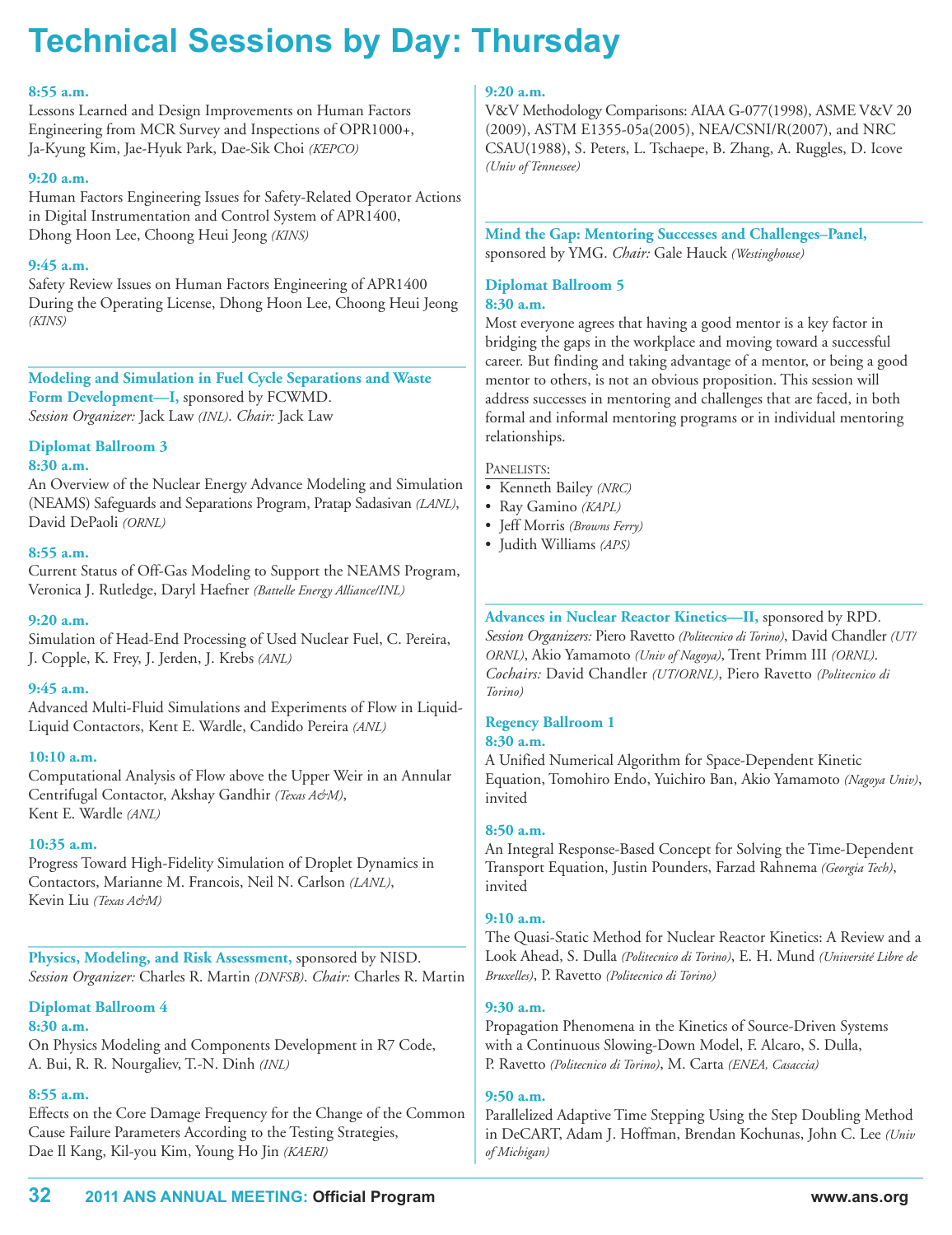# Technical Sessions by Day: Thursday

**8:55 a.m.**
Lessons Learned and Design Improvements on Human Factors Engineering from MCR Survey and Inspections of OPR1000+, Ja-Kyung Kim, Jae-Hyuk Park, Dae-Sik Choi *(KEPCO)*

**9:20 a.m.**
Human Factors Engineering Issues for Safety-Related Operator Actions in Digital Instrumentation and Control System of APR1400, Dhong Hoon Lee, Choong Heui Jeong *(KINS)*

**9:45 a.m.**
Safety Review Issues on Human Factors Engineering of APR1400 During the Operating License, Dhong Hoon Lee, Choong Heui Jeong *(KINS)*

---

**Modeling and Simulation in Fuel Cycle Separations and Waste Form Development—I,** sponsored by FCWMD.
*Session Organizer:* Jack Law *(INL)*. *Chair:* Jack Law

### Diplomat Ballroom 3

**8:30 a.m.**
An Overview of the Nuclear Energy Advance Modeling and Simulation (NEAMS) Safeguards and Separations Program, Pratap Sadasivan *(LANL)*, David DePaoli *(ORNL)*

**8:55 a.m.**
Current Status of Off-Gas Modeling to Support the NEAMS Program, Veronica J. Rutledge, Daryl Haefner *(Battelle Energy Alliance/INL)*

**9:20 a.m.**
Simulation of Head-End Processing of Used Nuclear Fuel, C. Pereira, J. Copple, K. Frey, J. Jerden, J. Krebs *(ANL)*

**9:45 a.m.**
Advanced Multi-Fluid Simulations and Experiments of Flow in Liquid-Liquid Contactors, Kent E. Wardle, Candido Pereira *(ANL)*

**10:10 a.m.**
Computational Analysis of Flow above the Upper Weir in an Annular Centrifugal Contactor, Akshay Gandhir *(Texas A&M)*, Kent E. Wardle *(ANL)*

**10:35 a.m.**
Progress Toward High-Fidelity Simulation of Droplet Dynamics in Contactors, Marianne M. Francois, Neil N. Carlson *(LANL)*, Kevin Liu *(Texas A&M)*

---

**Physics, Modeling, and Risk Assessment,** sponsored by NISD.
*Session Organizer:* Charles R. Martin *(DNFSB)*. *Chair:* Charles R. Martin

### Diplomat Ballroom 4

**8:30 a.m.**
On Physics Modeling and Components Development in R7 Code, A. Bui, R. R. Nourgaliev, T.-N. Dinh *(INL)*

**8:55 a.m.**
Effects on the Core Damage Frequency for the Change of the Common Cause Failure Parameters According to the Testing Strategies, Dae Il Kang, Kil-you Kim, Young Ho Jin *(KAERI)*

**9:20 a.m.**
V&V Methodology Comparisons: AIAA G-077(1998), ASME V&V 20 (2009), ASTM E1355-05a(2005), NEA/CSNI/R(2007), and NRC CSAU(1988), S. Peters, L. Tschaepe, B. Zhang, A. Ruggles, D. Icove *(Univ of Tennessee)*

---

**Mind the Gap: Mentoring Successes and Challenges–Panel,** sponsored by YMG. *Chair:* Gale Hauck *(Westinghouse)*

### Diplomat Ballroom 5

**8:30 a.m.**
Most everyone agrees that having a good mentor is a key factor in bridging the gaps in the workplace and moving toward a successful career. But finding and taking advantage of a mentor, or being a good mentor to others, is not an obvious proposition. This session will address successes in mentoring and challenges that are faced, in both formal and informal mentoring programs or in individual mentoring relationships.

PANELISTS:

- Kenneth Bailey *(NRC)*
- Ray Gamino *(KAPL)*
- Jeff Morris *(Browns Ferry)*
- Judith Williams *(APS)*

---

**Advances in Nuclear Reactor Kinetics—II,** sponsored by RPD.
*Session Organizers:* Piero Ravetto *(Politecnico di Torino)*, David Chandler *(UT/ORNL)*, Akio Yamamoto *(Univ of Nagoya)*, Trent Primm III *(ORNL)*. *Cochairs:* David Chandler *(UT/ORNL)*, Piero Ravetto *(Politecnico di Torino)*

### Regency Ballroom 1

**8:30 a.m.**
A Unified Numerical Algorithm for Space-Dependent Kinetic Equation, Tomohiro Endo, Yuichiro Ban, Akio Yamamoto *(Nagoya Univ)*, invited

**8:50 a.m.**
An Integral Response-Based Concept for Solving the Time-Dependent Transport Equation, Justin Pounders, Farzad Rahnema *(Georgia Tech)*, invited

**9:10 a.m.**
The Quasi-Static Method for Nuclear Reactor Kinetics: A Review and a Look Ahead, S. Dulla *(Politecnico di Torino)*, E. H. Mund *(Université Libre de Bruxelles)*, P. Ravetto *(Politecnico di Torino)*

**9:30 a.m.**
Propagation Phenomena in the Kinetics of Source-Driven Systems with a Continuous Slowing-Down Model, F. Alcaro, S. Dulla, P. Ravetto *(Politecnico di Torino)*, M. Carta *(ENEA, Casaccia)*

**9:50 a.m.**
Parallelized Adaptive Time Stepping Using the Step Doubling Method in DeCART, Adam J. Hoffman, Brendan Kochunas, John C. Lee *(Univ of Michigan)*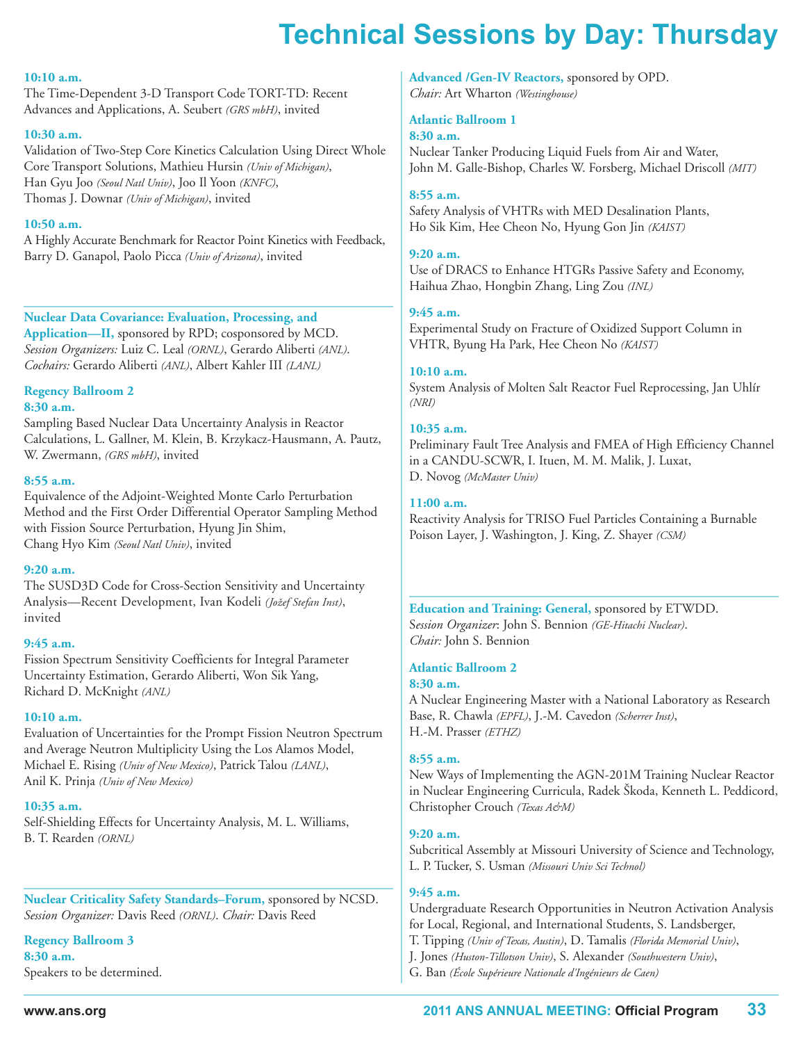# Technical Sessions by Day: Thursday

**10:10 a.m.**
The Time-Dependent 3-D Transport Code TORT-TD: Recent Advances and Applications, A. Seubert *(GRS mbH)*, invited

**10:30 a.m.**
Validation of Two-Step Core Kinetics Calculation Using Direct Whole Core Transport Solutions, Mathieu Hursin *(Univ of Michigan)*, Han Gyu Joo *(Seoul Natl Univ)*, Joo Il Yoon *(KNFC)*, Thomas J. Downar *(Univ of Michigan)*, invited

**10:50 a.m.**
A Highly Accurate Benchmark for Reactor Point Kinetics with Feedback, Barry D. Ganapol, Paolo Picca *(Univ of Arizona)*, invited

---

**Nuclear Data Covariance: Evaluation, Processing, and Application—II,** sponsored by RPD; cosponsored by MCD.
*Session Organizers:* Luiz C. Leal *(ORNL)*, Gerardo Aliberti *(ANL)*.
*Cochairs:* Gerardo Aliberti *(ANL)*, Albert Kahler III *(LANL)*

**Regency Ballroom 2**

**8:30 a.m.**
Sampling Based Nuclear Data Uncertainty Analysis in Reactor Calculations, L. Gallner, M. Klein, B. Krzykacz-Hausmann, A. Pautz, W. Zwermann, *(GRS mbH)*, invited

**8:55 a.m.**
Equivalence of the Adjoint-Weighted Monte Carlo Perturbation Method and the First Order Differential Operator Sampling Method with Fission Source Perturbation, Hyung Jin Shim, Chang Hyo Kim *(Seoul Natl Univ)*, invited

**9:20 a.m.**
The SUSD3D Code for Cross-Section Sensitivity and Uncertainty Analysis—Recent Development, Ivan Kodeli *(Jožef Stefan Inst)*, invited

**9:45 a.m.**
Fission Spectrum Sensitivity Coefficients for Integral Parameter Uncertainty Estimation, Gerardo Aliberti, Won Sik Yang, Richard D. McKnight *(ANL)*

**10:10 a.m.**
Evaluation of Uncertainties for the Prompt Fission Neutron Spectrum and Average Neutron Multiplicity Using the Los Alamos Model, Michael E. Rising *(Univ of New Mexico)*, Patrick Talou *(LANL)*, Anil K. Prinja *(Univ of New Mexico)*

**10:35 a.m.**
Self-Shielding Effects for Uncertainty Analysis, M. L. Williams, B. T. Rearden *(ORNL)*

---

**Nuclear Criticality Safety Standards–Forum,** sponsored by NCSD.
*Session Organizer:* Davis Reed *(ORNL)*. *Chair:* Davis Reed

**Regency Ballroom 3**

**8:30 a.m.**
Speakers to be determined.

---

**Advanced /Gen-IV Reactors,** sponsored by OPD.
*Chair:* Art Wharton *(Westinghouse)*

**Atlantic Ballroom 1**

**8:30 a.m.**
Nuclear Tanker Producing Liquid Fuels from Air and Water, John M. Galle-Bishop, Charles W. Forsberg, Michael Driscoll *(MIT)*

**8:55 a.m.**
Safety Analysis of VHTRs with MED Desalination Plants, Ho Sik Kim, Hee Cheon No, Hyung Gon Jin *(KAIST)*

**9:20 a.m.**
Use of DRACS to Enhance HTGRs Passive Safety and Economy, Haihua Zhao, Hongbin Zhang, Ling Zou *(INL)*

**9:45 a.m.**
Experimental Study on Fracture of Oxidized Support Column in VHTR, Byung Ha Park, Hee Cheon No *(KAIST)*

**10:10 a.m.**
System Analysis of Molten Salt Reactor Fuel Reprocessing, Jan Uhlíř *(NRI)*

**10:35 a.m.**
Preliminary Fault Tree Analysis and FMEA of High Efficiency Channel in a CANDU-SCWR, I. Ituen, M. M. Malik, J. Luxat, D. Novog *(McMaster Univ)*

**11:00 a.m.**
Reactivity Analysis for TRISO Fuel Particles Containing a Burnable Poison Layer, J. Washington, J. King, Z. Shayer *(CSM)*

---

**Education and Training: General,** sponsored by ETWDD.
*Session Organizer*: John S. Bennion *(GE-Hitachi Nuclear)*.
*Chair:* John S. Bennion

**Atlantic Ballroom 2**

**8:30 a.m.**
A Nuclear Engineering Master with a National Laboratory as Research Base, R. Chawla *(EPFL)*, J.-M. Cavedon *(Scherrer Inst)*, H.-M. Prasser *(ETHZ)*

**8:55 a.m.**
New Ways of Implementing the AGN-201M Training Nuclear Reactor in Nuclear Engineering Curricula, Radek Škoda, Kenneth L. Peddicord, Christopher Crouch *(Texas A&M)*

**9:20 a.m.**
Subcritical Assembly at Missouri University of Science and Technology, L. P. Tucker, S. Usman *(Missouri Univ Sci Technol)*

**9:45 a.m.**
Undergraduate Research Opportunities in Neutron Activation Analysis for Local, Regional, and International Students, S. Landsberger, T. Tipping *(Univ of Texas, Austin)*, D. Tamalis *(Florida Memorial Univ)*, J. Jones *(Huston-Tillotson Univ)*, S. Alexander *(Southwestern Univ)*, G. Ban *(École Supérieure Nationale d'Ingénieurs de Caen)*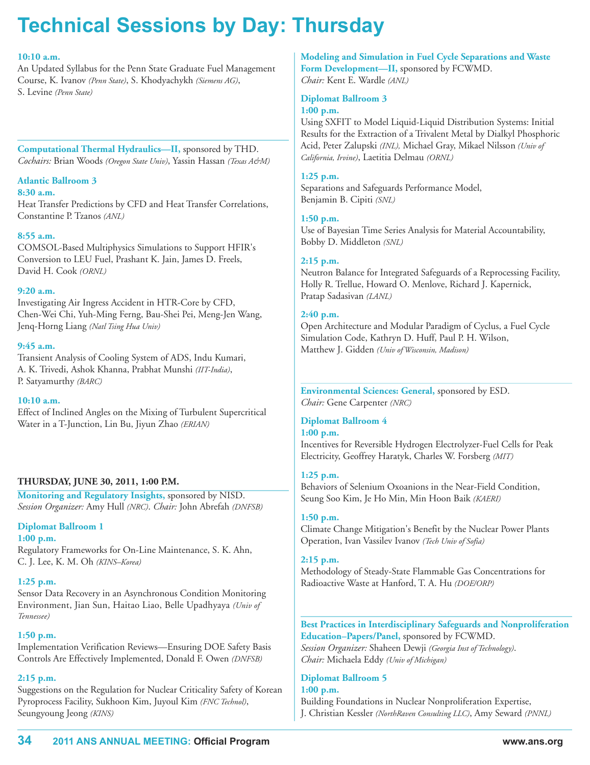# Technical Sessions by Day: Thursday

**10:10 a.m.**
An Updated Syllabus for the Penn State Graduate Fuel Management Course, K. Ivanov *(Penn State)*, S. Khodyachykh *(Siemens AG)*, S. Levine *(Penn State)*

**Computational Thermal Hydraulics—II,** sponsored by THD.
*Cochairs:* Brian Woods *(Oregon State Univ)*, Yassin Hassan *(Texas A&M)*

**Atlantic Ballroom 3**
**8:30 a.m.**
Heat Transfer Predictions by CFD and Heat Transfer Correlations, Constantine P. Tzanos *(ANL)*

**8:55 a.m.**
COMSOL-Based Multiphysics Simulations to Support HFIR's Conversion to LEU Fuel, Prashant K. Jain, James D. Freels, David H. Cook *(ORNL)*

**9:20 a.m.**
Investigating Air Ingress Accident in HTR-Core by CFD, Chen-Wei Chi, Yuh-Ming Ferng, Bau-Shei Pei, Meng-Jen Wang, Jenq-Horng Liang *(Natl Tsing Hua Univ)*

**9:45 a.m.**
Transient Analysis of Cooling System of ADS, Indu Kumari, A. K. Trivedi, Ashok Khanna, Prabhat Munshi *(IIT-India)*, P. Satyamurthy *(BARC)*

**10:10 a.m.**
Effect of Inclined Angles on the Mixing of Turbulent Supercritical Water in a T-Junction, Lin Bu, Jiyun Zhao *(ERIAN)*

## THURSDAY, JUNE 30, 2011, 1:00 P.M.

**Monitoring and Regulatory Insights,** sponsored by NISD.
*Session Organizer:* Amy Hull *(NRC)*. *Chair:* John Abrefah *(DNFSB)*

**Diplomat Ballroom 1**
**1:00 p.m.**
Regulatory Frameworks for On-Line Maintenance, S. K. Ahn, C. J. Lee, K. M. Oh *(KINS–Korea)*

**1:25 p.m.**
Sensor Data Recovery in an Asynchronous Condition Monitoring Environment, Jian Sun, Haitao Liao, Belle Upadhyaya *(Univ of Tennessee)*

**1:50 p.m.**
Implementation Verification Reviews—Ensuring DOE Safety Basis Controls Are Effectively Implemented, Donald F. Owen *(DNFSB)*

**2:15 p.m.**
Suggestions on the Regulation for Nuclear Criticality Safety of Korean Pyroprocess Facility, Sukhoon Kim, Juyoul Kim *(FNC Technol)*, Seungyoung Jeong *(KINS)*

**Modeling and Simulation in Fuel Cycle Separations and Waste Form Development—II,** sponsored by FCWMD.
*Chair:* Kent E. Wardle *(ANL)*

**Diplomat Ballroom 3**
**1:00 p.m.**
Using SXFIT to Model Liquid-Liquid Distribution Systems: Initial Results for the Extraction of a Trivalent Metal by Dialkyl Phosphoric Acid, Peter Zalupski *(INL),* Michael Gray, Mikael Nilsson *(Univ of California, Irvine)*, Laetitia Delmau *(ORNL)*

**1:25 p.m.**
Separations and Safeguards Performance Model, Benjamin B. Cipiti *(SNL)*

**1:50 p.m.**
Use of Bayesian Time Series Analysis for Material Accountability, Bobby D. Middleton *(SNL)*

**2:15 p.m.**
Neutron Balance for Integrated Safeguards of a Reprocessing Facility, Holly R. Trellue, Howard O. Menlove, Richard J. Kapernick, Pratap Sadasivan *(LANL)*

**2:40 p.m.**
Open Architecture and Modular Paradigm of Cyclus, a Fuel Cycle Simulation Code, Kathryn D. Huff, Paul P. H. Wilson, Matthew J. Gidden *(Univ of Wisconsin, Madison)*

**Environmental Sciences: General,** sponsored by ESD.
*Chair:* Gene Carpenter *(NRC)*

**Diplomat Ballroom 4**
**1:00 p.m.**
Incentives for Reversible Hydrogen Electrolyzer-Fuel Cells for Peak Electricity, Geoffrey Haratyk, Charles W. Forsberg *(MIT)*

**1:25 p.m.**
Behaviors of Selenium Oxoanions in the Near-Field Condition, Seung Soo Kim, Je Ho Min, Min Hoon Baik *(KAERI)*

**1:50 p.m.**
Climate Change Mitigation's Benefit by the Nuclear Power Plants Operation, Ivan Vassilev Ivanov *(Tech Univ of Sofia)*

**2:15 p.m.**
Methodology of Steady-State Flammable Gas Concentrations for Radioactive Waste at Hanford, T. A. Hu *(DOE/ORP)*

**Best Practices in Interdisciplinary Safeguards and Nonproliferation Education–Papers/Panel,** sponsored by FCWMD.
*Session Organizer:* Shaheen Dewji *(Georgia Inst of Technology)*. *Chair:* Michaela Eddy *(Univ of Michigan)*

**Diplomat Ballroom 5**
**1:00 p.m.**
Building Foundations in Nuclear Nonproliferation Expertise, J. Christian Kessler *(NorthRaven Consulting LLC)*, Amy Seward *(PNNL)*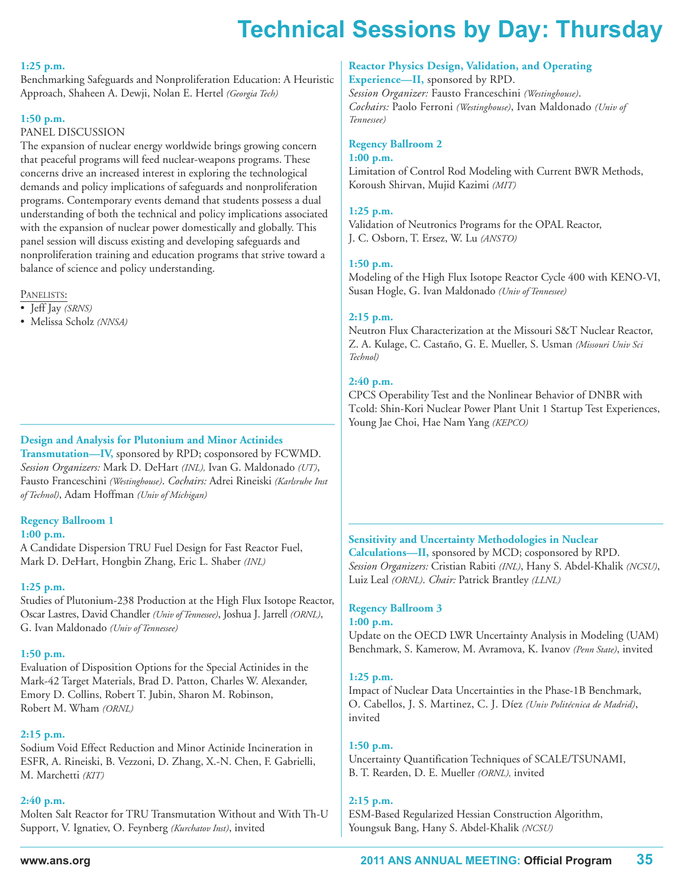# Technical Sessions by Day: Thursday

**1:25 p.m.**
Benchmarking Safeguards and Nonproliferation Education: A Heuristic Approach, Shaheen A. Dewji, Nolan E. Hertel *(Georgia Tech)*

**1:50 p.m.**
PANEL DISCUSSION
The expansion of nuclear energy worldwide brings growing concern that peaceful programs will feed nuclear-weapons programs. These concerns drive an increased interest in exploring the technological demands and policy implications of safeguards and nonproliferation programs. Contemporary events demand that students possess a dual understanding of both the technical and policy implications associated with the expansion of nuclear power domestically and globally. This panel session will discuss existing and developing safeguards and nonproliferation training and education programs that strive toward a balance of science and policy understanding.

PANELISTS:
- Jeff Jay *(SRNS)*
- Melissa Scholz *(NNSA)*

---

**Design and Analysis for Plutonium and Minor Actinides Transmutation—IV,** sponsored by RPD; cosponsored by FCWMD. *Session Organizers:* Mark D. DeHart *(INL)*, Ivan G. Maldonado *(UT)*, Fausto Franceschini *(Westinghouse)*. *Cochairs:* Adrei Rineiski *(Karlsruhe Inst of Technol)*, Adam Hoffman *(Univ of Michigan)*

**Regency Ballroom 1**

**1:00 p.m.**
A Candidate Dispersion TRU Fuel Design for Fast Reactor Fuel, Mark D. DeHart, Hongbin Zhang, Eric L. Shaber *(INL)*

**1:25 p.m.**
Studies of Plutonium-238 Production at the High Flux Isotope Reactor, Oscar Lastres, David Chandler *(Univ of Tennessee)*, Joshua J. Jarrell *(ORNL)*, G. Ivan Maldonado *(Univ of Tennessee)*

**1:50 p.m.**
Evaluation of Disposition Options for the Special Actinides in the Mark-42 Target Materials, Brad D. Patton, Charles W. Alexander, Emory D. Collins, Robert T. Jubin, Sharon M. Robinson, Robert M. Wham *(ORNL)*

**2:15 p.m.**
Sodium Void Effect Reduction and Minor Actinide Incineration in ESFR, A. Rineiski, B. Vezzoni, D. Zhang, X.-N. Chen, F. Gabrielli, M. Marchetti *(KIT)*

**2:40 p.m.**
Molten Salt Reactor for TRU Transmutation Without and With Th-U Support, V. Ignatiev, O. Feynberg *(Kurchatov Inst)*, invited

---

**Reactor Physics Design, Validation, and Operating Experience—II,** sponsored by RPD.
*Session Organizer:* Fausto Franceschini *(Westinghouse)*.
*Cochairs:* Paolo Ferroni *(Westinghouse)*, Ivan Maldonado *(Univ of Tennessee)*

**Regency Ballroom 2**

**1:00 p.m.**
Limitation of Control Rod Modeling with Current BWR Methods, Koroush Shirvan, Mujid Kazimi *(MIT)*

**1:25 p.m.**
Validation of Neutronics Programs for the OPAL Reactor, J. C. Osborn, T. Ersez, W. Lu *(ANSTO)*

**1:50 p.m.**
Modeling of the High Flux Isotope Reactor Cycle 400 with KENO-VI, Susan Hogle, G. Ivan Maldonado *(Univ of Tennessee)*

**2:15 p.m.**
Neutron Flux Characterization at the Missouri S&T Nuclear Reactor, Z. A. Kulage, C. Castaño, G. E. Mueller, S. Usman *(Missouri Univ Sci Technol)*

**2:40 p.m.**
CPCS Operability Test and the Nonlinear Behavior of DNBR with Tcold: Shin-Kori Nuclear Power Plant Unit 1 Startup Test Experiences, Young Jae Choi, Hae Nam Yang *(KEPCO)*

---

**Sensitivity and Uncertainty Methodologies in Nuclear Calculations—II,** sponsored by MCD; cosponsored by RPD.
*Session Organizers:* Cristian Rabiti *(INL)*, Hany S. Abdel-Khalik *(NCSU)*, Luiz Leal *(ORNL)*. *Chair:* Patrick Brantley *(LLNL)*

**Regency Ballroom 3**

**1:00 p.m.**
Update on the OECD LWR Uncertainty Analysis in Modeling (UAM) Benchmark, S. Kamerow, M. Avramova, K. Ivanov *(Penn State)*, invited

**1:25 p.m.**
Impact of Nuclear Data Uncertainties in the Phase-1B Benchmark, O. Cabellos, J. S. Martinez, C. J. Díez *(Univ Politécnica de Madrid)*, invited

**1:50 p.m.**
Uncertainty Quantification Techniques of SCALE/TSUNAMI, B. T. Rearden, D. E. Mueller *(ORNL)*, invited

**2:15 p.m.**
ESM-Based Regularized Hessian Construction Algorithm, Youngsuk Bang, Hany S. Abdel-Khalik *(NCSU)*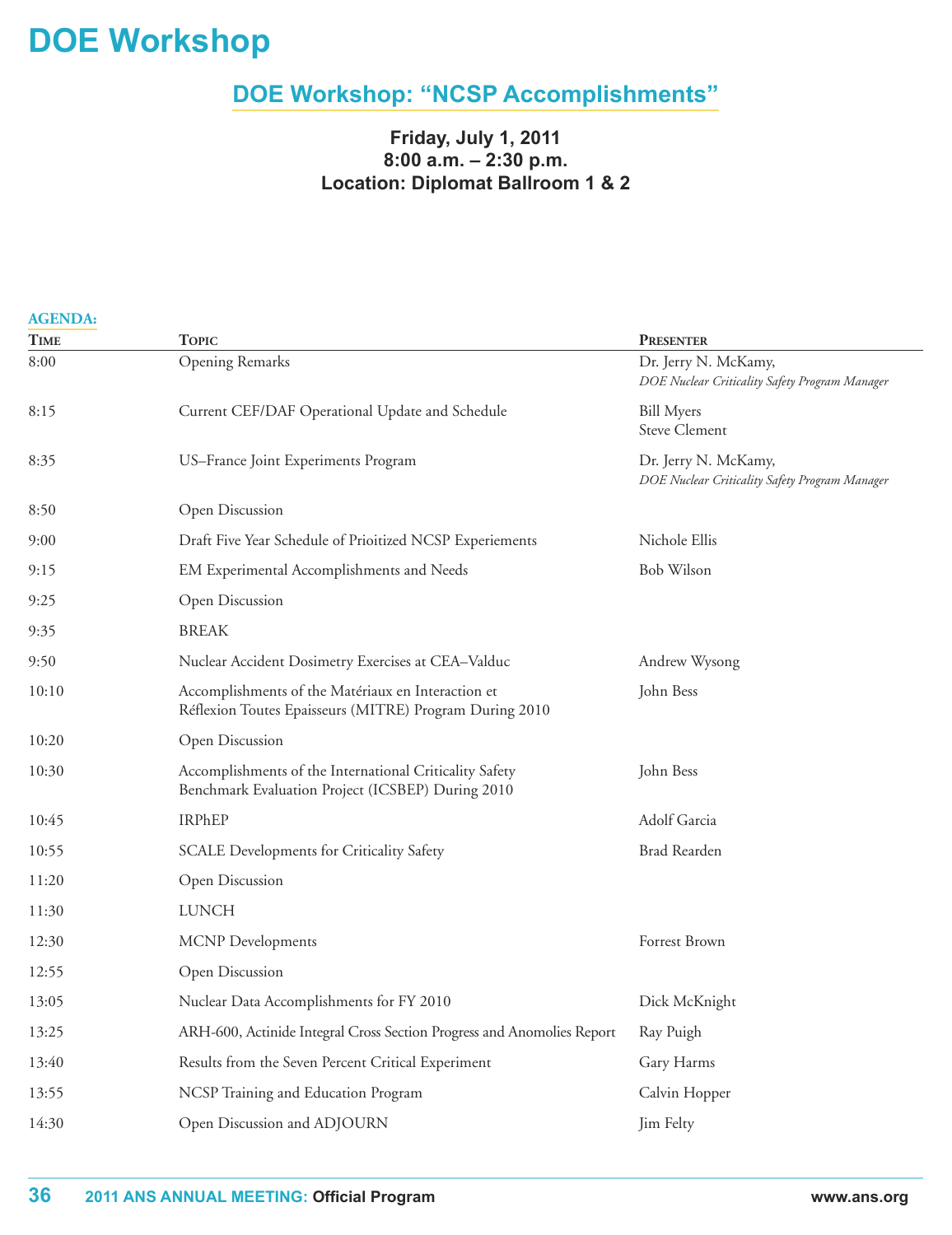# DOE Workshop

## DOE Workshop: "NCSP Accomplishments"

**Friday, July 1, 2011**
**8:00 a.m. – 2:30 p.m.**
**Location: Diplomat Ballroom 1 & 2**

**AGENDA:**

| Time | Topic | Presenter |
|---|---|---|
| 8:00 | Opening Remarks | Dr. Jerry N. McKamy, *DOE Nuclear Criticality Safety Program Manager* |
| 8:15 | Current CEF/DAF Operational Update and Schedule | Bill Myers<br>Steve Clement |
| 8:35 | US–France Joint Experiments Program | Dr. Jerry N. McKamy, *DOE Nuclear Criticality Safety Program Manager* |
| 8:50 | Open Discussion | |
| 9:00 | Draft Five Year Schedule of Prioitized NCSP Experiements | Nichole Ellis |
| 9:15 | EM Experimental Accomplishments and Needs | Bob Wilson |
| 9:25 | Open Discussion | |
| 9:35 | BREAK | |
| 9:50 | Nuclear Accident Dosimetry Exercises at CEA–Valduc | Andrew Wysong |
| 10:10 | Accomplishments of the Matériaux en Interaction et Réflexion Toutes Epaisseurs (MITRE) Program During 2010 | John Bess |
| 10:20 | Open Discussion | |
| 10:30 | Accomplishments of the International Criticality Safety Benchmark Evaluation Project (ICSBEP) During 2010 | John Bess |
| 10:45 | IRPhEP | Adolf Garcia |
| 10:55 | SCALE Developments for Criticality Safety | Brad Rearden |
| 11:20 | Open Discussion | |
| 11:30 | LUNCH | |
| 12:30 | MCNP Developments | Forrest Brown |
| 12:55 | Open Discussion | |
| 13:05 | Nuclear Data Accomplishments for FY 2010 | Dick McKnight |
| 13:25 | ARH-600, Actinide Integral Cross Section Progress and Anomolies Report | Ray Puigh |
| 13:40 | Results from the Seven Percent Critical Experiment | Gary Harms |
| 13:55 | NCSP Training and Education Program | Calvin Hopper |
| 14:30 | Open Discussion and ADJOURN | Jim Felty |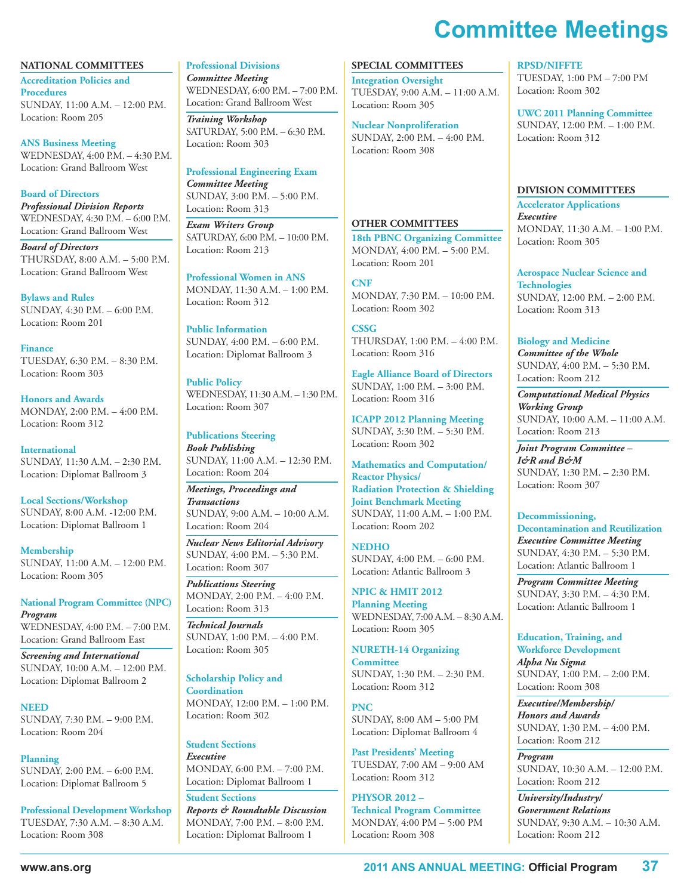# Committee Meetings

## NATIONAL COMMITTEES

**Accreditation Policies and Procedures**
SUNDAY, 11:00 A.M. – 12:00 P.M.
Location: Room 205

**ANS Business Meeting**
WEDNESDAY, 4:00 P.M. – 4:30 P.M.
Location: Grand Ballroom West

**Board of Directors**
***Professional Division Reports***
WEDNESDAY, 4:30 P.M. – 6:00 P.M.
Location: Grand Ballroom West

***Board of Directors***
THURSDAY, 8:00 A.M. – 5:00 P.M.
Location: Grand Ballroom West

**Bylaws and Rules**
SUNDAY, 4:30 P.M. – 6:00 P.M.
Location: Room 201

**Finance**
TUESDAY, 6:30 P.M. – 8:30 P.M.
Location: Room 303

**Honors and Awards**
MONDAY, 2:00 P.M. – 4:00 P.M.
Location: Room 312

**International**
SUNDAY, 11:30 A.M. – 2:30 P.M.
Location: Diplomat Ballroom 3

**Local Sections/Workshop**
SUNDAY, 8:00 A.M. -12:00 P.M.
Location: Diplomat Ballroom 1

**Membership**
SUNDAY, 11:00 A.M. – 12:00 P.M.
Location: Room 305

**National Program Committee (NPC)**
***Program***
WEDNESDAY, 4:00 P.M. – 7:00 P.M.
Location: Grand Ballroom East

***Screening and International***
SUNDAY, 10:00 A.M. – 12:00 P.M.
Location: Diplomat Ballroom 2

**NEED**
SUNDAY, 7:30 P.M. – 9:00 P.M.
Location: Room 204

**Planning**
SUNDAY, 2:00 P.M. – 6:00 P.M.
Location: Diplomat Ballroom 5

**Professional Development Workshop**
TUESDAY, 7:30 A.M. – 8:30 A.M.
Location: Room 308

**Professional Divisions**
***Committee Meeting***
WEDNESDAY, 6:00 P.M. – 7:00 P.M.
Location: Grand Ballroom West

***Training Workshop***
SATURDAY, 5:00 P.M. – 6:30 P.M.
Location: Room 303

**Professional Engineering Exam**
***Committee Meeting***
SUNDAY, 3:00 P.M. – 5:00 P.M.
Location: Room 313

***Exam Writers Group***
SATURDAY, 6:00 P.M. – 10:00 P.M.
Location: Room 213

**Professional Women in ANS**
MONDAY, 11:30 A.M. – 1:00 P.M.
Location: Room 312

**Public Information**
SUNDAY, 4:00 P.M. – 6:00 P.M.
Location: Diplomat Ballroom 3

**Public Policy**
WEDNESDAY, 11:30 A.M. – 1:30 P.M.
Location: Room 307

**Publications Steering**
***Book Publishing***
SUNDAY, 11:00 A.M. – 12:30 P.M.
Location: Room 204

***Meetings, Proceedings and Transactions***
SUNDAY, 9:00 A.M. – 10:00 A.M.
Location: Room 204

***Nuclear News Editorial Advisory***
SUNDAY, 4:00 P.M. – 5:30 P.M.
Location: Room 307

***Publications Steering***
MONDAY, 2:00 P.M. – 4:00 P.M.
Location: Room 313

***Technical Journals***
SUNDAY, 1:00 P.M. – 4:00 P.M.
Location: Room 305

**Scholarship Policy and Coordination**
MONDAY, 12:00 P.M. – 1:00 P.M.
Location: Room 302

**Student Sections**
***Executive***
MONDAY, 6:00 P.M. – 7:00 P.M.
Location: Diplomat Ballroom 1

**Student Sections**
***Reports & Roundtable Discussion***
MONDAY, 7:00 P.M. – 8:00 P.M.
Location: Diplomat Ballroom 1

## SPECIAL COMMITTEES

**Integration Oversight**
TUESDAY, 9:00 A.M. – 11:00 A.M.
Location: Room 305

**Nuclear Nonproliferation**
SUNDAY, 2:00 P.M. – 4:00 P.M.
Location: Room 308

## OTHER COMMITTEES

**18th PBNC Organizing Committee**
MONDAY, 4:00 P.M. – 5:00 P.M.
Location: Room 201

**CNF**
MONDAY, 7:30 P.M. – 10:00 P.M.
Location: Room 302

**CSSG**
THURSDAY, 1:00 P.M. – 4:00 P.M.
Location: Room 316

**Eagle Alliance Board of Directors**
SUNDAY, 1:00 P.M. – 3:00 P.M.
Location: Room 316

**ICAPP 2012 Planning Meeting**
SUNDAY, 3:30 P.M. – 5:30 P.M.
Location: Room 302

**Mathematics and Computation/ Reactor Physics/ Radiation Protection & Shielding Joint Benchmark Meeting**
SUNDAY, 11:00 A.M. – 1:00 P.M.
Location: Room 202

**NEDHO**
SUNDAY, 4:00 P.M. – 6:00 P.M.
Location: Atlantic Ballroom 3

**NPIC & HMIT 2012 Planning Meeting**
WEDNESDAY, 7:00 A.M. – 8:30 A.M.
Location: Room 305

**NURETH-14 Organizing Committee**
SUNDAY, 1:30 P.M. – 2:30 P.M.
Location: Room 312

**PNC**
SUNDAY, 8:00 AM – 5:00 PM
Location: Diplomat Ballroom 4

**Past Presidents' Meeting**
TUESDAY, 7:00 AM – 9:00 AM
Location: Room 312

**PHYSOR 2012 – Technical Program Committee**
MONDAY, 4:00 PM – 5:00 PM
Location: Room 308

**RPSD/NIFFTE**
TUESDAY, 1:00 PM – 7:00 PM
Location: Room 302

**UWC 2011 Planning Committee**
SUNDAY, 12:00 P.M. – 1:00 P.M.
Location: Room 312

## DIVISION COMMITTEES

**Accelerator Applications**
***Executive***
MONDAY, 11:30 A.M. – 1:00 P.M.
Location: Room 305

**Aerospace Nuclear Science and Technologies**
SUNDAY, 12:00 P.M. – 2:00 P.M.
Location: Room 313

**Biology and Medicine**
***Committee of the Whole***
SUNDAY, 4:00 P.M. – 5:30 P.M.
Location: Room 212

***Computational Medical Physics Working Group***
SUNDAY, 10:00 A.M. – 11:00 A.M.
Location: Room 213

***Joint Program Committee – I&R and B&M***
SUNDAY, 1:30 P.M. – 2:30 P.M.
Location: Room 307

**Decommissioning, Decontamination and Reutilization**
***Executive Committee Meeting***
SUNDAY, 4:30 P.M. – 5:30 P.M.
Location: Atlantic Ballroom 1

***Program Committee Meeting***
SUNDAY, 3:30 P.M. – 4:30 P.M.
Location: Atlantic Ballroom 1

**Education, Training, and Workforce Development**
***Alpha Nu Sigma***
SUNDAY, 1:00 P.M. – 2:00 P.M.
Location: Room 308

***Executive/Membership/ Honors and Awards***
SUNDAY, 1:30 P.M. – 4:00 P.M.
Location: Room 212

***Program***
SUNDAY, 10:30 A.M. – 12:00 P.M.
Location: Room 212

***University/Industry/ Government Relations***
SUNDAY, 9:30 A.M. – 10:30 A.M.
Location: Room 212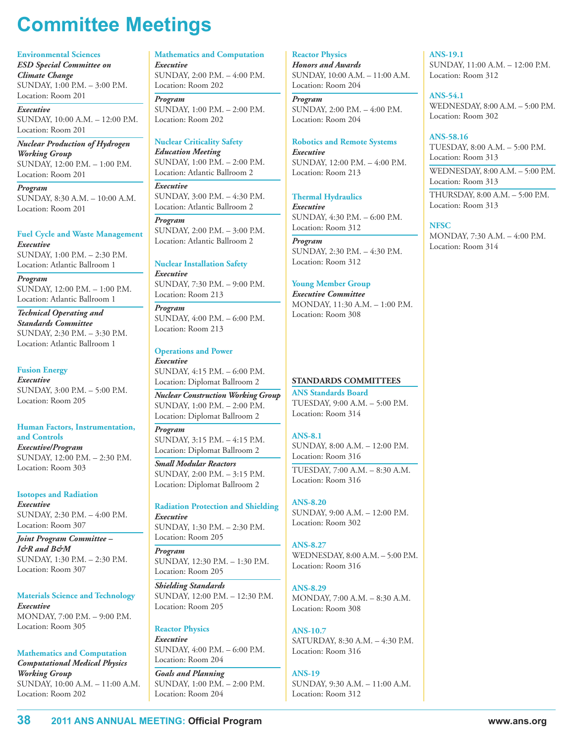# Committee Meetings

### Environmental Sciences

***ESD Special Committee on Climate Change***
SUNDAY, 1:00 P.M. – 3:00 P.M.
Location: Room 201

***Executive***
SUNDAY, 10:00 A.M. – 12:00 P.M.
Location: Room 201

***Nuclear Production of Hydrogen Working Group***
SUNDAY, 12:00 P.M. – 1:00 P.M.
Location: Room 201

***Program***
SUNDAY, 8:30 A.M. – 10:00 A.M.
Location: Room 201

### Fuel Cycle and Waste Management

***Executive***
SUNDAY, 1:00 P.M. – 2:30 P.M.
Location: Atlantic Ballroom 1

***Program***
SUNDAY, 12:00 P.M. – 1:00 P.M.
Location: Atlantic Ballroom 1

***Technical Operating and Standards Committee***
SUNDAY, 2:30 P.M. – 3:30 P.M.
Location: Atlantic Ballroom 1

### Fusion Energy

***Executive***
SUNDAY, 3:00 P.M. – 5:00 P.M.
Location: Room 205

### Human Factors, Instrumentation, and Controls

***Executive/Program***
SUNDAY, 12:00 P.M. – 2:30 P.M.
Location: Room 303

### Isotopes and Radiation

***Executive***
SUNDAY, 2:30 P.M. – 4:00 P.M.
Location: Room 307

***Joint Program Committee – I&R and B&M***
SUNDAY, 1:30 P.M. – 2:30 P.M.
Location: Room 307

### Materials Science and Technology

***Executive***
MONDAY, 7:00 P.M. – 9:00 P.M.
Location: Room 305

### Mathematics and Computation

***Computational Medical Physics Working Group***
SUNDAY, 10:00 A.M. – 11:00 A.M.
Location: Room 202

### Mathematics and Computation

***Executive***
SUNDAY, 2:00 P.M. – 4:00 P.M.
Location: Room 202

***Program***
SUNDAY, 1:00 P.M. – 2:00 P.M.
Location: Room 202

### Nuclear Criticality Safety

***Education Meeting***
SUNDAY, 1:00 P.M. – 2:00 P.M.
Location: Atlantic Ballroom 2

***Executive***
SUNDAY, 3:00 P.M. – 4:30 P.M.
Location: Atlantic Ballroom 2

***Program***
SUNDAY, 2:00 P.M. – 3:00 P.M.
Location: Atlantic Ballroom 2

### Nuclear Installation Safety

***Executive***
SUNDAY, 7:30 P.M. – 9:00 P.M.
Location: Room 213

***Program***
SUNDAY, 4:00 P.M. – 6:00 P.M.
Location: Room 213

### Operations and Power

***Executive***
SUNDAY, 4:15 P.M. – 6:00 P.M.
Location: Diplomat Ballroom 2

***Nuclear Construction Working Group***
SUNDAY, 1:00 P.M. – 2:00 P.M.
Location: Diplomat Ballroom 2

***Program***
SUNDAY, 3:15 P.M. – 4:15 P.M.
Location: Diplomat Ballroom 2

***Small Modular Reactors***
SUNDAY, 2:00 P.M. – 3:15 P.M.
Location: Diplomat Ballroom 2

### Radiation Protection and Shielding

***Executive***
SUNDAY, 1:30 P.M. – 2:30 P.M.
Location: Room 205

***Program***
SUNDAY, 12:30 P.M. – 1:30 P.M.
Location: Room 205

***Shielding Standards***
SUNDAY, 12:00 P.M. – 12:30 P.M.
Location: Room 205

### Reactor Physics

***Executive***
SUNDAY, 4:00 P.M. – 6:00 P.M.
Location: Room 204

***Goals and Planning***
SUNDAY, 1:00 P.M. – 2:00 P.M.
Location: Room 204

### Reactor Physics

***Honors and Awards***
SUNDAY, 10:00 A.M. – 11:00 A.M.
Location: Room 204

***Program***
SUNDAY, 2:00 P.M. – 4:00 P.M.
Location: Room 204

### Robotics and Remote Systems

***Executive***
SUNDAY, 12:00 P.M. – 4:00 P.M.
Location: Room 213

### Thermal Hydraulics

***Executive***
SUNDAY, 4:30 P.M. – 6:00 P.M.
Location: Room 312

***Program***
SUNDAY, 2:30 P.M. – 4:30 P.M.
Location: Room 312

### Young Member Group

***Executive Committee***
MONDAY, 11:30 A.M. – 1:00 P.M.
Location: Room 308

## STANDARDS COMMITTEES

### ANS Standards Board

TUESDAY, 9:00 A.M. – 5:00 P.M.
Location: Room 314

### ANS-8.1

SUNDAY, 8:00 A.M. – 12:00 P.M.
Location: Room 316

TUESDAY, 7:00 A.M. – 8:30 A.M.
Location: Room 316

### ANS-8.20

SUNDAY, 9:00 A.M. – 12:00 P.M.
Location: Room 302

### ANS-8.27

WEDNESDAY, 8:00 A.M. – 5:00 P.M.
Location: Room 316

### ANS-8.29

MONDAY, 7:00 A.M. – 8:30 A.M.
Location: Room 308

### ANS-10.7

SATURDAY, 8:30 A.M. – 4:30 P.M.
Location: Room 316

### ANS-19

SUNDAY, 9:30 A.M. – 11:00 A.M.
Location: Room 312

### ANS-19.1

SUNDAY, 11:00 A.M. – 12:00 P.M.
Location: Room 312

### ANS-54.1

WEDNESDAY, 8:00 A.M. – 5:00 P.M.
Location: Room 302

### ANS-58.16

TUESDAY, 8:00 A.M. – 5:00 P.M.
Location: Room 313

WEDNESDAY, 8:00 A.M. – 5:00 P.M.
Location: Room 313

THURSDAY, 8:00 A.M. – 5:00 P.M.
Location: Room 313

### NFSC

MONDAY, 7:30 A.M. – 4:00 P.M.
Location: Room 314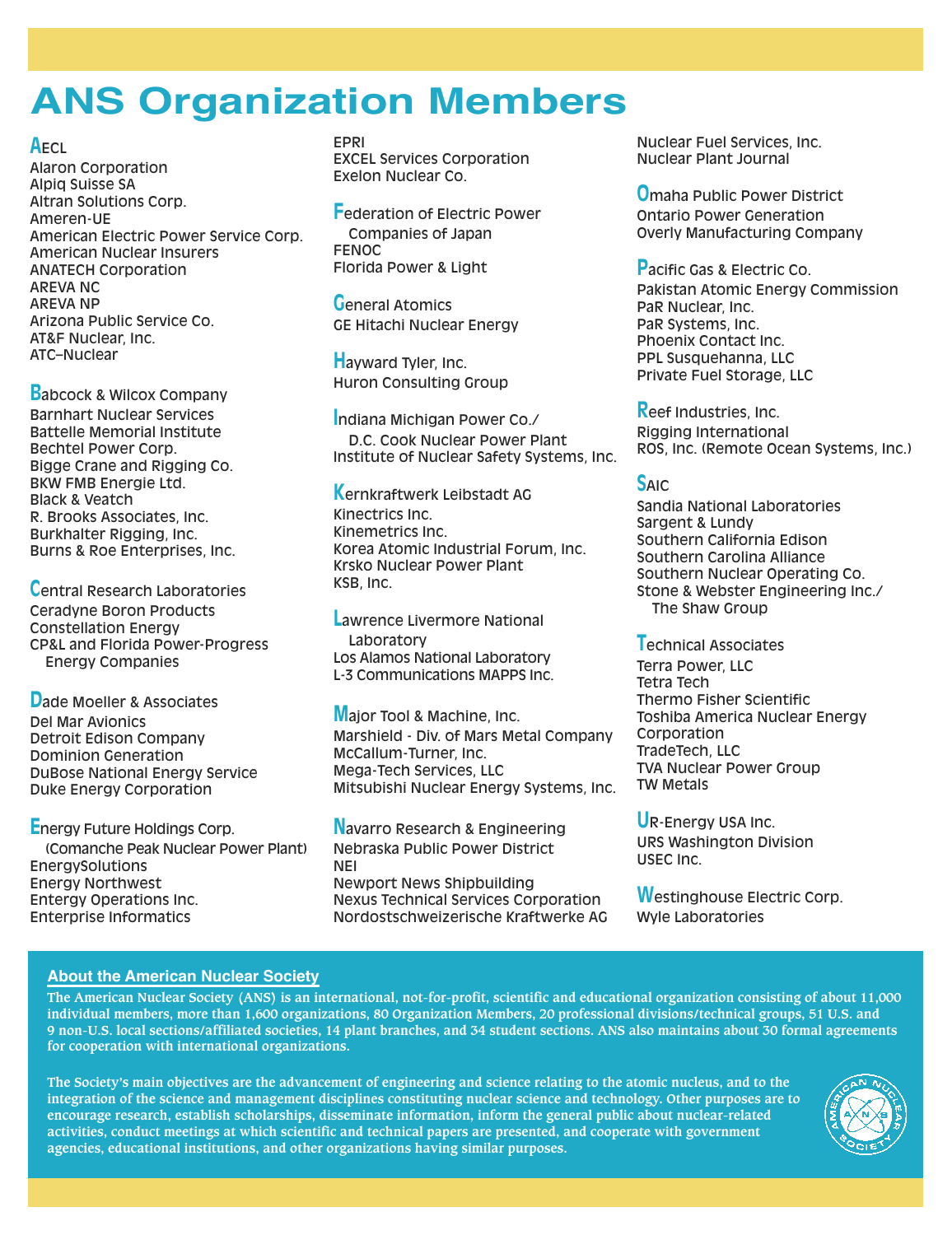# ANS Organization Members

AECL
Alaron Corporation
Alpiq Suisse SA
Altran Solutions Corp.
Ameren-UE
American Electric Power Service Corp.
American Nuclear Insurers
ANATECH Corporation
AREVA NC
AREVA NP
Arizona Public Service Co.
AT&F Nuclear, Inc.
ATC–Nuclear

Babcock & Wilcox Company
Barnhart Nuclear Services
Battelle Memorial Institute
Bechtel Power Corp.
Bigge Crane and Rigging Co.
BKW FMB Energie Ltd.
Black & Veatch
R. Brooks Associates, Inc.
Burkhalter Rigging, Inc.
Burns & Roe Enterprises, Inc.

Central Research Laboratories
Ceradyne Boron Products
Constellation Energy
CP&L and Florida Power-Progress Energy Companies

Dade Moeller & Associates
Del Mar Avionics
Detroit Edison Company
Dominion Generation
DuBose National Energy Service
Duke Energy Corporation

Energy Future Holdings Corp. (Comanche Peak Nuclear Power Plant)
EnergySolutions
Energy Northwest
Entergy Operations Inc.
Enterprise Informatics
EPRI
EXCEL Services Corporation
Exelon Nuclear Co.

Federation of Electric Power Companies of Japan
FENOC
Florida Power & Light

General Atomics
GE Hitachi Nuclear Energy

Hayward Tyler, Inc.
Huron Consulting Group

Indiana Michigan Power Co./ D.C. Cook Nuclear Power Plant
Institute of Nuclear Safety Systems, Inc.

Kernkraftwerk Leibstadt AG
Kinectrics Inc.
Kinemetrics Inc.
Korea Atomic Industrial Forum, Inc.
Krsko Nuclear Power Plant
KSB, Inc.

Lawrence Livermore National Laboratory
Los Alamos National Laboratory
L-3 Communications MAPPS Inc.

Major Tool & Machine, Inc.
Marshield - Div. of Mars Metal Company
McCallum-Turner, Inc.
Mega-Tech Services, LLC
Mitsubishi Nuclear Energy Systems, Inc.

Navarro Research & Engineering
Nebraska Public Power District
NEI
Newport News Shipbuilding
Nexus Technical Services Corporation
Nordostschweizerische Kraftwerke AG
Nuclear Fuel Services, Inc.
Nuclear Plant Journal

Omaha Public Power District
Ontario Power Generation
Overly Manufacturing Company

Pacific Gas & Electric Co.
Pakistan Atomic Energy Commission
PaR Nuclear, Inc.
PaR Systems, Inc.
Phoenix Contact Inc.
PPL Susquehanna, LLC
Private Fuel Storage, LLC

Reef Industries, Inc.
Rigging International
ROS, Inc. (Remote Ocean Systems, Inc.)

SAIC
Sandia National Laboratories
Sargent & Lundy
Southern California Edison
Southern Carolina Alliance
Southern Nuclear Operating Co.
Stone & Webster Engineering Inc./ The Shaw Group

Technical Associates
Terra Power, LLC
Tetra Tech
Thermo Fisher Scientific
Toshiba America Nuclear Energy Corporation
TradeTech, LLC
TVA Nuclear Power Group
TW Metals

UR-Energy USA Inc.
URS Washington Division
USEC Inc.

Westinghouse Electric Corp.
Wyle Laboratories

## About the American Nuclear Society

**The American Nuclear Society (ANS) is an international, not-for-profit, scientific and educational organization consisting of about 11,000 individual members, more than 1,600 organizations, 80 Organization Members, 20 professional divisions/technical groups, 51 U.S. and 9 non-U.S. local sections/affiliated societies, 14 plant branches, and 34 student sections. ANS also maintains about 30 formal agreements for cooperation with international organizations.**

**The Society's main objectives are the advancement of engineering and science relating to the atomic nucleus, and to the integration of the science and management disciplines constituting nuclear science and technology. Other purposes are to encourage research, establish scholarships, disseminate information, inform the general public about nuclear-related activities, conduct meetings at which scientific and technical papers are presented, and cooperate with government agencies, educational institutions, and other organizations having similar purposes.**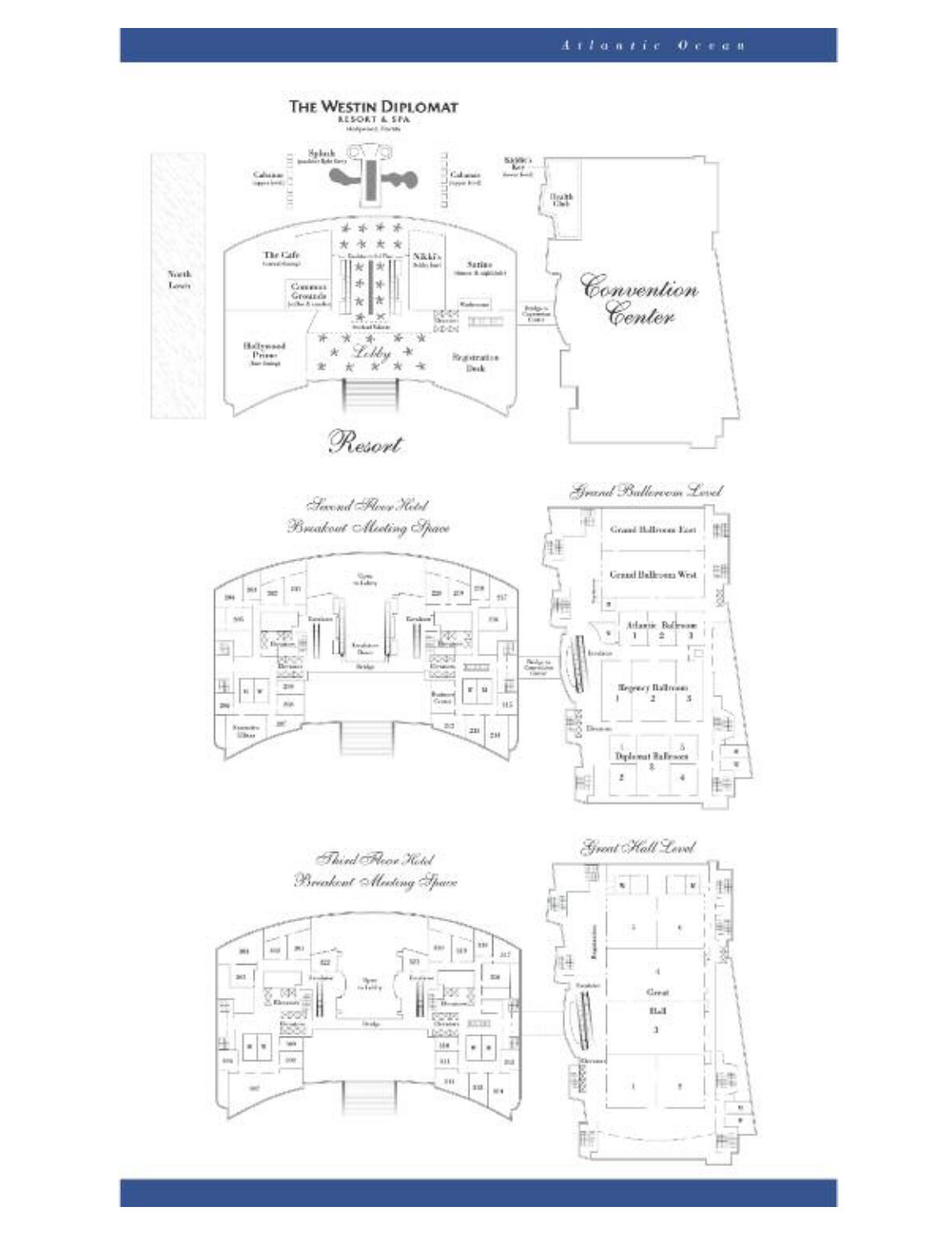Atlantic Ocean

# THE WESTIN DIPLOMAT

RESORT & SPA

Hollywood, Florida

Splash

Cabanas (upper level)

Cabanas (upper level)

Kiddie's Key

Health Club

North Lawn

The Cafe

Nikki's

Satine

Common Grounds

Hollywood Prime

Lobby

Registration Desk

Convention Center

Resort

## Second Floor Hotel Breakout Meeting Space

## Grand Ballroom Level

Grand Ballroom East

Grand Ballroom West

Atlantic Ballroom 1 2 3

Regency Ballroom 1 2 3

Diplomat Ballroom 1 2 3 4 5

## Third Floor Hotel Breakout Meeting Space

## Great Hall Level

Great Hall